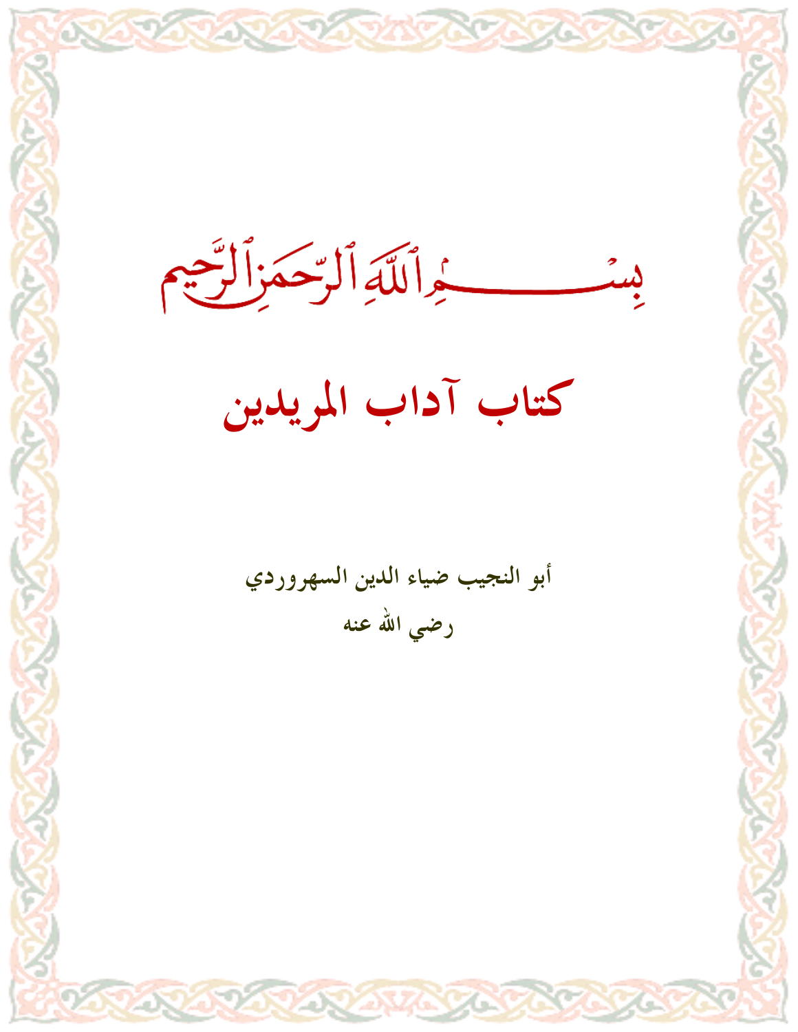بِسْمِ ٱللَّهِ ٱلرَّحْمَٰنِ ٱلرَّحِيمِ

# كتاب آداب المريدين

**أبو النجيب ضياء الدين السهروردي**

**رضي الله عنه**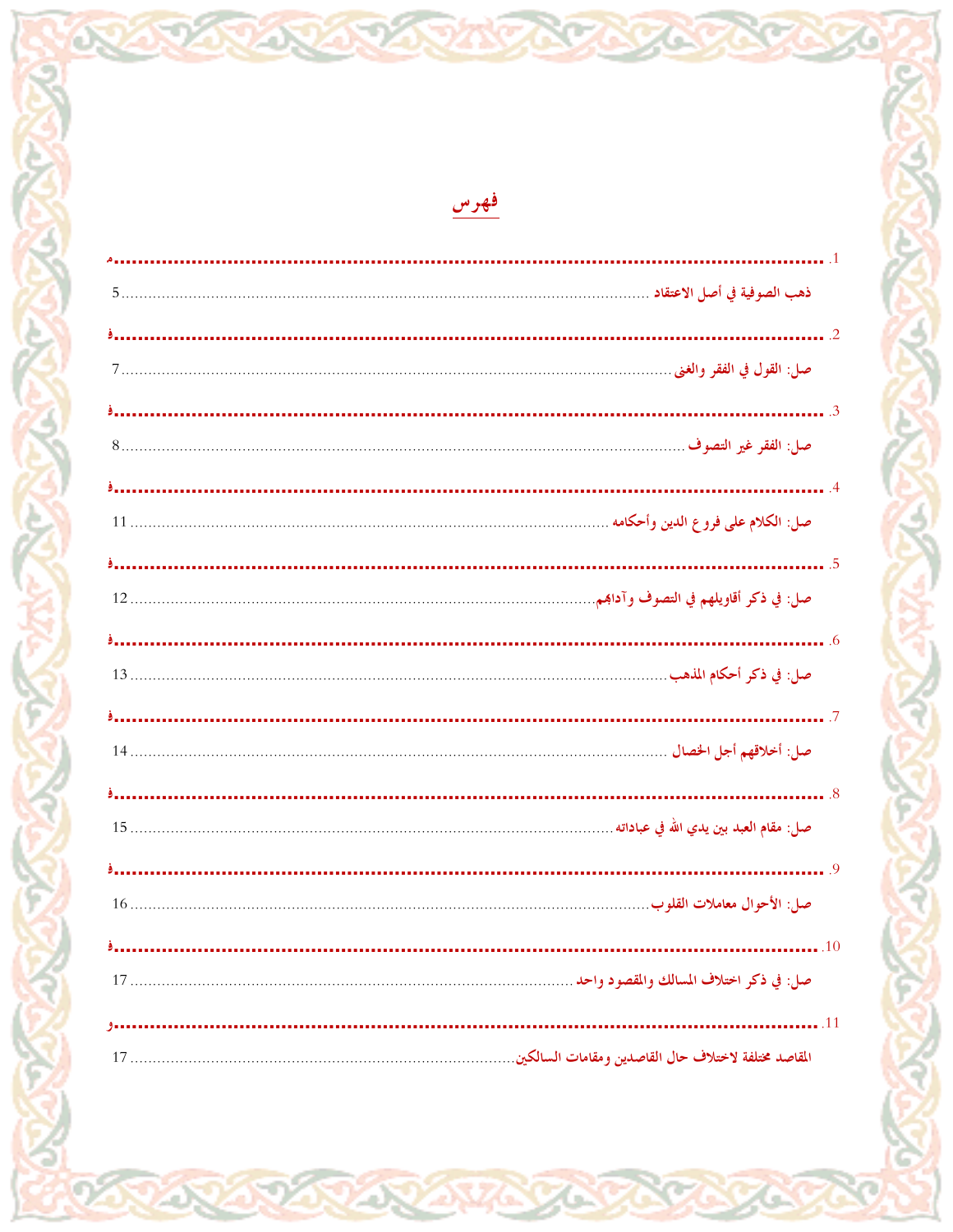# فهرس

1. مذهب الصوفية في أصل الاعتقاد .......... 5
2. فصل: القول في الفقر والغنى .......... 7
3. فصل: الفقر غير التصوف .......... 8
4. فصل: الكلام على فروع الدين وأحكامه .......... 11
5. فصل: في ذكر أقاويلهم في التصوف وآدابهم .......... 12
6. فصل: في ذكر أحكام المذهب .......... 13
7. فصل: أخلاقهم أجل الخصال .......... 14
8. فصل: مقام العبد بين يدي الله في عباداته .......... 15
9. فصل: الأحوال معاملات القلوب .......... 16
10. فصل: في ذكر اختلاف المسالك والمقصود واحد .......... 17
11. والمقاصد مختلفة لاختلاف حال القاصدين ومقامات السالكين .......... 17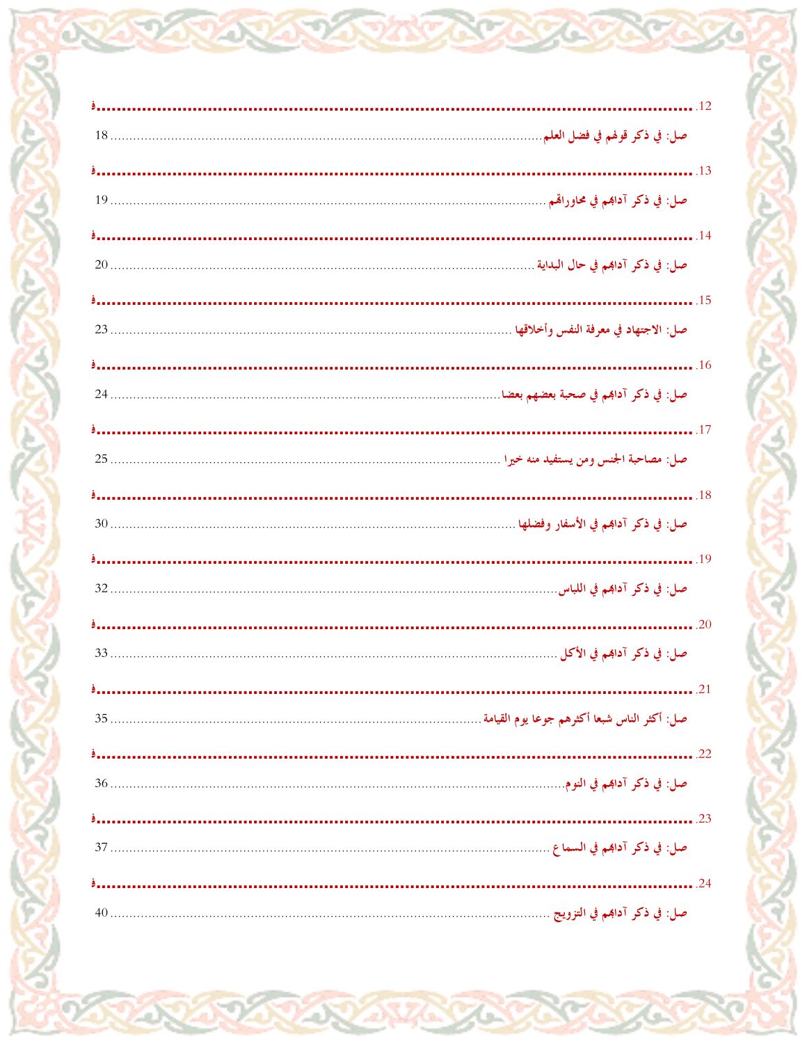12. فصل: في ذكر قولهم في فضل العلم ..... 18

13. فصل: في ذكر آدابهم في محاوراتهم ..... 19

14. فصل: في ذكر آدابهم في حال البداية ..... 20

15. فصل: الاجتهاد في معرفة النفس وأخلاقها ..... 23

16. فصل: في ذكر آدابهم في صحبة بعضهم بعضا ..... 24

17. فصل: مصاحبة الجنس ومن يستفيد منه خيرا ..... 25

18. فصل: في ذكر آدابهم في الأسفار وفضلها ..... 30

19. فصل: في ذكر آدابهم في اللباس ..... 32

20. فصل: في ذكر آدابهم في الأكل ..... 33

21. فصل: أكثر الناس شبعا أكثرهم جوعا يوم القيامة ..... 35

22. فصل: في ذكر آدابهم في النوم ..... 36

23. فصل: في ذكر آدابهم في السماع ..... 37

24. فصل: في ذكر آدابهم في التزويج ..... 40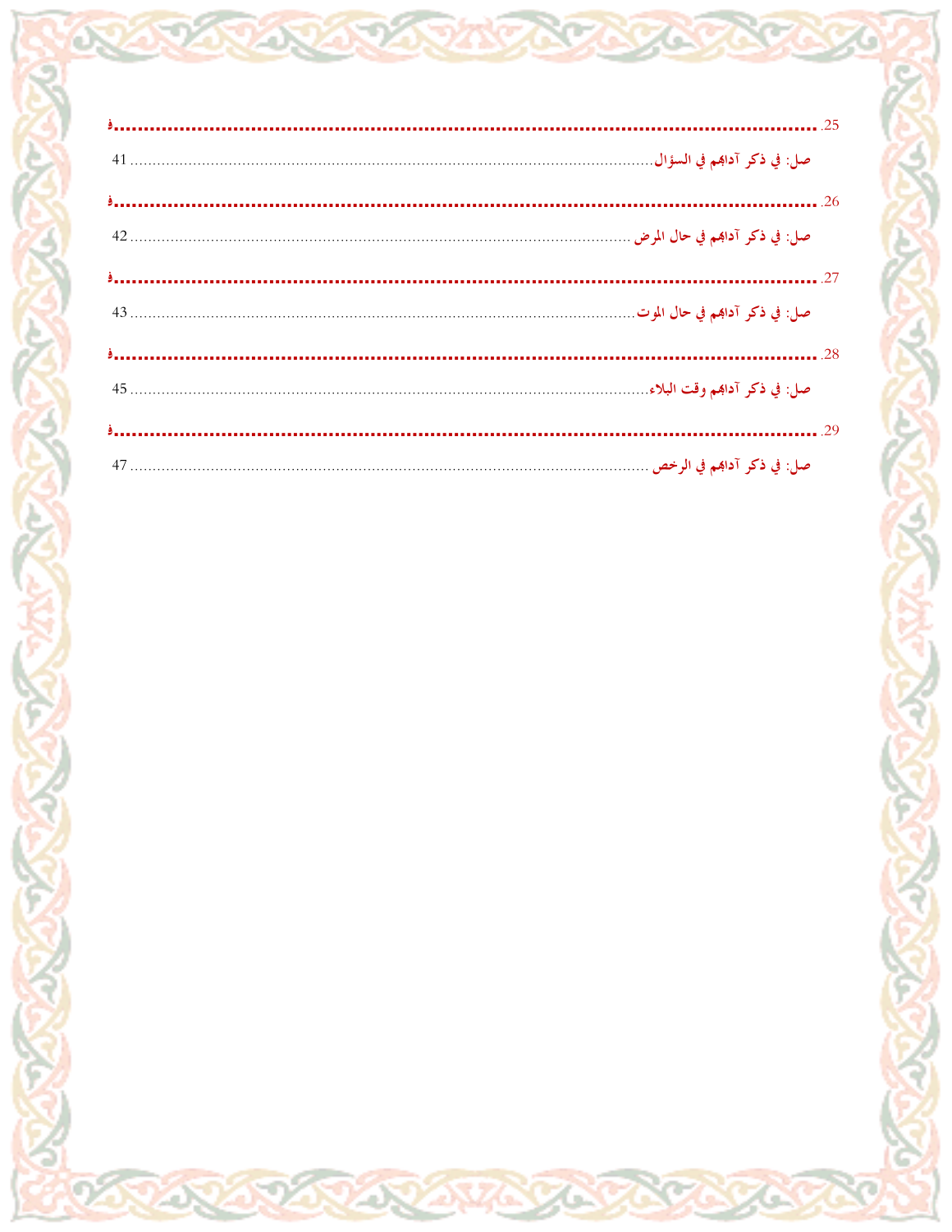25. فصل: في ذكر آدابهم في السؤال ........ 41

26. فصل: في ذكر آدابهم في حال المرض ........ 42

27. فصل: في ذكر آدابهم في حال الموت ........ 43

28. فصل: في ذكر آدابهم وقت البلاء ........ 45

29. فصل: في ذكر آدابهم في الرخص ........ 47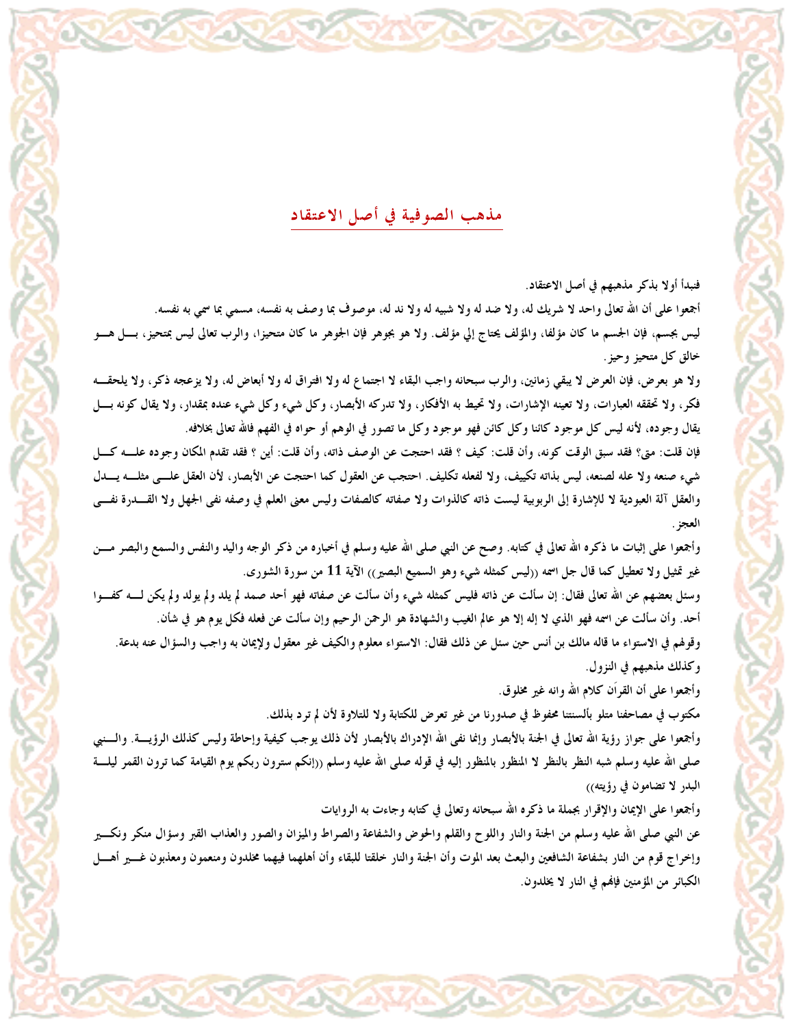## مذهب الصوفية في أصل الاعتقاد

فنبدأ أولا بذكر مذهبهم في أصل الاعتقاد.

أجمعوا على أن الله تعالى واحد لا شريك له، ولا ضد له ولا شبيه له ولا ند له، موصوف بما وصف به نفسه، مسمي بما سمي به نفسه.

ليس بجسم، فإن الجسم ما كان مؤلفا، والمؤلف يحتاج إلي مؤلف. ولا هو بجوهر فإن الجوهر ما كان متحيزا، والرب تعالى ليس بمتحيز، بــل هــو خالق كل متحيز وحيز.

ولا هو بعرض، فإن العرض لا يبقي زمانين، والرب سبحانه واجب البقاء لا اجتماع له ولا افتراق له ولا أبعاض له، ولا يزعجه ذكر، ولا يلحقــه فكر، ولا تحققه العبارات، ولا تعينه الإشارات، ولا تحيط به الأفكار، ولا تدركه الأبصار، وكل شيء وكل شيء عنده بمقدار، ولا يقال كونه بــل يقال وجوده، لأنه ليس كل موجود كائنا وكل كائن فهو موجود وكل ما تصور في الوهم أو حواه في الفهم فالله تعالى بخلافه.

فإن قلت: متى؟ فقد سبق الوقت كونه، وأن قلت: كيف ؟ فقد احتجت عن الوصف ذاته، وأن قلت: أين ؟ فقد تقدم المكان وجوده علــه كــل شيء صنعه ولا علة لصنعه، ليس بذاته تكييف، ولا لفعله تكليف. احتجب عن العقول كما احتجت عن الأبصار، لأن العقل علــى مثلــه يــدل والعقل آلة العبودية لا للإشارة إلى الربوبية ليست ذاته كالذوات ولا صفاته كالصفات وليس معنى العلم في وصفه نفى الجهل ولا القــدرة نفــي العجز.

وأجمعوا على إثبات ما ذكره الله تعالى في كتابه. وصح عن النبي صلى الله عليه وسلم في أخباره من ذكر الوجه واليد والنفس والسمع والبصر مــن غير تمثيل ولا تعطيل كما قال جل اسمه ((ليس كمثله شيء وهو السميع البصير)) الآية 11 من سورة الشورى.

وسئل بعضهم عن الله تعالى فقال: إن سألت عن ذاته فليس كمثله شيء وأن سألت عن صفاته فهو أحد صمد لم يلد ولم يولد ولم يكن لــه كفــوا أحد. وأن سألت عن اسمه فهو الذي لا إله إلا هو عالم الغيب والشهادة هو الرحمن الرحيم وإن سألت عن فعله فكل يوم هو في شأن.

وقولهم في الاستواء ما قاله مالك بن أنس حين سئل عن ذلك فقال: الاستواء معلوم والكيف غير معقول ولإيمان به واجب والسؤال عنه بدعة.

وكذلك مذهبهم في النزول.

وأجمعوا على أن القرآن كلام الله وانه غير مخلوق.

مكتوب في مصاحفنا متلو بألسنتنا محفوظ في صدورنا من غير تعرض للكتابة ولا للتلاوة لأن لم ترد بذلك.

وأجمعوا على جواز رؤية الله تعالى في الجنة بالأبصار وإنما نفى الله الإدراك بالأبصار لأن ذلك يوجب كيفية وإحاطة وليس كذلك الرؤيــة. والــنبي صلى الله عليه وسلم شبه النظر بالنظر لا المنظور بالمنظور إليه في قوله صلى الله عليه وسلم ((إنكم سترون ربكم يوم القيامة كما ترون القمر ليلــة البدر لا تضامون في رؤيته))

وأجمعوا على الإيمان والإقرار بجملة ما ذكره الله سبحانه وتعالى في كتابه وجاءت به الروايات

عن النبي صلى الله عليه وسلم من الجنة والنار واللوح والقلم والحوض والشفاعة والصراط والميزان والصور والعذاب القبر وسؤال منكر ونكــير وإخراج قوم من النار بشفاعة الشافعين والبعث بعد الموت وأن الجنة والنار خلقتا للبقاء وأن أهلهما فيهما مخلدون ومنعمون ومعذبون غــير أهــل الكبائر من المؤمنين فإنهم في النار لا يخلدون.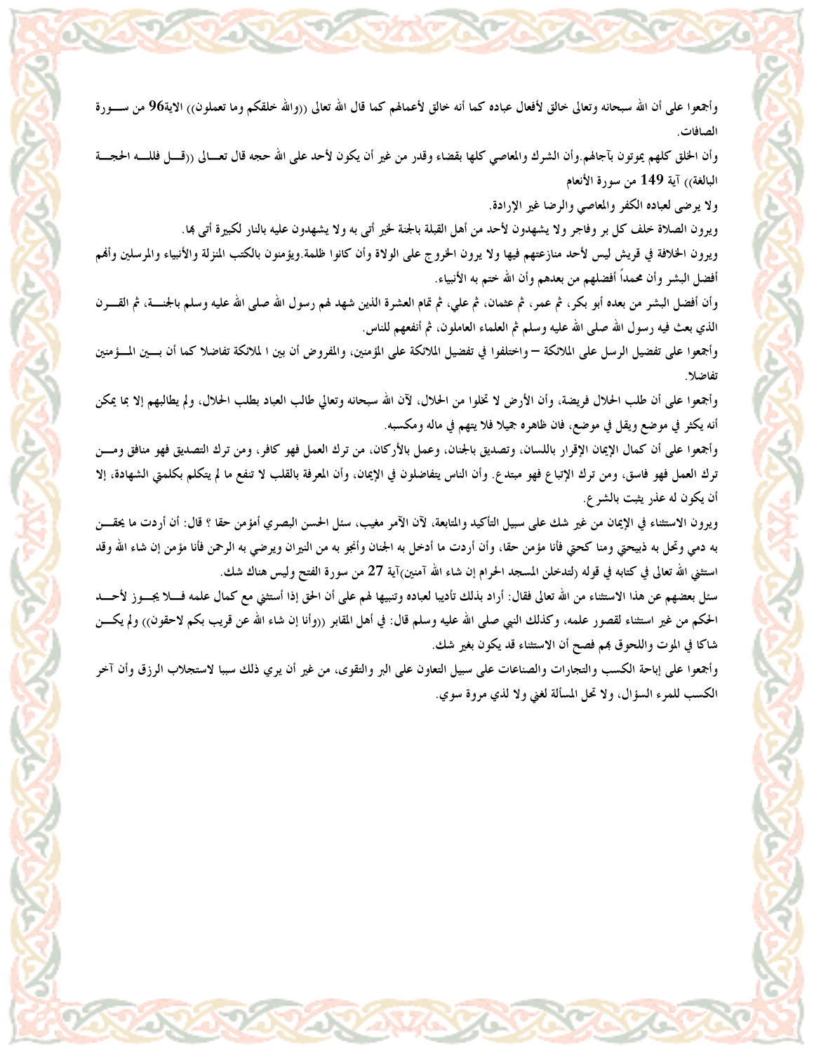وأجمعوا على أن الله سبحانه وتعالى خالق لأفعال عباده كما أنه خالق لأعمالهم كما قال الله تعالى ((والله خلقكم وما تعملون)) الاية96 من سورة الصافات.

وأن الخلق كلهم يموتون بآجالهم.وأن الشرك والمعاصي كلها بقضاء وقدر من غير أن يكون لأحد على الله حجه قال تعالى ((قل فلله الحجة البالغة)) آية 149 من سورة الأنعام

ولا يرضى لعباده الكفر والمعاصي والرضا غير الإرادة.

ويرون الصلاة خلف كل بر وفاجر ولا يشهدون لأحد من أهل القبلة بالجنة لخير أتى به ولا يشهدون عليه بالنار لكبيرة أتى بها.

ويرون الخلافة في قريش ليس لأحد منازعتهم فيها ولا يرون الخروج على الولاة وأن كانوا ظلمة.ويؤمنون بالكتب المنزلة والأنبياء والمرسلين وأنهم أفضل البشر وأن محمداً أفضلهم من بعدهم وأن الله ختم به الأنبياء.

وأن أفضل البشر من بعده أبو بكر، ثم عمر، ثم عثمان، ثم علي، ثم تمام العشرة الذين شهد لهم رسول الله صلى الله عليه وسلم بالجنة، ثم القرن الذي بعث فيه رسول الله صلى الله عليه وسلم ثم العلماء العاملون، ثم أنفعهم للناس.

وأجمعوا على تفضيل الرسل على الملائكة – واختلفوا في تفضيل الملائكة على المؤمنين، والمفروض أن بين ا لملائكة تفاضلا كما أن بين المؤمنين تفاضلا.

وأجمعوا على أن طلب الحلال فريضة، وأن الأرض لا تخلوا من الحلال، لآن الله سبحانه وتعالي طالب العباد بطلب الحلال، ولم يطالبهم إلا بما يمكن أنه يكثر في موضع ويقل في موضع، فان ظاهره جميلا فلا يتهم في ماله ومكسبه.

وأجمعوا على أن كمال الإيمان الإقرار باللسان، وتصديق بالجنان، وعمل بالأركان، من ترك العمل فهو كافر، ومن ترك التصديق فهو منافق ومن ترك العمل فهو فاسق، ومن ترك الإتباع فهو مبتدع. وأن الناس يتفاضلون في الإيمان، وأن المعرفة بالقلب لا تنفع ما لم يتكلم بكلمتي الشهادة، إلا أن يكون له عذر يثبت بالشرع.

ويرون الاستثناء في الإيمان من غير شك على سبيل التأكيد والمتابعة، لآن الآمر مغيب، سئل الحسن البصري أمؤمن حقا ؟ قال: أن أردت ما يحقن به دمي وتحل به ذبيحتي ومنا كحتي فأنا مؤمن حقا، وأن أردت ما أدخل به الجنان وأنجو به من النيران ويرضي به الرحمن فأنا مؤمن إن شاء الله وقد استثني الله تعالى في كتابه في قوله (لتدخلن المسجد الحرام إن شاء الله آمنين)آية 27 من سورة الفتح وليس هناك شك.

سئل بعضهم عن هذا الاستثناء من الله تعالى فقال: أراد بذلك تأديبا لعباده وتنبيها لهم على أن الحق إذا أستثني مع كمال علمه فلا يجوز لأحد الحكم من غير استثناء لقصور علمه، وكذلك النبي صلى الله عليه وسلم قال: في أهل المقابر ((وأنا إن شاء الله عن قريب بكم لاحقون)) ولم يكن شاكا في الموت واللحوق بهم فصح أن الاستثناء قد يكون بغير شك.

وأجمعوا على إباحة الكسب والتجارات والصناعات على سبيل التعاون على البر والتقوى، من غير أن يري ذلك سببا لاستجلاب الرزق وأن آخر الكسب للمرء السؤال، ولا تحل المسألة لغني ولا لذي مروة سوي.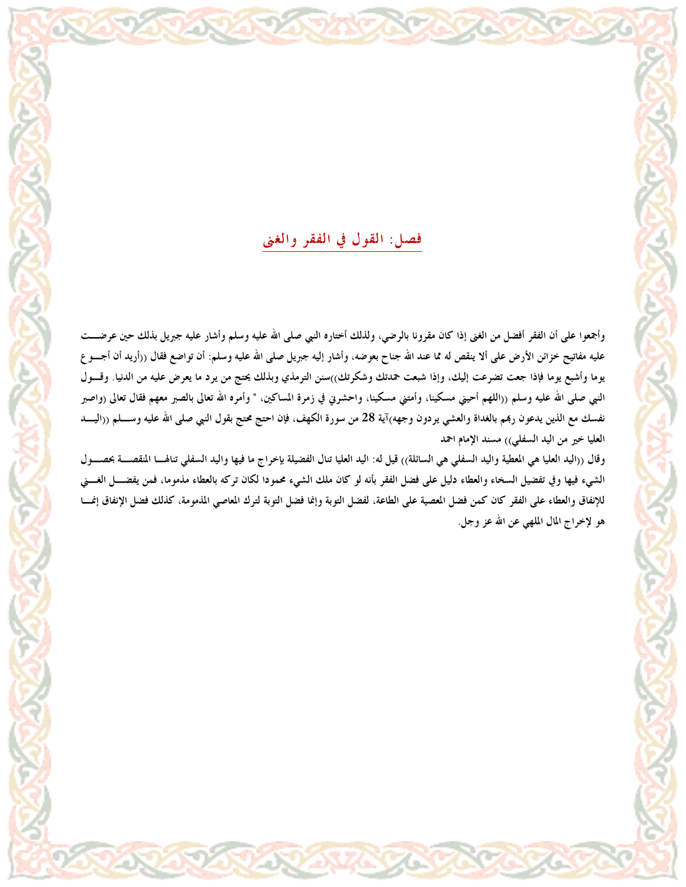## فصل: القول في الفقر والغنى

وأجمعوا على أن الفقر أفضل من الغنى إذا كان مقرونا بالرضي، ولذلك أختاره النبي صلى الله عليه وسلم وأشار عليه جبريل بذلك حين عرضت عليه مفاتيح خزائن الأرض على ألا ينقص له مما عند الله جناح بعوضه، وأشار إليه جبريل صلى الله عليه وسلم: أن تواضع فقال ((أريد أن أجوع يوما وأشبع يوما فإذا جعت تضرعت إليك، وإذا شبعت حمدتك وشكرتك))سنن الترمذي وبذلك يحتج من يرد ما يعرض عليه من الدنيا. وقول النبي صلى الله عليه وسلم ((اللهم أحيني مسكينا، وأمتني مسكينا، واحشرني في زمرة المساكين، " وأمره الله تعالى بالصبر معهم فقال تعالى (واصبر نفسك مع الذين يدعون ربهم بالغداة والعشي يردون وجهه)آية 28 من سورة الكهف، فإن احتج محتج بقول النبي صلى الله عليه وسلم ((اليد العليا خير من اليد السفلي)) مسند الإمام احمد

وقال ((اليد العليا هي المعطية واليد السفلي هي السائلة)) قيل له: اليد العليا تنال الفضيلة بإخراج ما فيها واليد السفلي تنالها المنقصة بحصول الشيء فيها وفي تفضيل السخاء والعطاء دليل على فضل الفقر بأنه لو كان ملك الشيء محمودا لكان تركه بالعطاء مذموما، فمن يفضل الغني للإنفاق والعطاء على الفقر كان كمن فضل المعصية على الطاعة، لفضل التوبة وإنما فضل التوبة لترك المعاصي المذمومة، كذلك فضل الإنفاق إنما هو لإخراج المال الملهي عن الله عز وجل.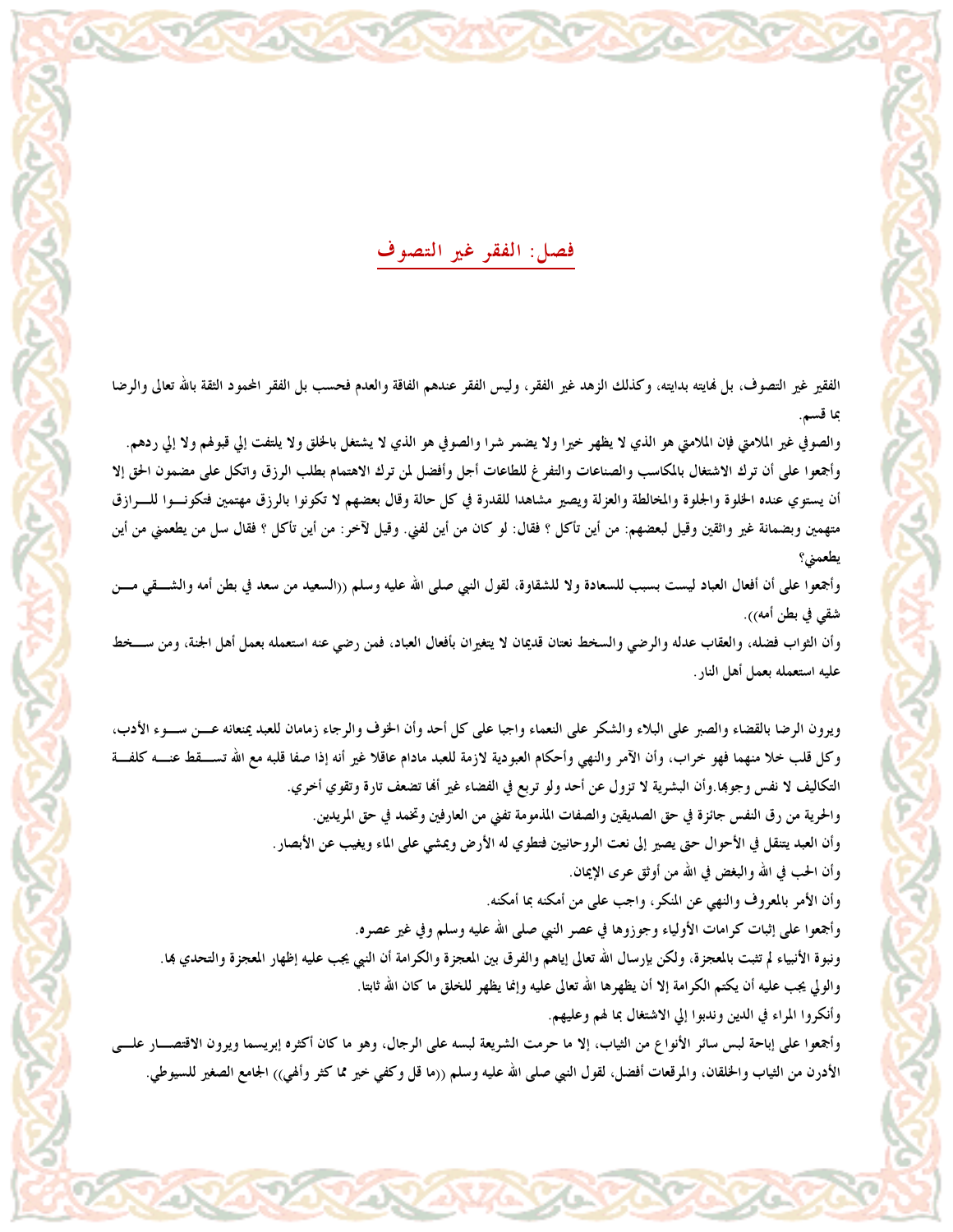## فصل: الفقر غير التصوف

الفقير غير التصوف، بل نهايته بدايته، وكذلك الزهد غير الفقر، وليس الفقر عندهم الفاقة والعدم فحسب بل الفقر المحمود الثقة بالله تعالى والرضا بما قسم.

والصوفي غير الملامتي فإن الملامتي هو الذي لا يظهر خيرا ولا يضمر شرا والصوفي هو الذي لا يشتغل بالخلق ولا يلتفت إلي قبولهم ولا إلي ردهم.

وأجمعوا على أن ترك الاشتغال بالمكاسب والصناعات والتفرغ للطاعات أجل وأفضل لمن ترك الاهتمام بطلب الرزق واتكل على مضمون الحق إلا أن يستوي عنده الخلوة والجلوة والمخالطة والعزلة ويصير مشاهدا للقدرة في كل حالة وقال بعضهم لا تكونوا بالرزق مهتمين فتكونوا للرازق متهمين وبضمانة غير واثقين وقيل لبعضهم: من أين تأكل ؟ فقال: لو كان من أين لفني. وقيل لآخر: من أين تأكل ؟ فقال سل من يطعمني من أين يطعمني؟

وأجمعوا على أن أفعال العباد ليست بسبب للسعادة ولا للشقاوة، لقول النبي صلى الله عليه وسلم ((السعيد من سعد في بطن أمه والشقي من شقي في بطن أمه)).

وأن الثواب فضله، والعقاب عدله والرضي والسخط نعتان قديمان لا يتغيران بأفعال العباد، فمن رضي عنه استعمله بعمل أهل الجنة، ومن سخط عليه استعمله بعمل أهل النار.

ويرون الرضا بالقضاء والصبر على البلاء والشكر على النعماء واجبا على كل أحد وأن الخوف والرجاء زمامان للعبد يمنعانه عن سوء الأدب، وكل قلب خلا منهما فهو خراب، وأن الآمر والنهي وأحكام العبودية لازمة للعبد مادام عاقلا غير أنه إذا صفا قلبه مع الله تعالى تسقط عنه كلفة التكاليف لا نفس وجوبها.وأن البشرية لا تزول عن أحد ولو تربع في الفضاء غير أنها تضعف تارة وتقوي أخري.

والحرية من رق النفس جائزة في حق الصديقين والصفات المذمومة تفني من العارفين وتخمد في حق المريدين.

وأن العبد يتنقل في الأحوال حتى يصير إلى نعت الروحانيين فتطوي له الأرض ويمشي على الماء ويغيب عن الأبصار.

وأن الحب في الله والبغض في الله من أوثق عرى الإيمان.

وأن الأمر بالمعروف والنهي عن المنكر، واجب على من أمكنه بما أمكنه.

وأجمعوا على إثبات كرامات الأولياء وجوزوها في عصر النبي صلى الله عليه وسلم وفي غير عصره.

ونبوة الأنبياء لم تثبت بالمعجزة، ولكن بإرسال الله تعالى إياهم والفرق بين المعجزة والكرامة أن النبي يجب عليه إظهار المعجزة والتحدي بها.

والولي يجب عليه أن يكتم الكرامة إلا أن يظهرها الله تعالى عليه وإنما يظهر للخلق ما كان الله ثابتا.

وأنكروا المراء في الدين وندبوا إلي الاشتغال بما لهم وعليهم.

وأجمعوا على إباحة لبس سائر الأنواع من الثياب، إلا ما حرمت الشريعة لبسه على الرجال، وهو ما كان أكثره إبريسما ويرون الاقتصار على الأدرن من الثياب والخلقان، والمرقعات أفضل، لقول النبي صلى الله عليه وسلم ((ما قل وكفي خير مما كثر وألهي)) الجامع الصغير للسيوطي.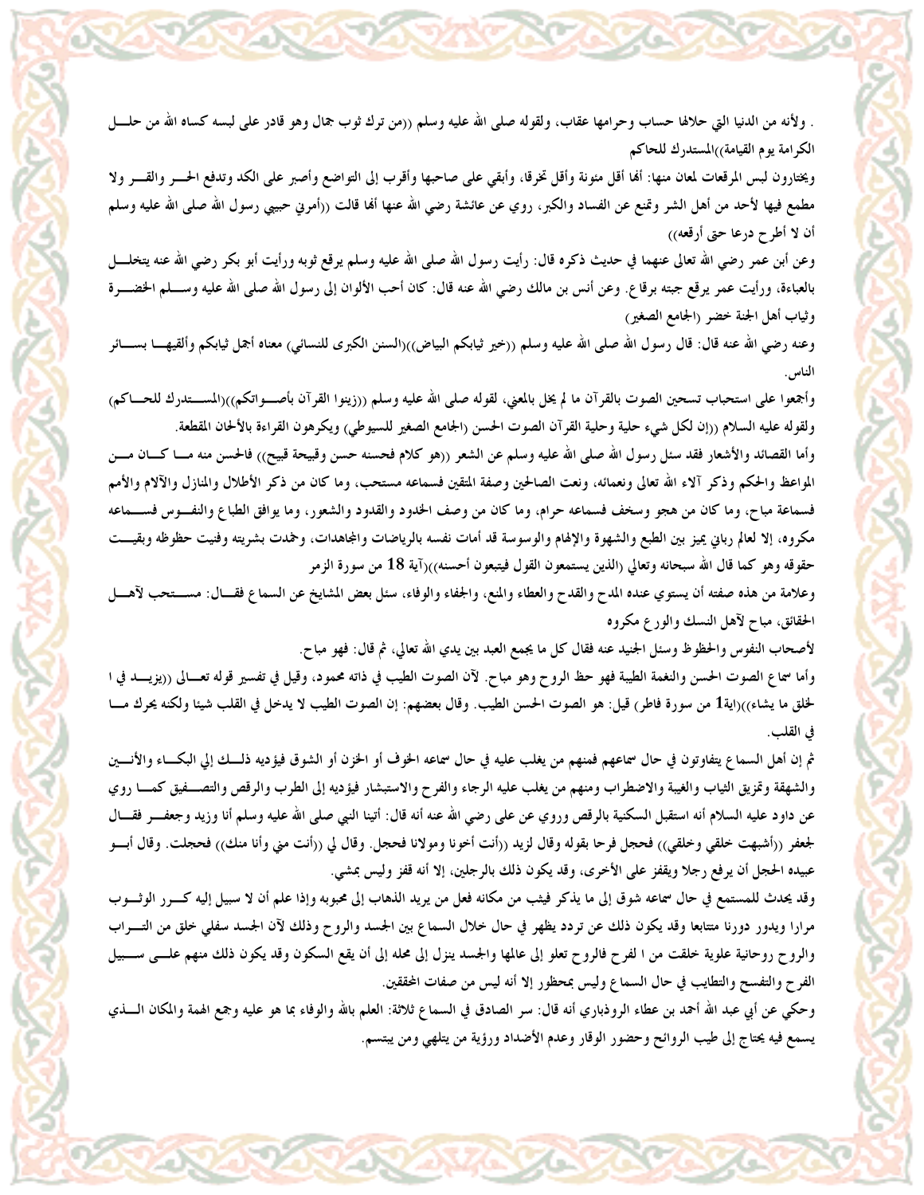. ولأنه من الدنيا التي حلالها حساب وحرامها عقاب، ولقوله صلى الله عليه وسلم ((من ترك ثوب جمال وهو قادر على لبسه كساه الله من حلل الكرامة يوم القيامة))المستدرك للحاكم

ويختارون لبس المرقعات لمعان منها: ألها أقل مئونة وأقل تخرقا، وأبقي على صاحبها وأقرب إلى التواضع وأصبر على الكد وتدفع الحر والقر ولا مطمع فيها لأحد من أهل الشر وتمنع عن الفساد والكبر، روي عن عائشة رضي الله عنها ألها قالت ((أمرني حبيبي رسول الله صلى الله عليه وسلم أن لا أطرح درعا حتى أرقعه))

وعن أبن عمر رضي الله تعالى عنهما في حديث ذكره قال: رأيت رسول الله صلى الله عليه وسلم يرقع ثوبه ورأيت أبو بكر رضي الله عنه يتخلل بالعباءة، ورأيت عمر يرقع جبته برقاع. وعن أنس بن مالك رضي الله عنه قال: كان أحب الألوان إلى رسول الله صلى الله عليه وسلم الخضرة وثياب أهل الجنة خضر (الجامع الصغير)

وعنه رضي الله عنه قال: قال رسول الله صلى الله عليه وسلم ((خير ثيابكم البياض))(السنن الكبرى للنسائي) معناه أجمل ثيابكم وألقيها بسائر الناس.

وأجمعوا على استحباب تسحين الصوت بالقرآن ما لم يخل بالمعني، لقوله صلى الله عليه وسلم ((زينوا القرآن بأصواتكم))(المستدرك للحاكم) ولقوله عليه السلام ((إن لكل شيء حلية وحلية القرآن الصوت الحسن (الجامع الصغير للسيوطي) ويكرهون القراءة بالألحان المقطعة.

وأما القصائد والأشعار فقد سئل رسول الله صلى الله عليه وسلم عن الشعر ((هو كلام فحسنه حسن وقبيحة قبيح)) فالحسن منه ما كان من المواعظ والحكم وذكر آلاء الله تعالى ونعمائه، ونعت الصالحين وصفة المتقين فسماعه مستحب، وما كان من ذكر الأطلال والمنازل والآلام والأمم فسماعة مباح، وما كان من هجو وسخف فسماعه حرام، وما كان من وصف الخدود والقدود والشعور، وما يوافق الطباع والنفوس فسماعه مكروه، إلا لعالم رباني يميز بين الطبع والشهوة والإلهام والوسوسة قد أمات نفسه بالرياضات والمجاهدات، وخمدت بشريته وفنيت حظوظه وبقيت حقوقه وهو كما قال الله سبحانه وتعالي (الذين يستمعون القول فيتبعون أحسنه))آية 18 من سورة الزمر

وعلامة من هذه صفته أن يستوي عنده المدح والقدح والعطاء والمنع، والجفاء والوفاء، سئل بعض المشايخ عن السماع فقال: مستحب لآهل الحقائق، مباح لآهل النسك والورع مكروه

لأصحاب النفوس والحظوظ وسئل الجنيد عنه فقال كل ما يجمع العبد بين يدي الله تعالي، ثم قال: فهو مباح.

وأما سماع الصوت الحسن والنغمة الطيبة فهو حظ الروح وهو مباح. لآن الصوت الطيب في ذاته محمود، وقيل في تفسير قوله تعالى ((يزيد في ا لخلق ما يشاء))(اية1 من سورة فاطر) قيل: هو الصوت الحسن الطيب. وقال بعضهم: إن الصوت الطيب لا يدخل في القلب شيئا ولكنه يحرك ما في القلب.

ثم إن أهل السماع يتفاوتون في حال سماعهم فمنهم من يغلب عليه في حال سماعه الخوف أو الحزن أو الشوق فيؤديه ذلك إلي البكاء والأنين والشهقة وتمزيق الثياب والغيبة والاضطراب ومنهم من يغلب عليه الرجاء والفرح والاستبشار فيؤديه إلى الطرب والرقص والتصفيق كما روي عن داود عليه السلام أنه استقبل السكنية بالرقص وروي عن على رضي الله عنه أنه قال: أتينا النبي صلى الله عليه وسلم أنا وزيد وجعفر فقال لجعفر ((أشبهت خلقي وخلقي)) فحجل فرحا بقوله وقال لزيد ((أنت أخونا ومولانا فحجل. وقال لي ((أنت مني وأنا منك)) فحجلت. وقال أبو عبيده الحجل أن يرفع رجلا ويقفز على الأخرى، وقد يكون ذلك بالرجلين، إلا أنه قفز وليس بمشي.

وقد يحدث للمستمع في حال سماعه شوق إلى ما يذكر فيثب من مكانه فعل من يريد الذهاب إلى محبوبه وإذا علم أن لا سبيل إليه كرر الوثوب مرارا ويدور دورنا متتابعا وقد يكون ذلك عن تردد يظهر في حال خلال السماع بين الجسد والروح وذلك لآن الجسد سفلي خلق من التراب والروح روحانية علوية خلقت من ا لفرح فالروح تعلو إلى عالمها والجسد ينزل إلى محله إلى أن يقع السكون وقد يكون ذلك منهم على سبيل الفرح والتفسح والتطايب في حال السماع وليس بمحظور إلا أنه ليس من صفات المحققين.

وحكي عن أبي عبد الله أحمد بن عطاء الروذباري أنه قال: سر الصادق في السماع ثلاثة: العلم بالله والوفاء بما هو عليه وجمع الهمة والمكان الذي يسمع فيه يحتاج إلى طيب الروائح وحضور الوقار وعدم الأضداد ورؤية من يتلهي ومن يبتسم.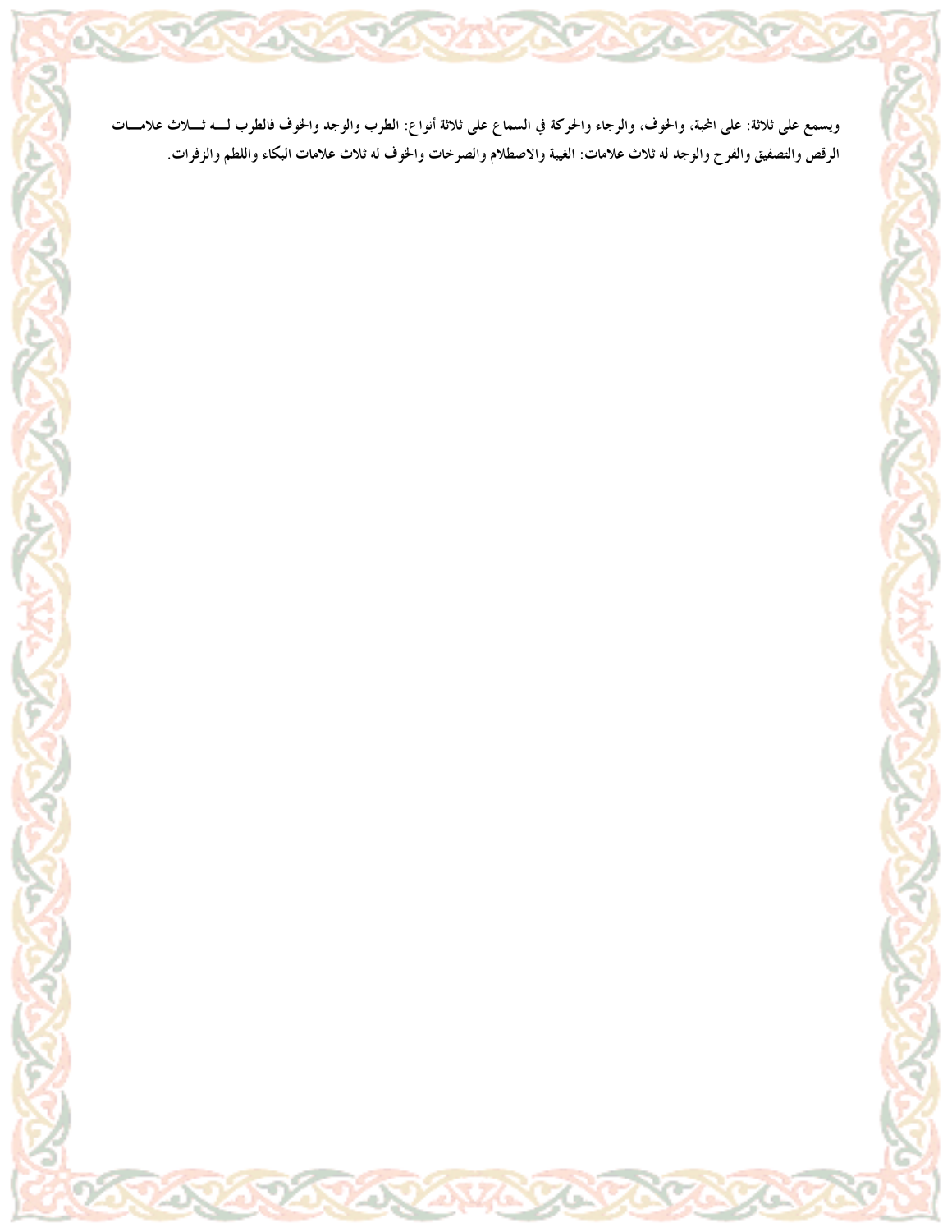ويسمع على ثلاثة: على المحبة، والخوف، والرجاء والحركة في السماع على ثلاثة أنواع: الطرب والوجد والخوف فالطرب لـه ثـلاث علامـات الرقص والتصفيق والفرح والوجد له ثلاث علامات: الغيبة والاصطلام والصرخات والخوف له ثلاث علامات البكاء واللطم والزفرات.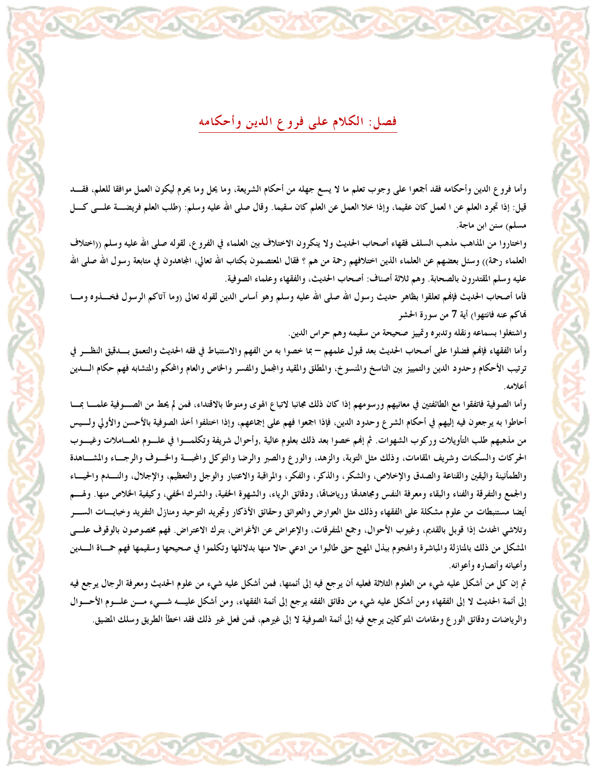## فصل: الكلام على فروع الدين وأحكامه

وأما فروع الدين وأحكامه فقد أجمعوا على وجوب تعلم ما لا يسع جهله من أحكام الشريعة، وما يحل وما يحرم ليكون العمل موافقا للعلم، فقد قيل: إذا تجرد العلم عن ا لعمل كان عقيما، وإذا خلا العمل عن العلم كان سقيما. وقال صلى الله عليه وسلم: (طلب العلم فريضة على كل مسلم) سنن ابن ماجة.

واختاروا من المذاهب مذهب السلف فقهاء أصحاب الحديث ولا ينكرون الاختلاف بين العلماء في الفروع، لقوله صلى الله عليه وسلم ((اختلاف العلماء رحمة)) وسئل بعضهم عن العلماء الذين اختلافهم رحمة من هم ؟ فقال المعتصمون بكتاب الله تعالي، المجاهدون في متابعة رسول الله صلى الله عليه وسلم المقتدرون بالصحابة. وهم ثلاثة أصناف: أصحاب الحديث، والفقهاء وعلماء الصوفية.

فأما أصحاب الحديث فإنهم تعلقوا بظاهر حديث رسول الله صلى الله عليه وسلم وهو أساس الدين لقوله تعالى (وما آتاكم الرسول فخذوه وما نهاكم عنه فانتهوا) أية 7 من سورة الحشر

واشتغلوا بسماعه ونقله وتدبره وتمييز صحيحة من سقيمه وهم حراس الدين.

وأما الفقهاء فإنهم فضلوا على أصحاب الحديث بعد قبول علمهم – بما خصوا به من الفهم والاستنباط في فقه الحديث والتعمق بدقيق النظر في ترتيب الأحكام وحدود الدين والتمييز بين الناسخ والمنسوخ، والمطلق والمقيد والمجمل والمفسر والخاص والعام والمحكم والمتشابه فهم حكام الدين أعلامه.

وأما الصوفية فاتفقوا مع الطائفتين في معانيهم ورسومهم إذا كان ذلك مجانبا لاتباع الهوى ومنوطا بالاقتداء، فمن لم يحط من الصوفية علما بما أحاطوا به يرجعون فيه إليهم في أحكام الشرع وحدود الدين، فإذا اجمعوا فهم على إجماعهم، وإذا اختلفوا أخذ الصوفية بالأحسن والأولي وليس من مذهبهم طلب التأويلات وركوب الشهوات. ثم إنهم خصوا بعد ذلك بعلوم عالية ,وأحوال شريفة وتكلموا في علوم المعاملات وغيوب الحركات والسكنات وشريف المقامات، وذلك مثل التوبة، والزهد، والورع والصبر والرضا والتوكل والمحبة والخوف والرجاء والمشاهدة والطمأنينة واليقين والقناعة والصدق والإخلاص، والشكر، والذكر، والفكر، والمراقبة والاعتبار والوجل والتعظيم، والإجلال، والندم والحياء والجمع والتفرقة والفناء والبقاء ومعرفة النفس ومجاهدتها ورياضاتها، ودقائق الرياء، والشهوة الخفية، والشرك الخفي، وكيفية الخلاص منها. ولهم أيضا مستنبطات من علوم مشكلة على الفقهاء وذلك مثل العوارض والعوائق وحقائق الأذكار وتجريد التوحيد ومنازل التفريد وخبايات السر وتلاشي المحدث إذا قوبل بالقديم، وغيوب الأحوال، وجمع المتفرقات، والإعراض عن الأغراض، بترك الاعتراض. فهم مخصوصون بالوقوف على المشكل من ذلك بالمنازلة والمباشرة والهجوم ببذل المهج حتى طالبوا من ادعي حالا منها بدلائلها وتكلموا في صحيحها وسقيمها فهم حماة الدين وأعيانه وأنصاره وأعوانه.

ثم إن كل من أشكل عليه شيء من العلوم الثلاثة فعليه أن يرجع فيه إلى أئمتها، فمن أشكل عليه شيء من علوم الحديث ومعرفة الرجال يرجع فيه إلى أئمة الحديث لا إلى الفقهاء ومن أشكل عليه شيء من دقائق الفقه يرجع إلى أئمة الفقهاء، ومن أشكل عليه شيء من علوم الأحوال والرياضات ودقائق الورع ومقامات المتوكلين يرجع فيه إلى أئمة الصوفية لا إلى غيرهم، فمن فعل غير ذلك فقد اخطأ الطريق وسلك المضيق.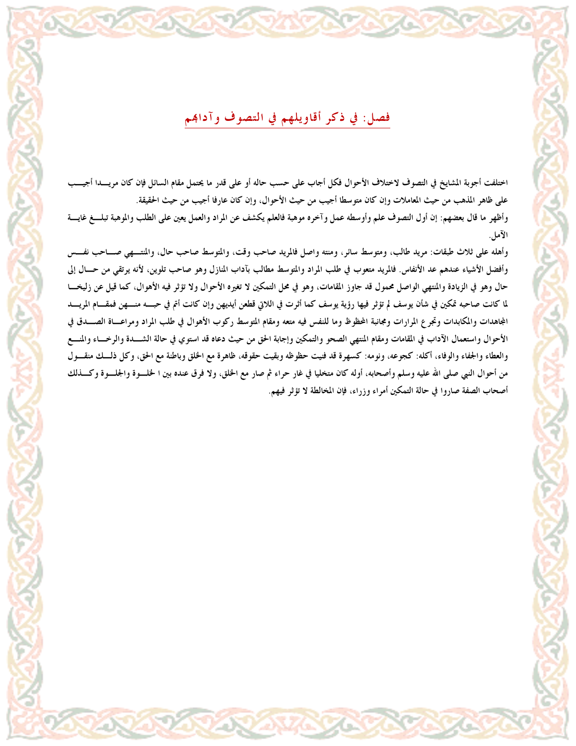## فصل: في ذكر أقاويلهم في التصوف وآدابهم

اختلفت أجوبة المشايخ في التصوف لاختلاف الأحوال فكل أجاب على حسب حاله أو على قدر ما يحتمل مقام السائل فإن كان مريدا أجيب على ظاهر المذهب من حيث المعاملات وإن كان متوسطا أجيب من حيث الأحوال، وإن كان عارفا أجيب من حيث الحقيقة.

وأظهر ما قال بعضهم: إن أول التصوف علم وأوسطه عمل وآخره موهبة فالعلم يكشف عن المراد والعمل يعين على الطلب والموهبة تبلغ غاية الآمل.

وأهله على ثلاث طبقات: مريد طالب، ومتوسط سائر، ومنته واصل فالمريد صاحب وقت، والمتوسط صاحب حال، والمنتهي صاحب نفس وأفضل الأشياء عندهم عد الأنفاس. فالمريد متعوب في طلب المراد والمتوسط مطالب بآداب المنازل وهو صاحب تلوين، لأنه يرتقي من حال إلى حال وهو في الزيادة والمنتهي الواصل محمول قد جاوز المقامات، وهو في محل التمكين لا تغيره الأحوال ولا تؤثر فيه الأهوال، كما قيل عن زليخا لما كانت صاحبه تمكين في شأن يوسف لم تؤثر فيها رؤية يوسف كما أثرت في اللاتي قطعن أيديهن وإن كانت أتم في حبه منهن فمقام المريد المجاهدات والمكابدات وتجرع المرارات ومجانبة المحظوظ وما للنفس فيه متعه ومقام المتوسط ركوب الأهوال في طلب المراد ومراعاة الصدق في الأحوال واستعمال الآداب في المقامات ومقام المنتهي الصحو والتمكين وإجابة الحق من حيث دعاه قد استوي في حالة الشدة والرخاء والمنع والعطاء والجفاء والوفاء، أكله: كجوعه، ونومه: كسهرة قد فنيت حظوظه وبقيت حقوقه، ظاهرة مع الخلق وباطنة مع الحق، وكل ذلك منقول من أحوال النبي صلى الله عليه وسلم وأصحابه، أوله كان متخليا في غار حراء ثم صار مع الخلق، ولا فرق عنده بين ا الخلوة والجلوة وكذلك أصحاب الصفة صاروا في حالة التمكين أمراء وزراء، فإن المخالطة لا تؤثر فيهم.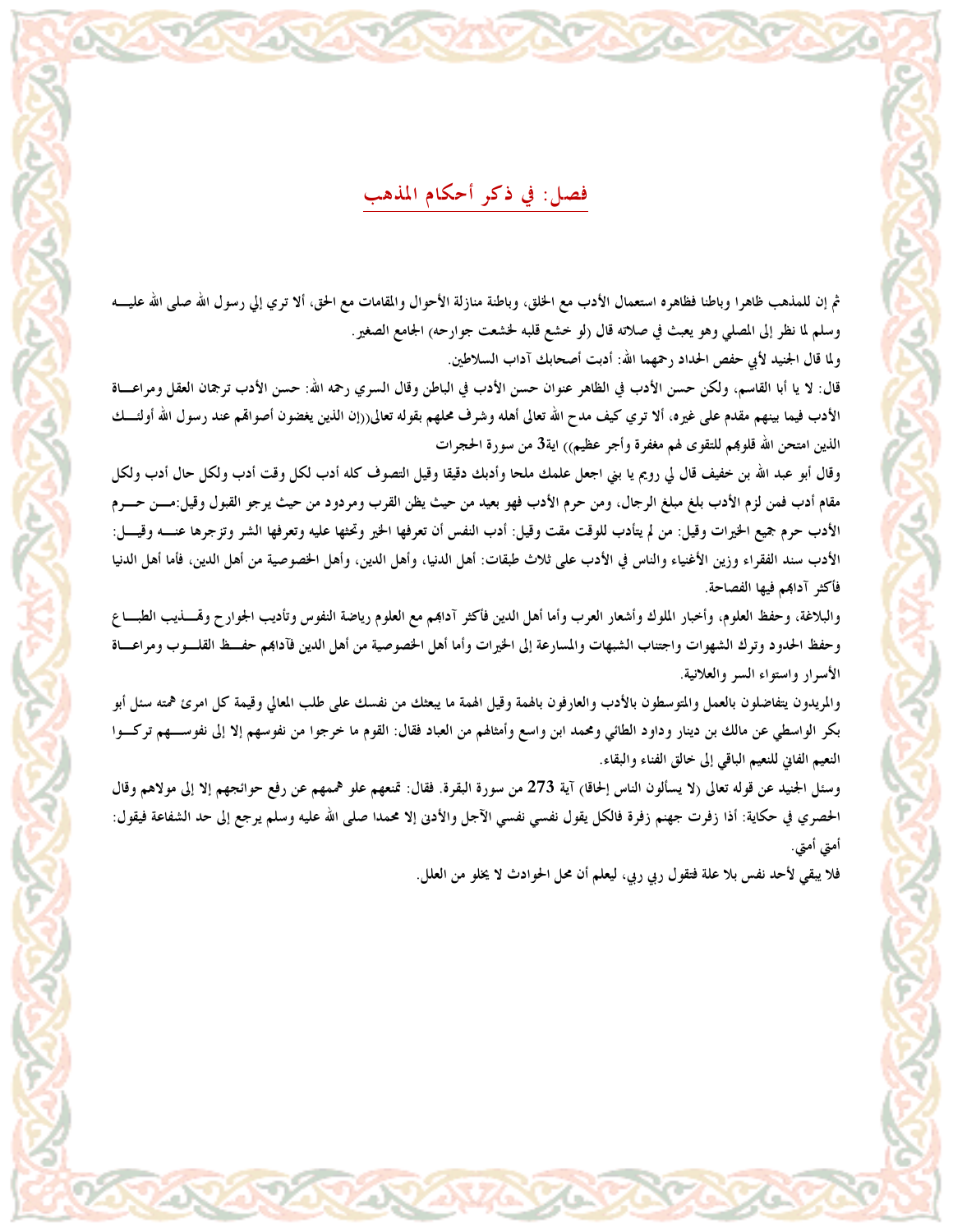## فصل: في ذكر أحكام المذهب

ثم إن للمذهب ظاهرا وباطنا فظاهره استعمال الأدب مع الخلق، وباطنة منازلة الأحوال والمقامات مع الحق، ألا تري إلي رسول الله صلى الله عليه وسلم لما نظر إلى المصلي وهو يعبث في صلاته قال (لو خشع قلبه لخشعت جوارحه) الجامع الصغير.

ولما قال الجنيد لأبي حفص الحداد رحمهما الله: أدبت أصحابك آداب السلاطين.

قال: لا يا أبا القاسم، ولكن حسن الأدب في الظاهر عنوان حسن الأدب في الباطن وقال السري رحمه الله: حسن الأدب ترجمان العقل ومراعاة الأدب فيما بينهم مقدم على غيره، ألا تري كيف مدح الله تعالى أهله وشرف محلهم بقوله تعالى((إن الذين يغضون أصواتهم عند رسول الله أولئك الذين امتحن الله قلوبهم للتقوى لهم مغفرة وأجر عظيم)) اية3 من سورة الحجرات

وقال أبو عبد الله بن خفيف قال لي رويم يا بني اجعل علمك ملحا وأدبك دقيقا وقيل التصوف كله أدب لكل وقت أدب ولكل حال أدب ولكل مقام أدب فمن لزم الأدب بلغ مبلغ الرجال، ومن حرم الأدب فهو بعيد من حيث يظن القرب ومردود من حيث يرجو القبول وقيل:من حرم الأدب حرم جميع الخيرات وقيل: من لم يتأدب للوقت مقت وقيل: أدب النفس أن تعرفها الخير وتحثها عليه وتعرفها الشر وتزجرها عنه وقيل: الأدب سند الفقراء وزين الأغنياء والناس في الأدب على ثلاث طبقات: أهل الدنيا، وأهل الدين، وأهل الخصوصية من أهل الدين، فأما أهل الدنيا فأكثر آدابهم فيها الفصاحة.

والبلاغة، وحفظ العلوم، وأخبار الملوك وأشعار العرب وأما أهل الدين فأكثر آدابهم مع العلوم رياضة النفوس وتأديب الجوارح وتهذيب الطباع وحفظ الحدود وترك الشهوات واجتناب الشبهات والمسارعة إلى الخيرات وأما أهل الخصوصية من أهل الدين فآدابهم حفظ القلوب ومراعاة الأسرار واستواء السر والعلانية.

والمريدون يتفاضلون بالعمل والمتوسطون بالأدب والعارفون بالهمة وقيل الهمة ما يبعثك من نفسك على طلب المعالي وقيمة كل امرئ همته سئل أبو بكر الواسطي عن مالك بن دينار وداود الطائي ومحمد ابن واسع وأمثالهم من العباد فقال: القوم ما خرجوا من نفوسهم إلا إلى نفوسهم تركوا النعيم الفاني للنعيم الباقي إلى خالق الفناء والبقاء.

وسئل الجنيد عن قوله تعالى (لا يسألون الناس إلحافا) آية 273 من سورة البقرة. فقال: تمنعهم علو هممهم عن رفع حوائجهم إلا إلى مولاهم وقال الحصري في حكاية: أذا زفرت جهنم زفرة فالكل يقول نفسي نفسي الآجل والأدنى إلا محمدا صلى الله عليه وسلم يرجع إلى حد الشفاعة فيقول: أمتي أمتي.

فلا يبقي لأحد نفس بلا علة فتقول ربي ربي، ليعلم أن محل الحوادث لا يخلو من العلل.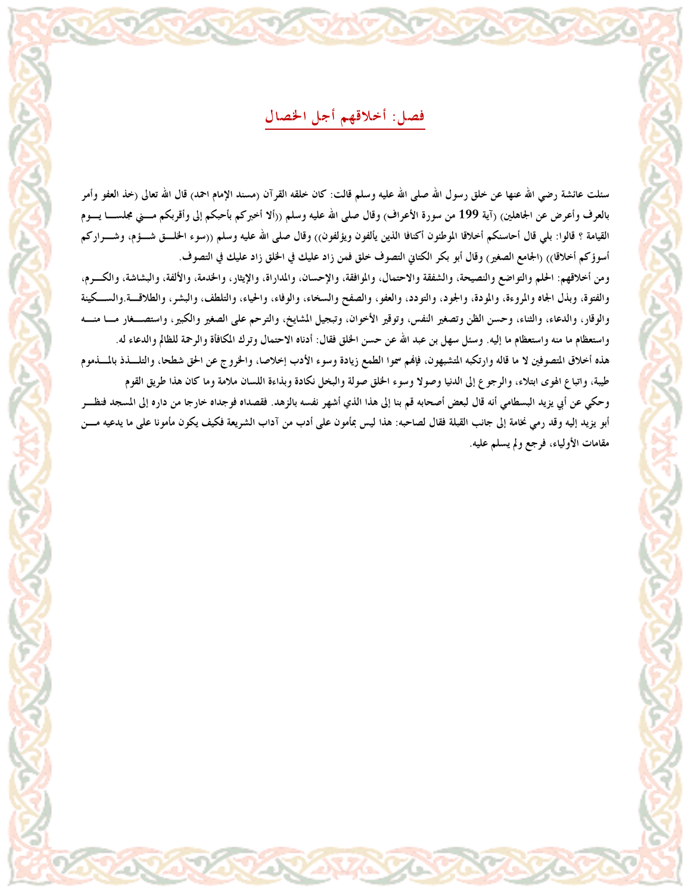## فصل: أخلاقهم أجل الخصال

سئلت عائشة رضي الله عنها عن خلق رسول الله صلى الله عليه وسلم قالت: كان خلقه القرآن (مسند الإمام احمد) قال الله تعالى (خذ العفو وأمر بالعرف وأعرض عن الجاهلين) (آية 199 من سورة الأعراف) وقال صلى الله عليه وسلم ((ألا أخبركم بأحبكم إلى وأقربكم مني مجلسا يوم القيامة ؟ قالوا: بلي قال أحاسنكم أخلاقا الموطئون أكنافا الذين يألفون ويؤلفون)) وقال صلى الله عليه وسلم ((سوء الخلق شؤم، وشراركم أسوؤكم أخلاقا)) (الجامع الصغير) وقال أبو بكر الكتاني التصوف خلق فمن زاد عليك في الخلق زاد عليك في التصوف.

ومن أخلاقهم: الحلم والتواضع والنصيحة، والشفقة والاحتمال، والموافقة، والإحسان، والمداراة، والإيثار، والخدمة، والألفة، والبشاشة، والكرم، والفتوة، وبذل الجاه والمروءة، والمودة، والجود، والتودد، والعفو، والصفح والسخاء، والوفاء، والحياء، والتلطف، والبشر، والطلاقة.والسكينة والوقار، والدعاء، والثناء، وحسن الظن وتصغير النفس، وتوقير الأخوان، وتبجيل المشايخ، والترحم على الصغير والكبير، واستصغار ما منه واستعظام ما منه واستعظام ما إليه. وسئل سهل بن عبد الله عن حسن الخلق فقال: أدناه الاحتمال وترك المكافأة والرحمة للظالم والدعاء له.

هذه أخلاق المتصوفين لا ما قاله وارتكبه المتشبهون، فإنهم سموا الطمع زيادة وسوء الأدب إخلاصا، والخروج عن الحق شطحا، والتلذذ بالمذموم طيبة، واتباع الهوى ابتلاء، والرجوع إلى الدنيا وصولا وسوء الخلق صولة والبخل نكادة وبذاءة اللسان ملامة وما كان هذا طريق القوم

وحكي عن أبي يزيد البسطامي أنه قال لبعض أصحابه قم بنا إلى هذا الذي أشهر نفسه بالزهد. فقصداه فوجداه خارجا من داره إلى المسجد فنظر أبو يزيد إليه وقد رمي نخامة إلى جانب القبلة فقال لصاحبه: هذا ليس بمأمون على أدب من آداب الشريعة فكيف يكون مأمونا على ما يدعيه من مقامات الأولياء، فرجع ولم يسلم عليه.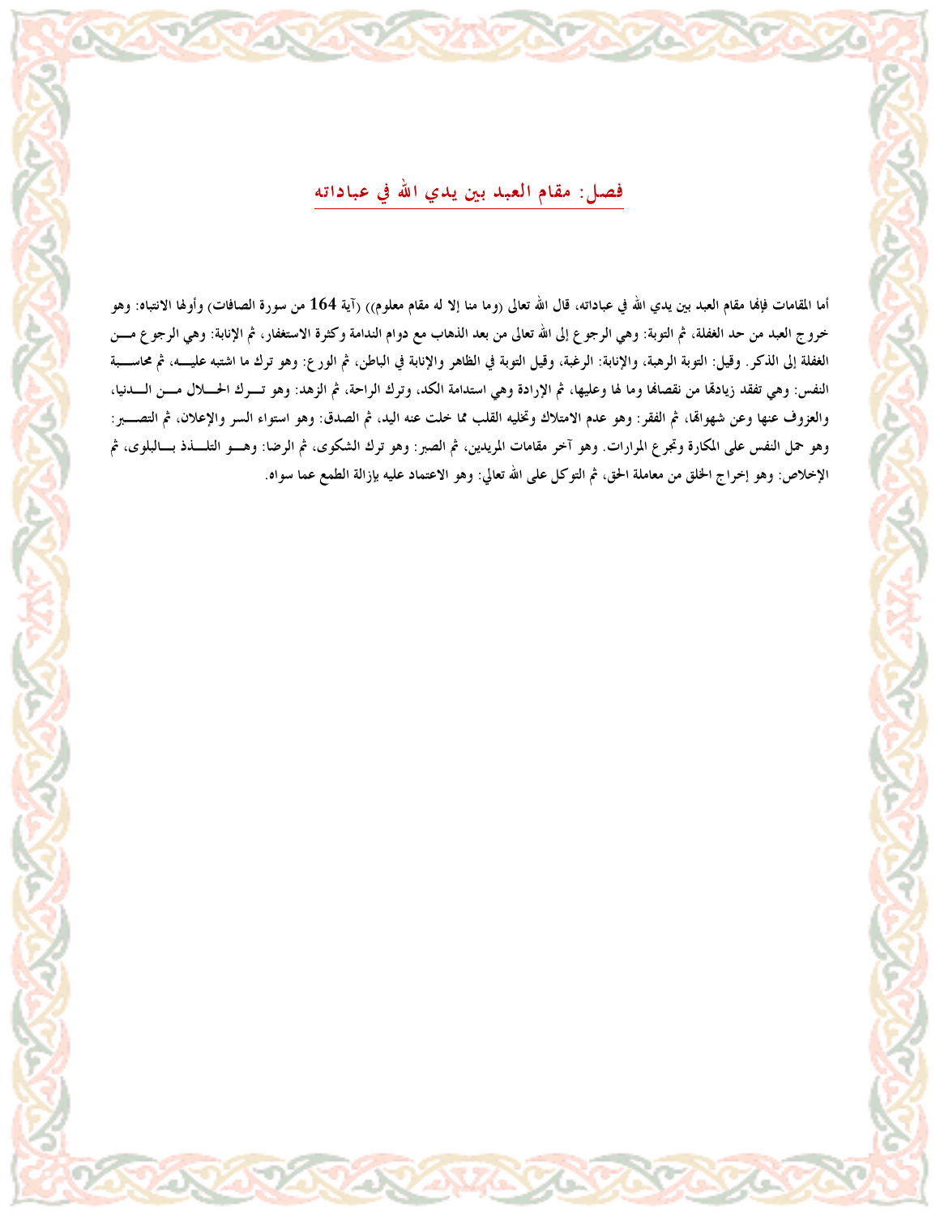## فصل: مقام العبد بين يدي الله في عباداته

أما المقامات فإنها مقام العبد بين يدي الله في عباداته، قال الله تعالى ((وما منا إلا له مقام معلوم)) (آية 164 من سورة الصافات) وأولها الانتباه: وهو خروج العبد من حد الغفلة، ثم التوبة: وهي الرجوع إلى الله تعالى من بعد الذهاب مع دوام الندامة وكثرة الاستغفار، ثم الإنابة: وهي الرجوع من الغفلة إلى الذكر. وقيل: التوبة الرهبة، والإنابة: الرغبة، وقيل التوبة في الظاهر والإنابة في الباطن، ثم الورع: وهو ترك ما اشتبه عليه، ثم محاسبة النفس: وهي تفقد زيادتها من نقصانها وما لها وعليها، ثم الإرادة وهي استدامة الكد، وترك الراحة، ثم الزهد: وهو ترك الحلال من الدنيا، والعزوف عنها وعن شهواتها، ثم الفقر: وهو عدم الامتلاك وتخليه القلب مما خلت عنه اليد، ثم الصدق: وهو استواء السر والإعلان، ثم التصبر: وهو حمل النفس على المكارة وتجرع المرارات. وهو آخر مقامات المريدين، ثم الصبر: وهو ترك الشكوى، ثم الرضا: وهو التلذذ بالبلوى، ثم الإخلاص: وهو إخراج الخلق من معاملة الحق، ثم التوكل على الله تعالي: وهو الاعتماد عليه بإزالة الطمع عما سواه.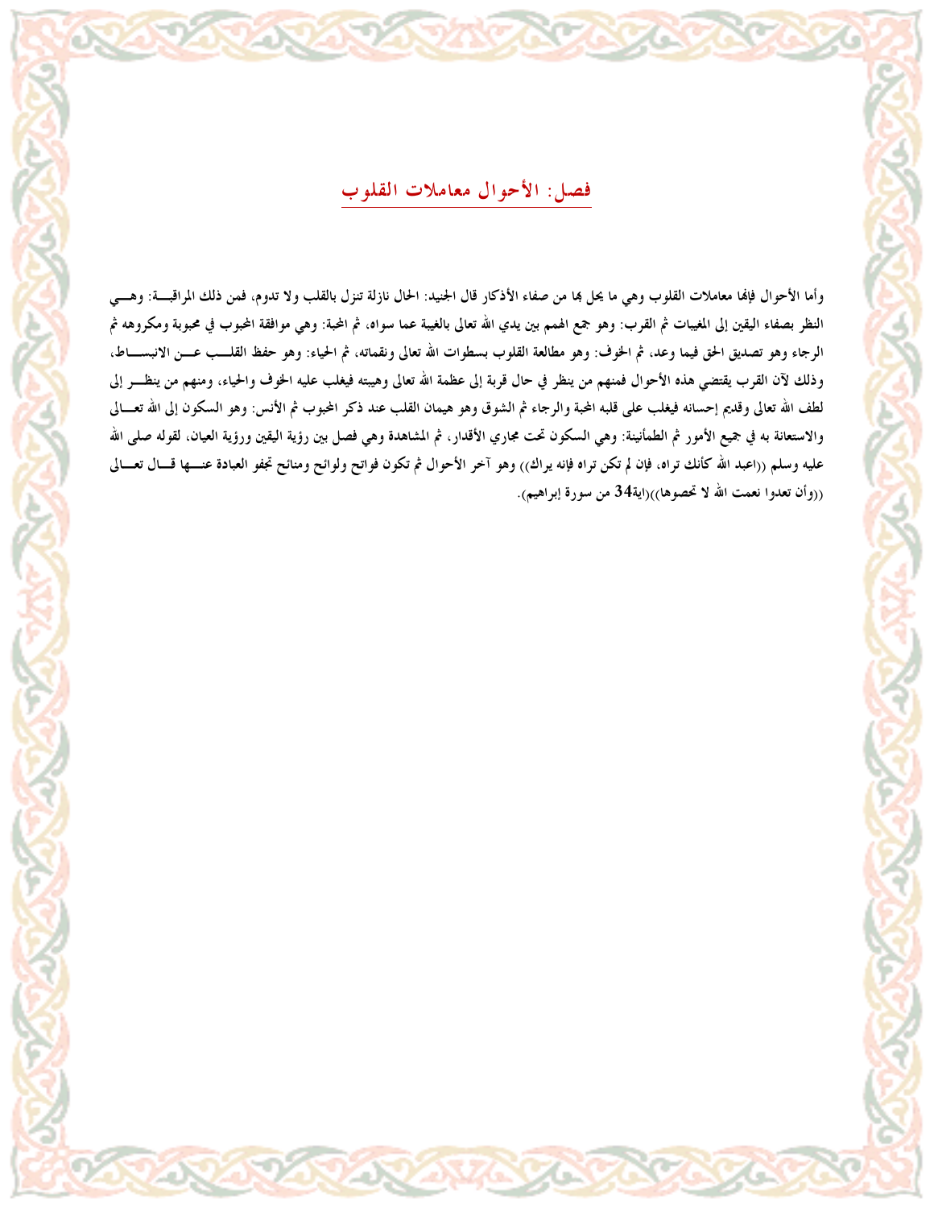## فصل: الأحوال معاملات القلوب

وأما الأحوال فإنها معاملات القلوب وهي ما يحل بها من صفاء الأذكار قال الجنيد: الحال نازلة تنزل بالقلب ولا تدوم، فمن ذلك المراقبة: وهي النظر بصفاء اليقين إلى المغيبات ثم القرب: وهو جمع الهمم بين يدي الله تعالى بالغيبة عما سواه، ثم المحبة: وهي موافقة المحبوب في محبوبه ومكروهه ثم الرجاء وهو تصديق الحق فيما وعد، ثم الخوف: وهو مطالعة القلوب بسطوات الله تعالى ونقماته، ثم الحياء: وهو حفظ القلب عن الانبساط، وذلك لآن القرب يقتضي هذه الأحوال فمنهم من ينظر في حال قربة إلى عظمة الله تعالى وهيبته فيغلب عليه الخوف والحياء، ومنهم من ينظر إلى لطف الله تعالى وقديم إحسانه فيغلب على قلبه المحبة والرجاء ثم الشوق وهو هيمان القلب عند ذكر المحبوب ثم الأنس: وهو السكون إلى الله تعالى والاستعانة به في جميع الأمور ثم الطمأنينة: وهي السكون تحت مجاري الأقدار، ثم المشاهدة وهي فصل بين رؤية اليقين ورؤية العيان، لقوله صلى الله عليه وسلم ((اعبد الله كأنك تراه، فإن لم تكن تراه فإنه يراك)) وهو آخر الأحوال ثم تكون فواتح ولوائح ومنائح تجفو العبادة عنها قال تعالى ((وأن تعدوا نعمت الله لا تحصوها))(اية34 من سورة إبراهيم).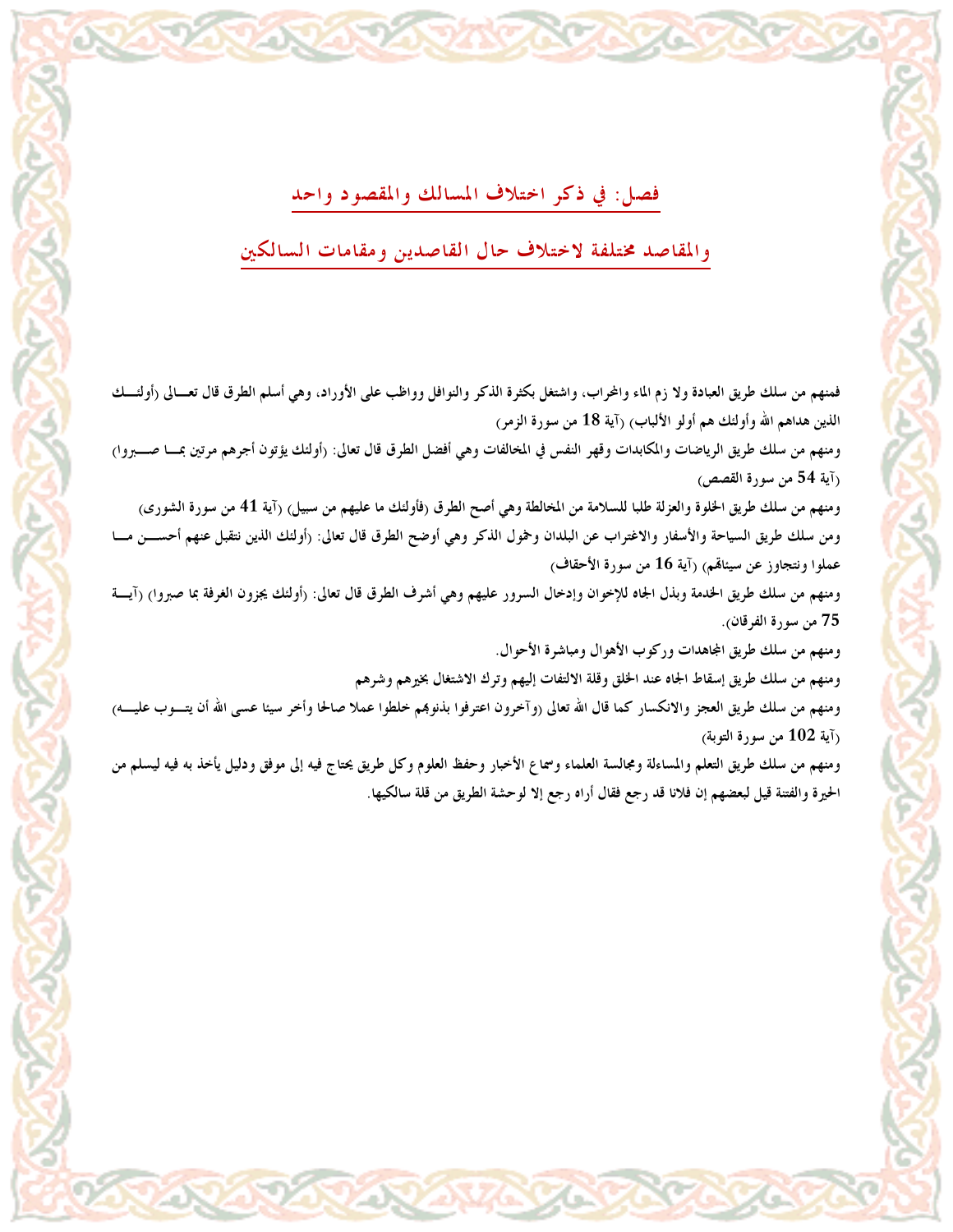## فصل: في ذكر اختلاف المسالك والمقصود واحد

## والمقاصد مختلفة لاختلاف حال القاصدين ومقامات السالكين

فمنهم من سلك طريق العبادة ولا زم الماء والمحراب، واشتغل بكثرة الذكر والنوافل وواظب على الأوراد، وهي أسلم الطرق قال تعالى (أولئك الذين هداهم الله وأولئك هم أولو الألباب) (آية 18 من سورة الزمر)

ومنهم من سلك طريق الرياضات والمكابدات وقهر النفس في المخالفات وهي أفضل الطرق قال تعالى: (أولئك يؤتون أجرهم مرتين بما صبروا) (آية 54 من سورة القصص)

ومنهم من سلك طريق الخلوة والعزلة طلبا للسلامة من المخالطة وهي أصح الطرق (فأولئك ما عليهم من سبيل) (آية 41 من سورة الشورى)

ومن سلك طريق السياحة والأسفار والاغتراب عن البلدان وخمول الذكر وهي أوضح الطرق قال تعالى: (أولئك الذين نتقبل عنهم أحسن ما عملوا ونتجاوز عن سيئاتهم) (آية 16 من سورة الأحقاف)

ومنهم من سلك طريق الخدمة وبذل الجاه للإخوان وإدخال السرور عليهم وهي أشرف الطرق قال تعالى: (أولئك يجزون الغرفة بما صبروا) (آية 75 من سورة الفرقان).

ومنهم من سلك طريق المجاهدات وركوب الأهوال ومباشرة الأحوال.

ومنهم من سلك طريق إسقاط الجاه عند الخلق وقلة الالتفات إليهم وترك الاشتغال بخيرهم وشرهم

ومنهم من سلك طريق العجز والانكسار كما قال الله تعالى (وآخرون اعترفوا بذنوبهم خلطوا عملا صالحا وأخر سيئا عسى الله أن يتوب عليه) (آية 102 من سورة التوبة)

ومنهم من سلك طريق التعلم والمساءلة ومجالسة العلماء وسماع الأخبار وحفظ العلوم وكل طريق يحتاج فيه إلى موفق ودليل يأخذ به فيه ليسلم من الحيرة والفتنة قيل لبعضهم إن فلانا قد رجع فقال أراه رجع إلا لوحشة الطريق من قلة سالكيها.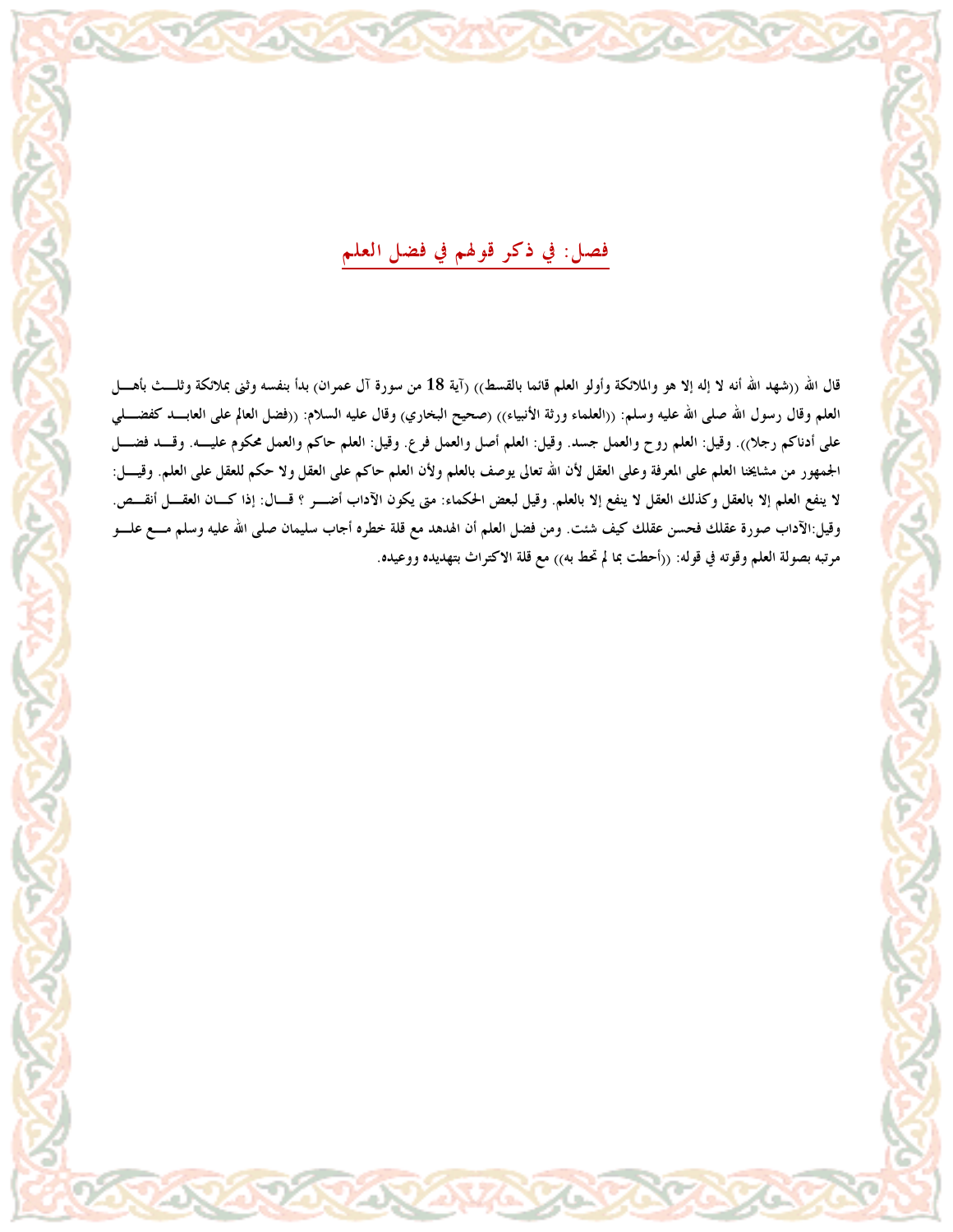## فصل: في ذكر قولهم في فضل العلم

قال الله ((شهد الله أنه لا إله إلا هو والملائكة وأولو العلم قائما بالقسط)) (آية 18 من سورة آل عمران) بدأ بنفسه وثنى بملائكة وثلث بأهل العلم وقال رسول الله صلى الله عليه وسلم: ((العلماء ورثة الأنبياء)) (صحيح البخاري) وقال عليه السلام: ((فضل العالم على العابد كفضلي على أدناكم رجلا)). وقيل: العلم روح والعمل جسد. وقيل: العلم أصل والعمل فرع. وقيل: العلم حاكم والعمل محكوم عليه. وقد فضل الجمهور من مشايخنا العلم على المعرفة وعلى العقل لأن الله تعالى يوصف بالعلم ولأن العلم حاكم على العقل ولا حكم للعقل على العلم. وقيل: لا ينفع العلم إلا بالعقل وكذلك العقل لا ينفع إلا بالعلم. وقيل لبعض الحكماء: متى يكون الآداب أضر ؟ قال: إذا كان العقل أنقص. وقيل:الآداب صورة عقلك فحسن عقلك كيف شئت. ومن فضل العلم أن الهدهد مع قلة خطره أجاب سليمان صلى الله عليه وسلم مع علو مرتبه بصولة العلم وقوته في قوله: ((أحطت بما لم تحط به)) مع قلة الاكتراث بتهديده ووعيده.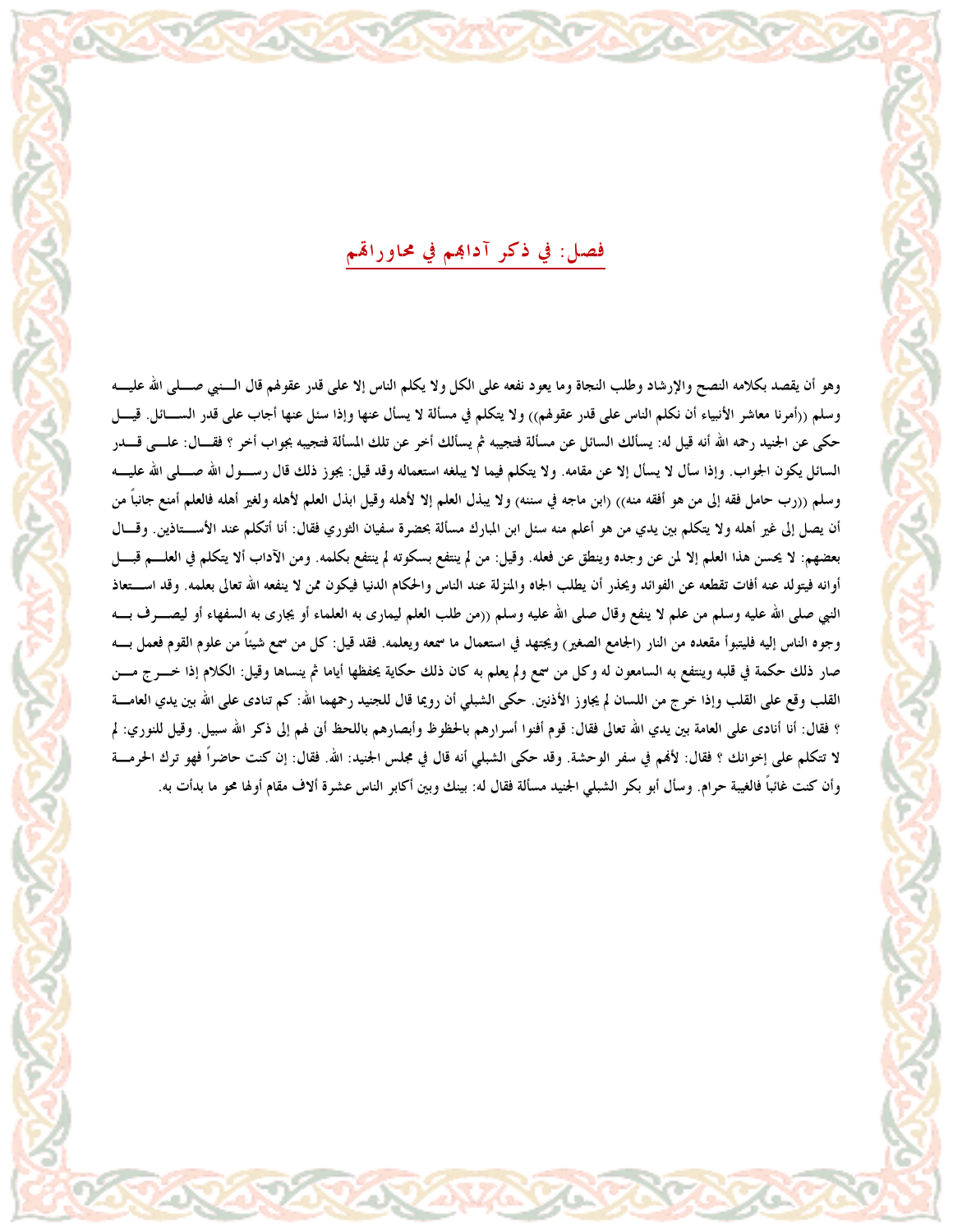## فصل: في ذكر آدابهم في محاوراتهم

وهو أن يقصد بكلامه النصح والإرشاد وطلب النجاة وما يعود نفعه على الكل ولا يكلم الناس إلا على قدر عقولهم قال النبي صلى الله عليه وسلم ((أمرنا معاشر الأنبياء أن نكلم الناس على قدر عقولهم)) ولا يتكلم في مسألة لا يسأل عنها وإذا سئل عنها أجاب على قدر السائل. قيل حكى عن الجنيد رحمه الله أنه قيل له: يسألك السائل عن مسألة فتجيبه ثم يسألك أخر عن تلك المسألة فتجيبه بجواب أخر ؟ فقال: على قدر السائل يكون الجواب. وإذا سأل لا يسأل إلا عن مقامه. ولا يتكلم فيما لا يبلغه استعماله وقد قيل: يجوز ذلك قال رسول الله صلى الله عليه وسلم ((رب حامل فقه إلى من هو أفقه منه)) (ابن ماجه في سننه) ولا يبذل العلم إلا لأهله وقيل ابذل العلم لأهله ولغير أهله فالعلم أمنع جانباً من أن يصل إلى غير أهله ولا يتكلم بين يدي من هو أعلم منه سئل ابن المبارك مسألة بحضرة سفيان الثوري فقال: أنا أتكلم عند الأستاذين. وقال بعضهم: لا يحسن هذا العلم إلا لمن عن وجده وينطق عن فعله. وقيل: من لم ينتفع بسكوته لم ينتفع بكلمه. ومن الآداب ألا يتكلم في العلم قبل أوانه فيتولد عنه أفات تقطعه عن الفوائد ويحذر أن يطلب الجاه والمنزلة عند الناس والحكام الدنيا فيكون ممن لا ينفعه الله تعالى بعلمه. وقد استعاذ النبي صلى الله عليه وسلم من علم لا ينفع وقال صلى الله عليه وسلم ((من طلب العلم ليماري به العلماء أو يجارى به السفهاء أو ليصرف به وجوه الناس إليه فليتبوأ مقعده من النار (الجامع الصغير) ويجتهد في استعمال ما سمعه ويعلمه. فقد قيل: كل من سمع شيئاً من علوم القوم فعمل به صار ذلك حكمة في قلبه وينتفع به السامعون له وكل من سمع ولم يعلم به كان ذلك حكاية يحفظها أياما ثم ينساها وقيل: الكلام إذا خرج من القلب وقع على القلب وإذا خرج من اللسان لم يجاوز الأذنين. حكى الشبلي أن رويما قال للجنيد رحمهما الله: كم تنادى على الله بين يدي العامة ؟ فقال: أنا أنادى على العامة بين يدي الله تعالى فقال: قوم أفنوا أسرارهم بالحظوظ وأبصارهم باللحظ أنى لهم إلى ذكر الله سبيل. وقيل للنوري: لم لا تتكلم على إخوانك ؟ فقال: لأنهم في سفر الوحشة. وقد حكى الشبلي أنه قال في مجلس الجنيد: الله. فقال: إن كنت حاضراً فهو ترك الحرمة وأن كنت غائباً فالغيبة حرام. وسأل أبو بكر الشبلي الجنيد مسألة فقال له: بينك وبين أكابر الناس عشرة ألاف مقام أولها محو ما بدأت به.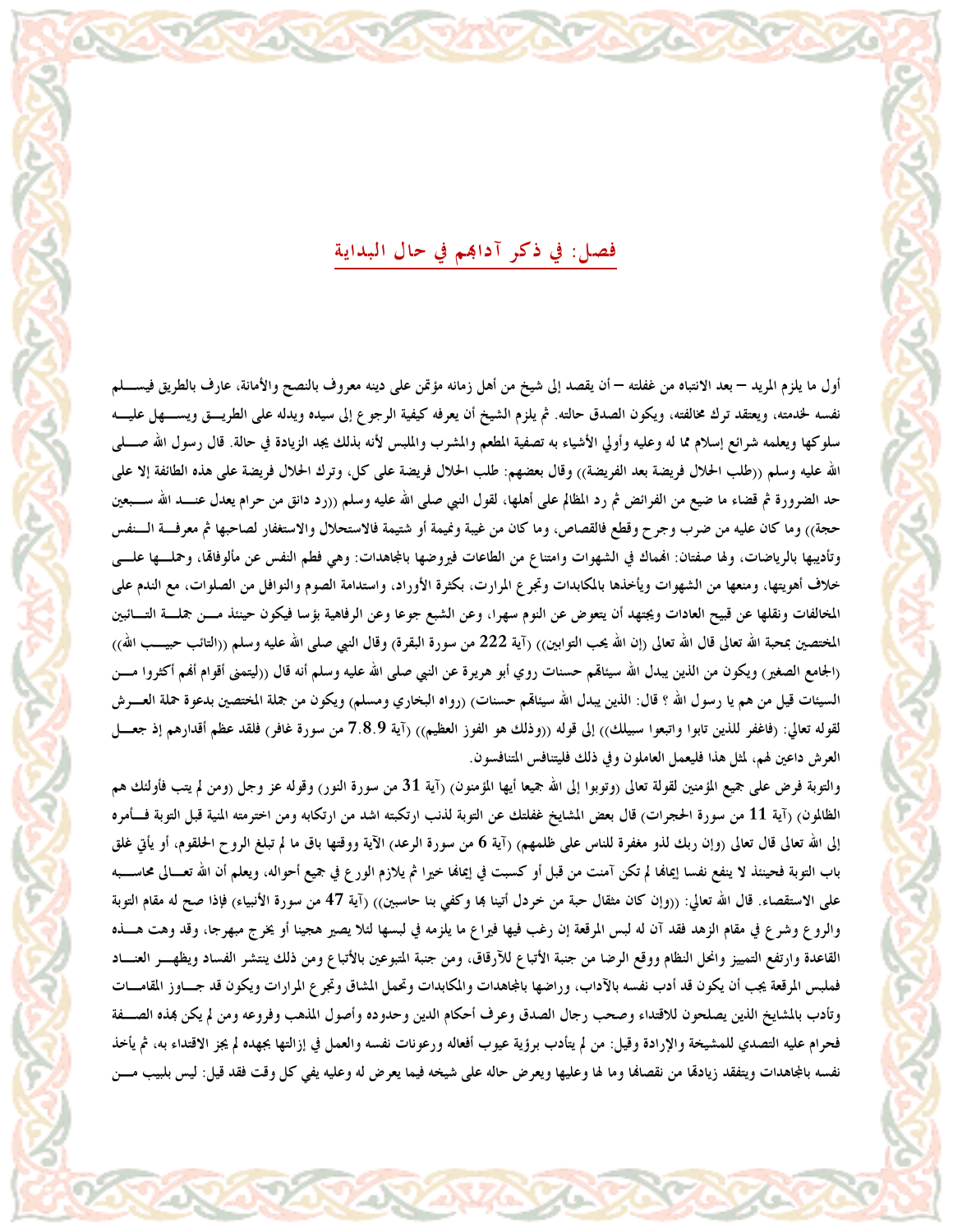## فصل: في ذكر آدابهم في حال البداية

أول ما يلزم المريد – بعد الانتباه من غفلته – أن يقصد إلى شيخ من أهل زمانه مؤتمن على دينه معروف بالنصح والأمانة، عارف بالطريق فيسلم نفسه لخدمته، ويعتقد ترك مخالفته، ويكون الصدق حالته. ثم يلزم الشيخ أن يعرفه كيفية الرجوع إلى سيده ويدله على الطريق ويسهل عليه سلوكها ويعلمه شرائع إسلام مما له وعليه وأولي الأشياء به تصفية المطعم والمشرب والملبس لأنه بذلك يجد الزيادة في حالة. قال رسول الله صلى الله عليه وسلم ((طلب الحلال فريضة بعد الفريضة)) وقال بعضهم: طلب الحلال فريضة على كل، وترك الحلال فريضة على هذه الطائفة إلا على حد الضرورة ثم قضاء ما ضيع من الفرائض ثم رد المظالم على أهلها، لقول النبي صلى الله عليه وسلم ((رد دانق من حرام يعدل عند الله سبعين حجة)) وما كان عليه من ضرب وجرح وقطع فالقصاص، وما كان من غيبة ونميمة أو شتيمة فالاستحلال والاستغفار لصاحبها ثم معرفة النفس وتأديبها بالرياضات، ولها صفتان: انهماك في الشهوات وامتناع من الطاعات فيروضها بالمجاهدات: وهي فطم النفس عن مألوفاتها، وحملها على خلاف أهويتها، ومنعها من الشهوات ويأخذها بالمكابدات وتجرع المرارت، بكثرة الأوراد، واستدامة الصوم والنوافل من الصلوات، مع الندم على المخالفات ونقلها عن قبيح العادات ويجتهد أن يتعوض عن النوم سهرا، وعن الشبع جوعا وعن الرفاهية بؤسا فيكون حينئذ من جملة التائبين المختصين بمحبة الله تعالى قال الله تعالى (إن الله يحب التوابين)) (آية 222 من سورة البقرة) وقال النبي صلى الله عليه وسلم ((التائب حبيب الله)) (الجامع الصغير) ويكون من الذين يبدل الله سيئاتهم حسنات روي أبو هريرة عن النبي صلى الله عليه وسلم أنه قال ((ليتمنى أقوام أنهم أكثروا من السيئات قيل من هم يا رسول الله ؟ قال: الذين يبدل الله سيئاتهم حسنات) (رواه البخاري ومسلم) ويكون من جملة المختصين بدعوة حملة العرش لقوله تعالي: (فاغفر للذين تابوا واتبعوا سبيلك)) إلى قوله ((وذلك هو الفوز العظيم)) (آية 7.8.9 من سورة غافر) فلقد عظم أقدارهم إذ جعل العرش داعين لهم، لمثل هذا فليعمل العاملون وفي ذلك فليتنافس المتنافسون.

والتوبة فرض على جميع المؤمنين لقولة تعالى (وتوبوا إلى الله جميعا أيها المؤمنون) (آية 31 من سورة النور) وقوله عز وجل (ومن لم يتب فأولئك هم الظالمون) (آية 11 من سورة الحجرات) قال بعض المشايخ غفلتك عن التوبة لذنب ارتكبته اشد من ارتكابه ومن اخترمته المنية قبل التوبة فأمره إلى الله تعالى قال تعالى (وإن ربك لذو مغفرة للناس على ظلمهم) (آية 6 من سورة الرعد) الآية ووقتها باق ما لم تبلغ الروح الحلقوم، أو يأتي غلق باب التوبة فحينئذ لا ينفع نفسا إيمانها لم تكن آمنت من قبل أو كسبت في إيمانها خيرا ثم يلازم الورع في جميع أحواله، ويعلم أن الله تعالى محاسبه على الاستقصاء. قال الله تعالي: ((وإن كان مثقال حبة من خردل أتينا بها وكفي بنا حاسبين)) (آية 47 من سورة الأنبياء) فإذا صح له مقام التوبة والورع وشرع في مقام الزهد فقد آن له لبس المرقعة إن رغب فيها فيراع ما يلزمه في لبسها لئلا يصير هجينا أو يخرج مبهرجا، وقد وهت هذه القاعدة وارتفع التمييز وانحل النظام ووقع الرضا من جنبة الأتباع للآرقاق، ومن جنبة المتبوعين بالأتباع ومن ذلك ينتشر الفساد ويظهر العناد فملبس المرقعة يجب أن يكون قد أدب نفسه بالآداب، وراضها بالمجاهدات والمكابدات وتحمل المشاق وتجرع المرارات ويكون قد جاوز المقامات وتأدب بالمشايخ الذين يصلحون للاقتداء وصحب رجال الصدق وعرف أحكام الدين وحدوده وأصول المذهب وفروعه ومن لم يكن بهذه الصفة فحرام عليه التصدي للمشيخة والإرادة وقيل: من لم يتأدب برؤية عيوب أفعاله ورعونات نفسه والعمل في إزالتها بجهده لم يجز الاقتداء به، ثم يأخذ نفسه بالمجاهدات ويتفقد زيادتها من نقصانها وما لها وعليها ويعرض حاله على شيخه فيما يعرض له وعليه يفي كل وقت فقد قيل: ليس بلبيب من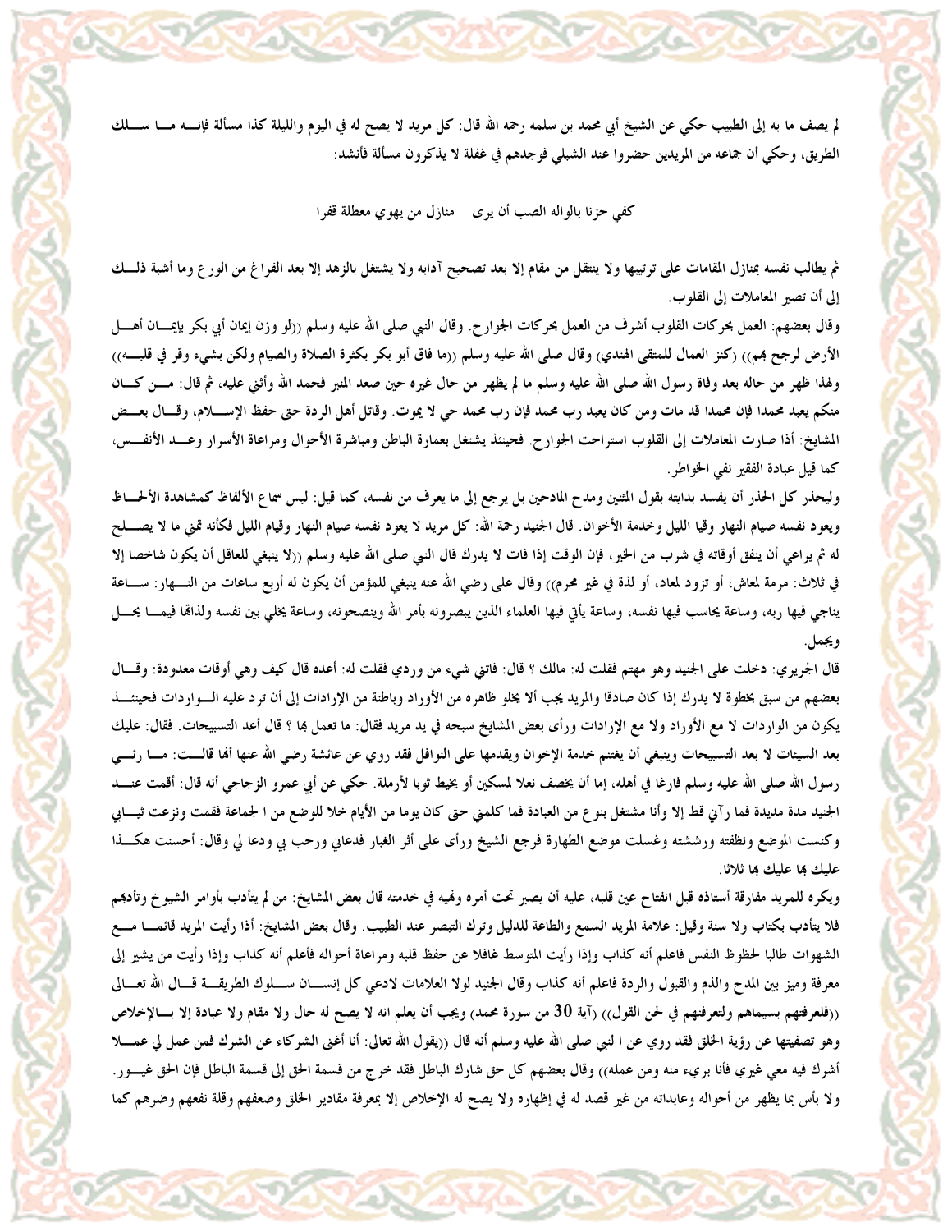لم يصف ما به إلى الطبيب حكي عن الشيخ أبي محمد بن سلمه رحمه الله قال: كل مريد لا يصح له في اليوم والليلة كذا مسألة فإنه ما سلك الطريق، وحكي أن جماعه من المريدين حضروا عند الشبلي فوجدهم في غفلة لا يذكرون مسألة فأنشد:

كفي حزنا بالواله الصب أن يرى    منازل من يهوي معطلة قفرا

ثم يطالب نفسه بمنازل المقامات على ترتيبها ولا ينتقل من مقام إلا بعد تصحيح آدابه ولا يشتغل بالزهد إلا بعد الفراغ من الورع وما أشبة ذلك إلى أن تصير المعاملات إلى القلوب.

وقال بعضهم: العمل بحركات القلوب أشرف من العمل بحركات الجوارح. وقال النبي صلى الله عليه وسلم ((لو وزن إيمان أبي بكر بإيمان أهل الأرض لرجح بهم)) (كنز العمال للمتقى الهندي) وقال صلى الله عليه وسلم ((ما فاق أبو بكر بكثرة الصلاة والصيام ولكن بشيء وقر في قلبه)) ولهذا ظهر من حاله بعد وفاة رسول الله صلى الله عليه وسلم ما لم يظهر من حال غيره حين صعد المنبر فحمد الله وأثني عليه، ثم قال: من كان منكم يعبد محمدا فإن محمدا قد مات ومن كان يعبد رب محمد فإن رب محمد حي لا يموت. وقاتل أهل الردة حتى حفظ الإسلام، وقال بعض المشايخ: أذا صارت المعاملات إلى القلوب استراحت الجوارح. فحينئذ يشتغل بعمارة الباطن ومباشرة الأحوال ومراعاة الأسرار وعد الأنفس، كما قيل عبادة الفقير نفي الخواطر.

وليحذر كل الحذر أن يفسد بدايته بقول المثنين ومدح المادحين بل يرجع إلى ما يعرف من نفسه، كما قيل: ليس سماع الألفاظ كمشاهدة الألحاظ ويعود نفسه صيام النهار وقيا الليل وخدمة الأخوان. قال الجنيد رحمة الله: كل مريد لا يعود نفسه صيام النهار وقيام الليل فكأنه تمني ما لا يصلح له ثم يراعي أن ينفق أوقاته في شرب من الخير، فإن الوقت إذا فات لا يدرك قال النبي صلى الله عليه وسلم ((لا ينبغي للعاقل أن يكون شاخصا إلا في ثلاث: مرمة لمعاش، أو تزود لمعاد، أو لذة في غير محرم)) وقال على رضي الله عنه ينبغي للمؤمن أن يكون له أربع ساعات من النهار: ساعة يناجي فيها ربه، وساعة يحاسب فيها نفسه، وساعة يأتي فيها العلماء الذين يبصرونه بأمر الله وينصحونه، وساعة يخلي بين نفسه ولذاتها فيما يحل ويجمل.

قال الجريري: دخلت على الجنيد وهو مهتم فقلت له: مالك ؟ قال: فاتني شيء من وردي فقلت له: أعده قال كيف وهي أوقات معدودة: وقال بعضهم من سبق بخطوة لا يدرك إذا كان صادقا والمريد يجب ألا يخلو ظاهره من الأوراد وباطنة من الإرادات إلى أن ترد عليه الواردات فحينئذ يكون من الواردات لا مع الأوراد ولا مع الإرادات ورأى بعض المشايخ سبحه في يد مريد فقال: ما تعمل بها ؟ قال أعد التسبيحات. فقال: عليك بعد السيئات لا بعد التسبيحات وينبغي أن يغتنم خدمة الإخوان ويقدمها على النوافل فقد روي عن عائشة رضي الله عنها أنها قالت: ما رئي رسول الله صلى الله عليه وسلم فارغا في أهله، إما أن يخصف نعلا لمسكين أو يخيط ثوبا لأرملة. حكي عن أبي عمرو الزجاجي أنه قال: أقمت عند الجنيد مدة مديدة فما رآني قط إلا وأنا مشتغل بنوع من العبادة فما كلمني حتى كان يوما من الأيام خلا للوضع من ا لجماعة فقمت ونزعت ثيابي وكنست الموضع ونظفته ورششته وغسلت موضع الطهارة فرجع الشيخ ورأى على أثر الغبار فدعاني ورحب بي ودعا لي وقال: أحسنت هكذا عليك بها عليك بها ثلاثا.

ويكره للمريد مفارقة أستاذه قبل انفتاح عين قلبه، عليه أن يصبر تحت أمره ونهيه في خدمته قال بعض المشايخ: من لم يتأدب بأوامر الشيوخ وتأديبهم فلا يتأدب بكتاب ولا سنة وقيل: علامة المريد السمع والطاعة للدليل وترك التبصر عند الطبيب. وقال بعض المشايخ: أذا رأيت المريد قائما مع الشهوات طالبا لحظوظ النفس فاعلم أنه كذاب وإذا رأيت المتوسط غافلا عن حفظ قلبه ومراعاة أحواله فاعلم أنه كذاب وإذا رأيت من يشير إلى معرفة وميز بين المدح والذم والقبول والردة فاعلم أنه كذاب وقال الجنيد لولا العلامات لادعي كل إنسان سلوك الطريقة قال الله تعالى ((فلعرفتهم بسيماهم ولتعرفنهم في لحن القول)) (آية 30 من سورة محمد) ويجب أن يعلم انه لا يصح له حال ولا مقام ولا عبادة إلا بالإخلاص وهو تصفيتها عن رؤية الخلق فقد روي عن ا لنبي صلى الله عليه وسلم أنه قال ((يقول الله تعالى: أنا أغنى الشركاء عن الشرك فمن عمل لي عملا أشرك فيه معي غيري فأنا بريء منه ومن عمله)) وقال بعضهم كل حق شارك الباطل فقد خرج من قسمة الحق إلى قسمة الباطل فإن الحق غيور. ولا بأس بما يظهر من أحواله وعابداته من غير قصد له في إظهاره ولا يصح له الإخلاص إلا بمعرفة مقادير الخلق وضعفهم وقلة نفعهم وضرهم كما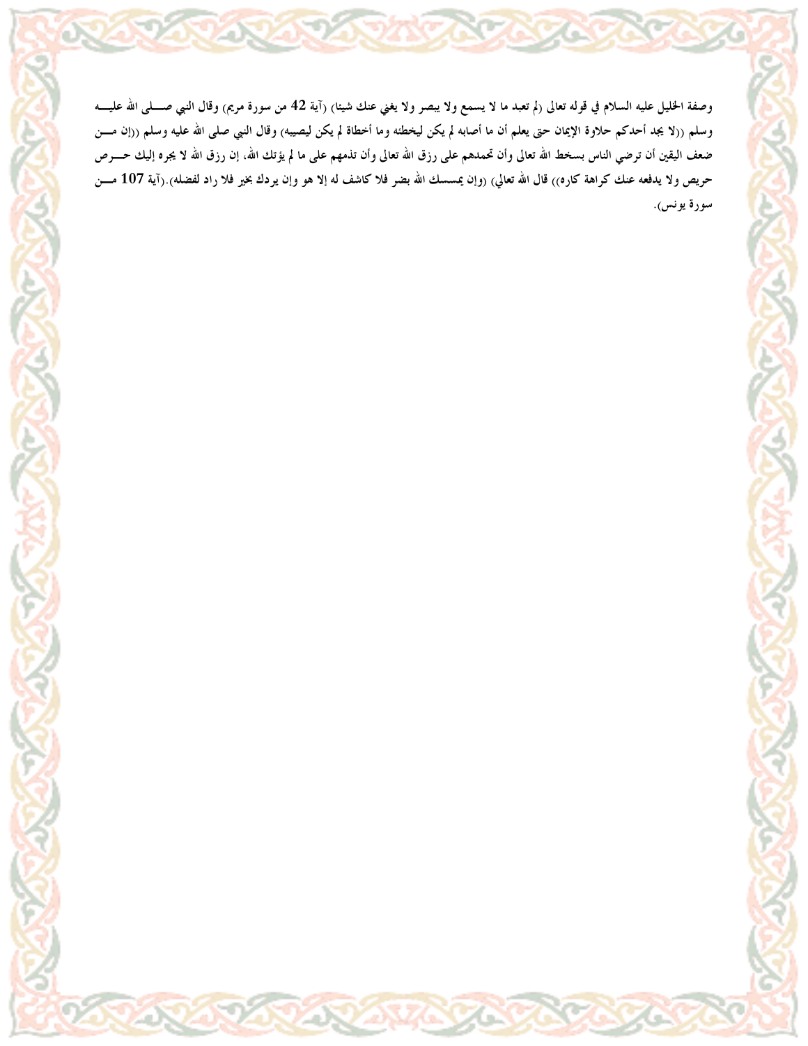وصفة الخليل عليه السلام في قوله تعالى (لم تعبد ما لا يسمع ولا يبصر ولا يغني عنك شيئا) (آية 42 من سورة مريم) وقال النبي صـــلى الله عليــه وسلم ((لا يجد أحدكم حلاوة الإيمان حتى يعلم أن ما أصابه لم يكن ليخطئه وما أخطاه لم يكن ليصيبه) وقال النبي صلى الله عليه وسلم ((إن مـــن ضعف اليقين أن ترضي الناس بسخط الله تعالى وأن تحمدهم على رزق الله تعالى وأن تذمهم على ما لم يؤتك الله، إن رزق الله لا يجره إليك حـــرص حريص ولا يدفعه عنك كراهة كاره)) قال الله تعالي) (وإن يمسسك الله بضر فلا كاشف له إلا هو وإن يردك بخير فلا راد لفضله).(آية 107 مـــن سورة يونس).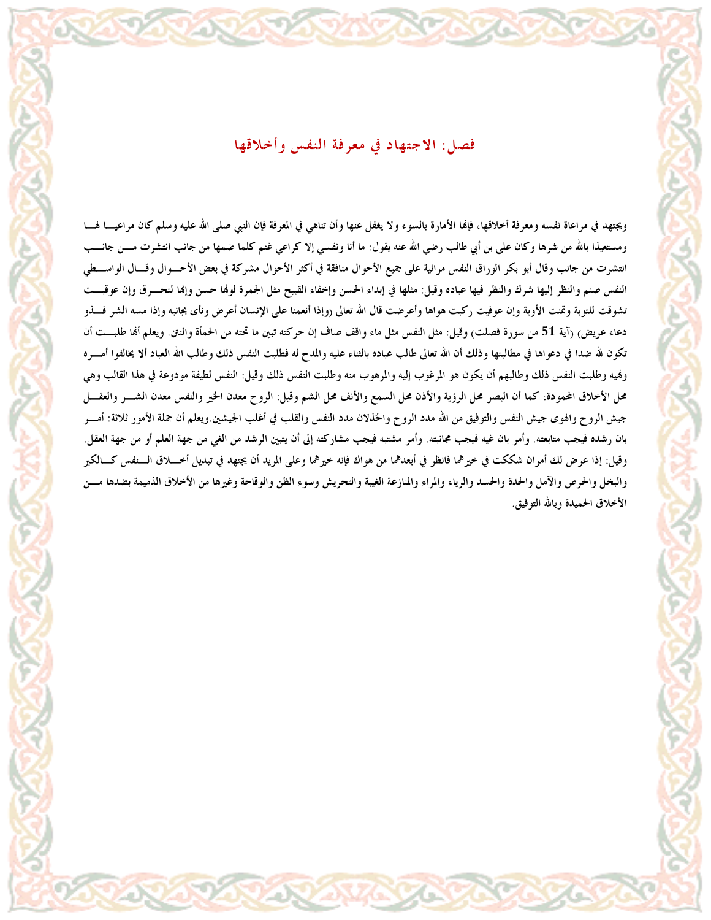## فصل: الاجتهاد في معرفة النفس وأخلاقها

ويجتهد في مراعاة نفسه ومعرفة أخلاقها، فإنها الأمارة بالسوء ولا يغفل عنها وأن تناهي في المعرفة فإن النبي صلى الله عليه وسلم كان مراعيا لها ومستعيذا بالله من شرها وكان على بن أبي طالب رضي الله عنه يقول: ما أنا ونفسي إلا كراعي غنم كلما ضمها من جانب انتشرت من جانب انتشرت من جانب وقال أبو بكر الوراق النفس مرائية على جميع الأحوال منافقة في أكثر الأحوال مشركة في بعض الأحوال وقال الواسطي النفس صنم والنظر إليها شرك والنظر فيها عباده وقيل: مثلها في إبداء الحسن وإخفاء القبيح مثل الجمرة لونها حسن وإنها لتحرق وإن عوقبت تشوقت للتوبة وتمنت الأوبة وإن عوفيت ركبت هواها وأعرضت قال الله تعالى (وإذا أنعمنا على الإنسان أعرض ونأى بجانبه وإذا مسه الشر فذو دعاء عريض) (آية 51 من سورة فصلت) وقيل: مثل النفس مثل ماء واقف صاف إن حركته تبين ما تحته من الحمأة والنتن. ويعلم أنها طلبت أن تكون لله ضدا في دعواها في مطالبتها وذلك أن الله تعالى طالب عباده بالثناء عليه والمدح له فطلبت النفس ذلك وطالب الله العباد ألا يخالفوا أمره ونهيه وطلبت النفس ذلك وطالبهم أن يكون هو المرغوب إليه والمرهوب منه وطلبت النفس ذلك وقيل: النفس لطيفة مودوعة في هذا القالب وهي محل الأخلاق المحمودة، كما أن البصر محل الرؤية والأذن محل السمع والأنف محل الشم وقيل: الروح معدن الخير والنفس معدن الشر والعقل جيش الروح والهوى جيش النفس والتوفيق من الله مدد الروح والخذلان مدد النفس والقلب في أغلب الجيشين.ويعلم أن جملة الأمور ثلاثة: أمر بان رشده فيجب متابعته. وأمر بان غيه فيجب مجانبته. وأمر مشتبه فيجب مشاركته إلى أن يتبين الرشد من الغي من جهة العلم أو من جهة العقل. وقيل: إذا عرض لك أمران شككت في خيرهما فانظر في أبعدهما من هواك فإنه خيرهما وعلى المريد أن يجتهد في تبديل أخلاق النفس كالكبر والبخل والحرص والآمل والحدة والحسد والرياء والمراء والمنازعة الغيبة والتحريش وسوء الظن والوقاحة وغيرها من الأخلاق الذميمة بضدها من الأخلاق الحميدة وبالله التوفيق.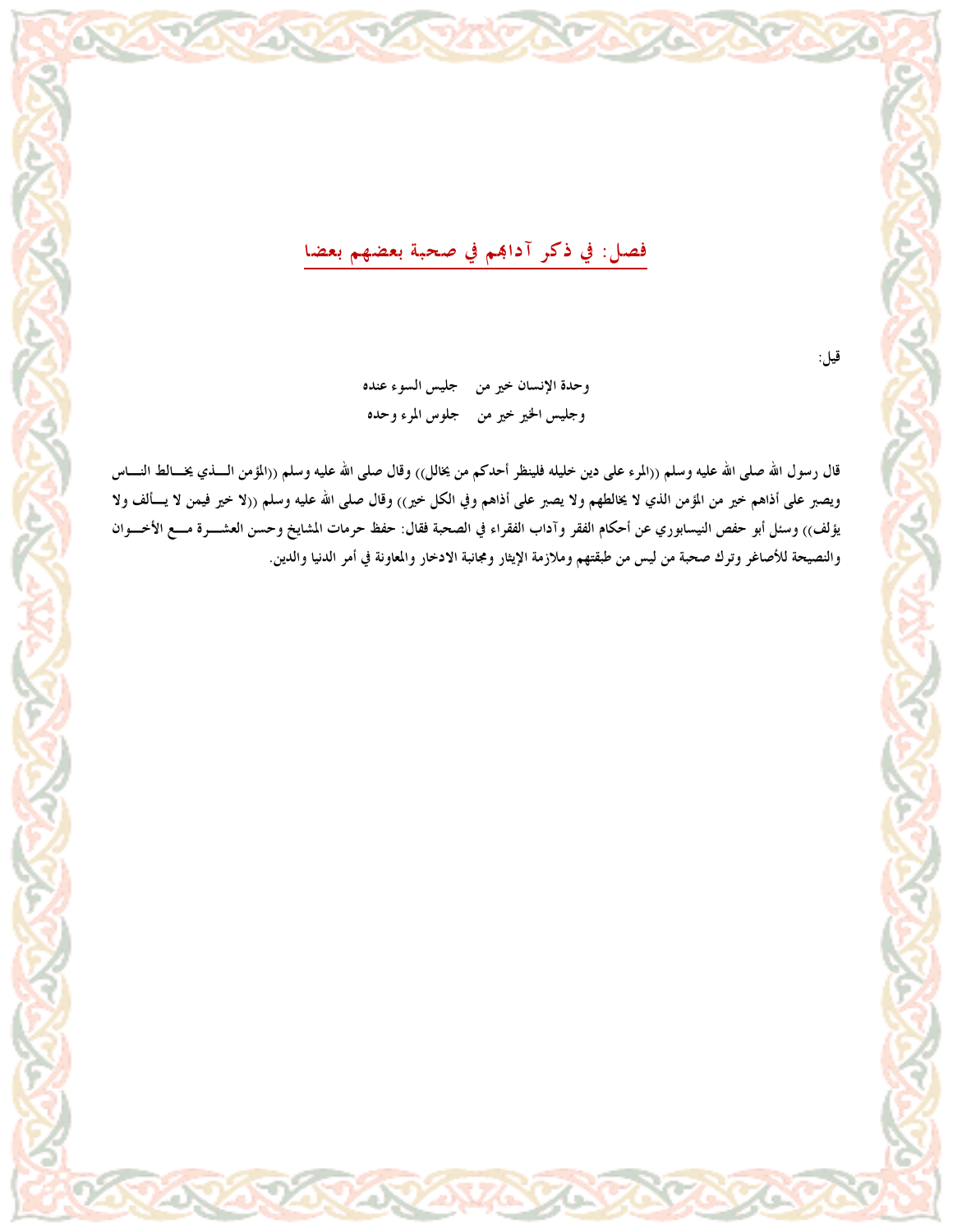## فصل: في ذكر آدابهم في صحبة بعضهم بعضا

قيل:

وحدة الإنسان خير من    جليس السوء عنده

وجليس الخير خير من    جلوس المرء وحده

قال رسول الله صلى الله عليه وسلم ((المرء على دين خليله فلينظر أحدكم من يخالل)) وقال صلى الله عليه وسلم ((المؤمن الذي يخالط الناس ويصبر على أذاهم خير من المؤمن الذي لا يخالطهم ولا يصبر على أذاهم وفي الكل خير)) وقال صلى الله عليه وسلم ((لا خير فيمن لا يألف ولا يؤلف)) وسئل أبو حفص النيسابوري عن أحكام الفقر وآداب الفقراء في الصحبة فقال: حفظ حرمات المشايخ وحسن العشرة مع الأخوان والنصيحة للأصاغر وترك صحبة من ليس من طبقتهم وملازمة الإيثار ومجانبة الادخار والمعاونة في أمر الدنيا والدين.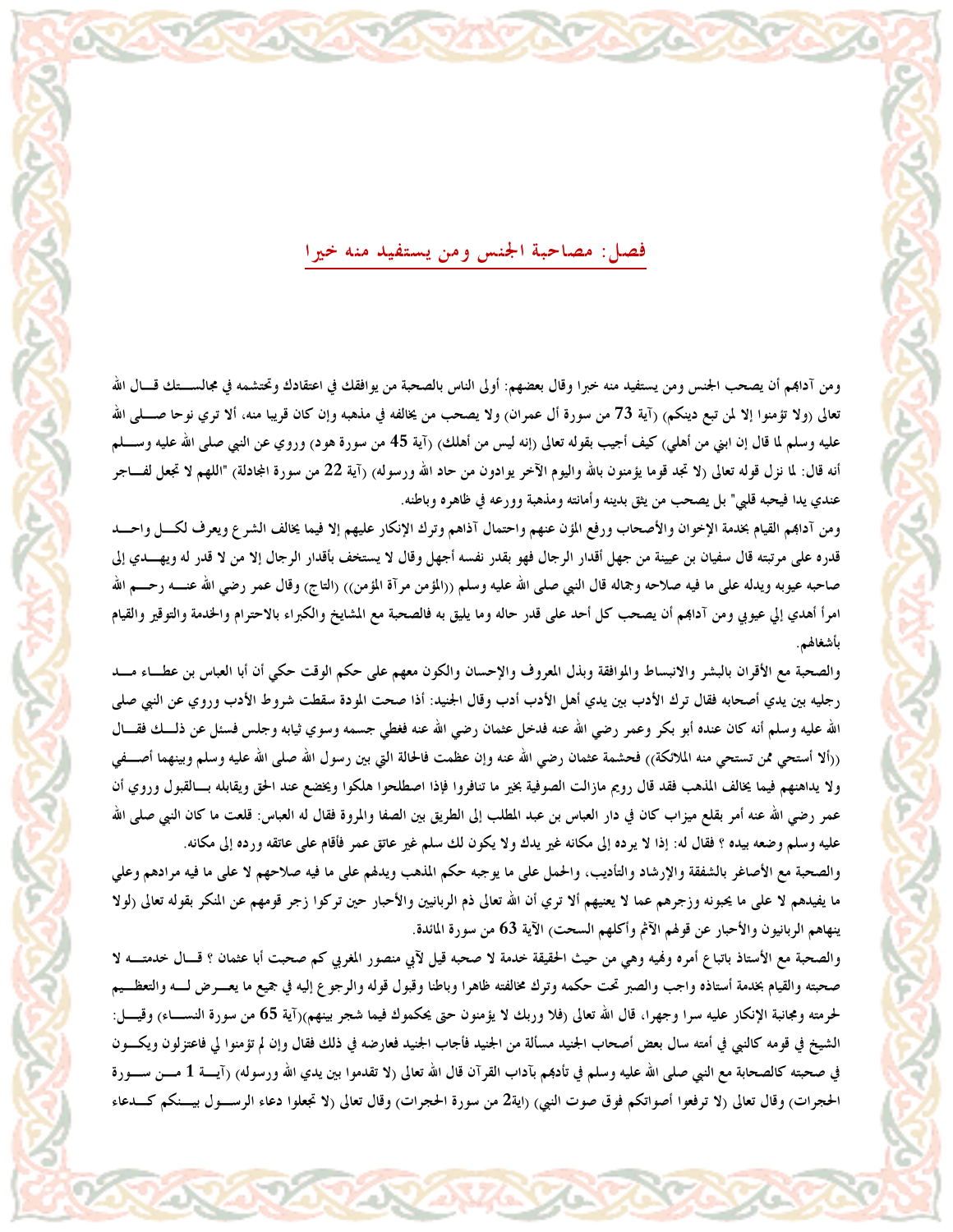## فصل: مصاحبة الجنس ومن يستفيد منه خيرا

ومن آدابهم أن يصحب الجنس ومن يستفيد منه خيرا وقال بعضهم: أولى الناس بالصحبة من يوافقك في اعتقادك وتحتشمه في مجالستك قال الله تعالى (ولا تؤمنوا إلا لمن تبع دينكم) (آية 73 من سورة آل عمران) ولا يصحب من يخالفه في مذهبه وإن كان قريبا منه، ألا تري نوحا صلى الله عليه وسلم لما قال إن ابني من أهلي) كيف أجيب بقوله تعالى (إنه ليس من أهلك) (آية 45 من سورة هود) وروي عن النبي صلى الله عليه وسلم أنه قال: لما نزل قوله تعالى (لا تجد قوما يؤمنون بالله واليوم الآخر يوادون من حاد الله ورسوله) (آية 22 من سورة المجادلة) "اللهم لا تجعل لفاجر عندي يدا فيحبه قلبي" بل يصحب من يثق بدينه وأمانته ومذهبة وورعه في ظاهره وباطنه.

ومن آدابهم القيام بخدمة الإخوان والأصحاب ورفع المؤن عنهم واحتمال آذاهم وترك الإنكار عليهم إلا فيما يخالف الشرع ويعرف لكل واحد قدره على مرتبته قال سفيان بن عيينة من جهل أقدار الرجال فهو بقدر نفسه أجهل وقال لا يستخف بأقدار الرجال إلا من لا قدر له ويهدي إلى صاحبه عيوبه ويدله على ما فيه صلاحه وجماله قال النبي صلى الله عليه وسلم ((المؤمن مرآة المؤمن)) (التاج) وقال عمر رضي الله عنه رحم الله امرأ أهدي إلي عيوبي ومن آدابهم أن يصحب كل أحد على قدر حاله وما يليق به فالصحبة مع المشايخ والكبراء بالاحترام والخدمة والتوقير والقيام بأشغالهم.

والصحبة مع الأقران بالبشر والانبساط والموافقة وبذل المعروف والإحسان والكون معهم على حكم الوقت حكي أن أبا العباس بن عطاء مد رجليه بين يدي أصحابه فقال ترك الأدب بين يدي أهل الأدب أدب وقال الجنيد: اذا صحت المودة سقطت شروط الأدب وروي عن النبي صلى الله عليه وسلم أنه كان عنده أبو بكر وعمر رضي الله عنه فدخل عثمان رضي الله عنه فغطي جسمه وسوي ثيابه وجلس فسئل عن ذلك فقال ((ألا أستحي ممن تستحي منه الملائكة)) فحشمة عثمان رضي الله عنه وإن عظمت فالحالة التي بين رسول الله صلى الله عليه وسلم وبينهما أصفي ولا يداهنهم فيما يخالف المذهب فقد قال رويم مازالت الصوفية بخير ما تنافروا فإذا اصطلحوا هلكوا ويخضع عند الحق ويقابله بالقبول وروي أن عمر رضي الله عنه أمر بقلع ميزاب كان في دار العباس بن عبد المطلب إلى الطريق بين الصفا والمروة فقال له العباس: قلعت ما كان النبي صلى الله عليه وسلم وضعه بيده ؟ فقال له: إذا لا يرده إلى مكانه غير يدك ولا يكون لك سلم غير عاتق عمر فأقام على عاتقه ورده إلى مكانه.

والصحبة مع الأصاغر بالشفقة والإرشاد والتأديب، والحمل على ما يوجبه حكم المذهب ويدلهم على ما فيه صلاحهم لا على ما فيه مرادهم وعلي ما يفيدهم لا على ما يحبونه وزجرهم عما لا يعنيهم ألا تري أن الله تعالى ذم الربانيين والأحبار حين تركوا زجر قومهم عن المنكر بقوله تعالى (لولا ينهاهم الربانيون والأحبار عن قولهم الآثم وأكلهم السحت) الآية 63 من سورة المائدة.

والصحبة مع الأستاذ باتباع أمره ونهيه وهي من حيث الحقيقة خدمة لا صحبه قيل لأبي منصور المغربي كم صحبت أبا عثمان ؟ قال خدمته لا صحبته والقيام بخدمة أستاذه واجب والصبر تحت حكمه وترك مخالفته ظاهرا وباطنا وقبول قوله والرجوع إليه في جميع ما يعرض له والتعظيم لحرمته ومجانبة الإنكار عليه سرا وجهرا، قال الله تعالى (فلا وربك لا يؤمنون حتى يحكموك فيما شجر بينهم)(آية 65 من سورة النساء) وقيل: الشيخ في قومه كالنبي في أمته سال بعض أصحاب الجنيد مسألة من الجنيد فأجاب الجنيد فعارضه في ذلك فقال وإن لم تؤمنوا لي فاعتزلون ويكون في صحبته كالصحابة مع النبي صلى الله عليه وسلم في تأدبهم بآداب القرآن قال الله تعالى (لا تقدموا بين يدي الله ورسوله) (آية 1 من سورة الحجرات) وقال تعالى (لا ترفعوا أصواتكم فوق صوت النبي) (اية2 من سورة الحجرات) وقال تعالى (لا تجعلوا دعاء الرسول بينكم كدعاء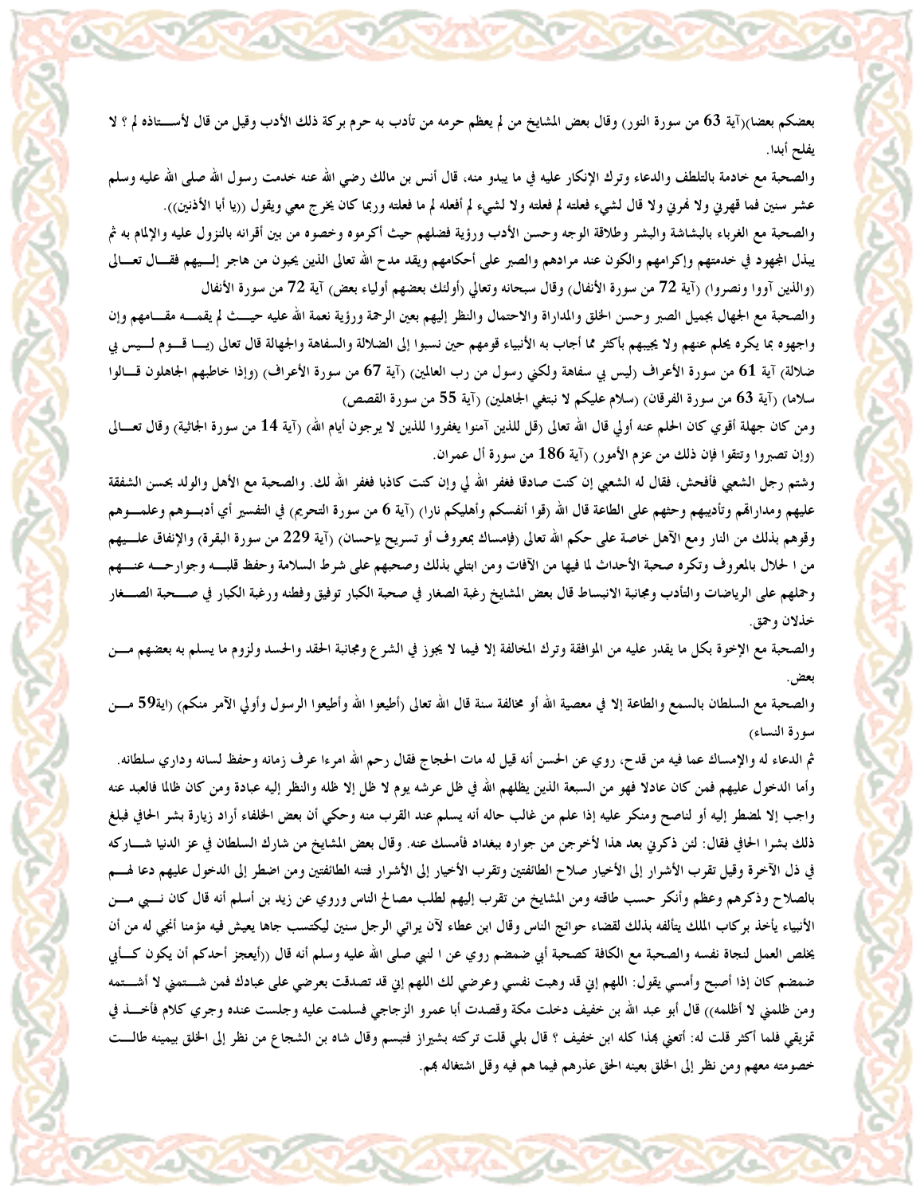بعضكم بعضا)(آية 63 من سورة النور) وقال بعض المشايخ من لم يعظم حرمه من تأدب به حرم بركة ذلك الأدب وقيل من قال لأستاذه لم ؟ لا يفلح أبدا.

والصحبة مع خادمة بالتلطف والدعاء وترك الإنكار عليه في ما يبدو منه، قال أنس بن مالك رضي الله عنه خدمت رسول الله صلى الله عليه وسلم عشر سنين فما قهرني ولا نهرني ولا قال لشيء فعلته لم فعلته ولا لشيء لم أفعله لم ما فعلته وربما كان يخرج معي ويقول ((يا أبا الأذنين)).

والصحبة مع الغرباء بالبشاشة والبشر وطلاقة الوجه وحسن الأدب ورؤية فضلهم حيث أكرموه وخصوه من بين أقرانه بالنزول عليه والإلمام به ثم يبذل المجهود في خدمتهم وإكرامهم والكون عند مرادهم والصبر على أحكامهم ويقد مدح الله تعالى الذين يحبون من هاجر إليهم فقال تعالى (والذين آووا ونصروا) (آية 72 من سورة الأنفال) وقال سبحانه وتعالى (أولئك بعضهم أولياء بعض) آية 72 من سورة الأنفال

والصحبة مع الجهال بجميل الصبر وحسن الخلق والمداراة والاحتمال والنظر إليهم بعين الرحمة ورؤية نعمة الله عليه حيث لم يقمه مقامهم وإن واجهوه بما يكره يحلم عنهم ولا يجيبهم بأكثر مما أجاب به الأنبياء قومهم حين نسبوا إلى الضلالة والسفاهة والجهالة قال تعالى (يا قوم ليس بي ضلالة) آية 61 من سورة الأعراف (ليس بي سفاهة ولكني رسول من رب العالمين) (آية 67 من سورة الأعراف) (وإذا خاطبهم الجاهلون قالوا سلاما) (آية 63 من سورة الفرقان) (سلام عليكم لا نبتغي الجاهلين) (آية 55 من سورة القصص)

ومن كان جهلة أقوي كان الحلم عنه أولي قال الله تعالى (قل للذين آمنوا يغفروا للذين لا يرجون أيام الله) (آية 14 من سورة الجاثية) وقال تعالى (وإن تصبروا وتتقوا فإن ذلك من عزم الأمور) (آية 186 من سورة أل عمران.

وشتم رجل الشعبي فأفحش، فقال له الشعبي إن كنت صادقا فغفر الله لي وإن كنت كاذبا فغفر الله لك. والصحبة مع الأهل والولد بحسن الشفقة عليهم ومداراتهم وتأديبهم وحثهم على الطاعة قال الله (قوا أنفسكم وأهليكم نارا) (آية 6 من سورة التحريم) في التفسير أي أدبوهم وعلموهم وقوهم بذلك من النار ومع الآهل خاصة على حكم الله تعالى (فإمساك بمعروف أو تسريح بإحسان) (آية 229 من سورة البقرة) والإنفاق عليهم من ا الحلال بالمعروف وتكره صحبة الأحداث لما فيها من الآفات ومن ابتلي بذلك وصحبهم على شرط السلامة وحفظ قلبه وجوارحه عنهم وحملهم على الرياضات والتأدب ومجانبة الانبساط قال بعض المشايخ رغبة الصغار في صحبة الكبار توفيق وفطنه ورغبة الكبار في صحبة الصغار خذلان وحمق.

والصحبة مع الإخوة بكل ما يقدر عليه من الموافقة وترك المخالفة إلا فيما لا يجوز في الشرع ومجانبة الحقد والحسد ولزوم ما يسلم به بعضهم من بعض.

والصحبة مع السلطان بالسمع والطاعة إلا في معصية الله أو مخالفة سنة قال الله تعالى (أطيعوا الله وأطيعوا الرسول وأولي الآمر منكم) (اية59 من سورة النساء)

ثم الدعاء له والإمساك عما فيه من قدح، روي عن الحسن أنه قيل له مات الحجاج فقال رحم الله امرءا عرف زمانه وحفظ لسانه وداري سلطانه. وأما الدخول عليهم فمن كان عادلا فهو من السبعة الذين يظلهم الله في ظل عرشه يوم لا ظل إلا ظله والنظر إليه عبادة ومن كان ظالما فالعبد عنه واجب إلا لمضطر إليه أو لناصح ومنكر عليه إذا علم من غالب حاله أنه يسلم عند القرب منه وحكي أن بعض الخلفاء أراد زيارة بشر الحافي فبلغ ذلك بشرا الحافي فقال: لئن ذكرني بعد هذا لأخرجن من جواره ببغداد فأمسك عنه. وقال بعض المشايخ من شارك السلطان في عز الدنيا شاركه في ذل الآخرة وقيل تقرب الأشرار إلى الأخيار صلاح الطائفتين وتقرب الأخيار إلى الأشرار فتنه الطائفتين ومن اضطر إلى الدخول عليهم دعا لهم بالصلاح وذكرهم وعظم وأنكر حسب طاقته ومن المشايخ من تقرب إليهم لطلب مصالح الناس وروي عن زيد بن أسلم أنه قال كان نبي من الأنبياء يأخذ بركاب الملك يتألفه بذلك لقضاء حوائج الناس وقال ابن عطاء لآن يرائي الرجل سنين ليكتسب جاها يعيش فيه مؤمنا أنجي له من أن يخلص العمل لنجاة نفسه والصحبة مع الكافة كصحبة أبي ضمضم روي عن ا لنبي صلى الله عليه وسلم أنه قال ((أيعجز أحدكم أن يكون كأبي ضمضم كان إذا أصبح وأمسي يقول: اللهم إني قد وهبت نفسي وعرضي لك اللهم إني قد تصدقت بعرضي على عبادك فمن شتمني لا أشتمه ومن ظلمني لا أظلمه)) قال أبو عبد الله بن خفيف دخلت مكة وقصدت أبا عمرو الزجاجي فسلمت عليه وجلست عنده وجري كلام فأخذ في تمزيقي فلما أكثر قلت له: أتعني بهذا كله ابن خفيف ؟ قال بلي قلت تركته بشيراز فتبسم وقال شاه بن الشجاع من نظر إلى الخلق بيمينه طالت خصومته معهم ومن نظر إلى الخلق بعينه الحق عذرهم فيما هم فيه وقل اشتغاله بهم.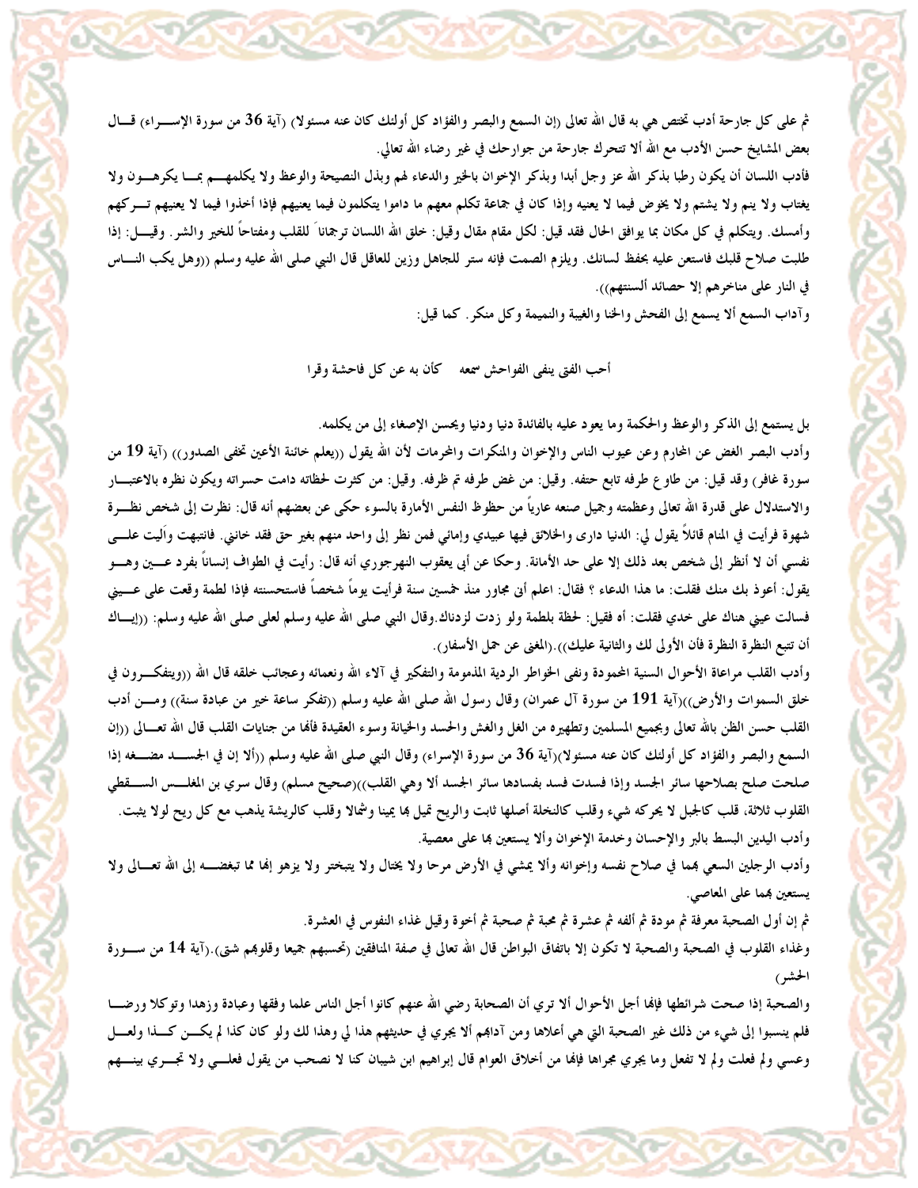ثم على كل جارحة أدب تختص هي به قال الله تعالى (إن السمع والبصر والفؤاد كل أولئك كان عنه مسئولا) (آية 36 من سورة الإسـراء) قـال بعض المشايخ حسن الأدب مع الله ألا تتحرك جارحة من جوارحك في غير رضاء الله تعالى.

فأدب اللسان أن يكون رطبا بذكر الله عز وجل أبدا وبذكر الإخوان بالخير والدعاء لهم وبذل النصيحة والوعظ ولا يكلمهـم بمـا يكرهـون ولا يغتاب ولا ينم ولا يشتم ولا يخوض فيما لا يعنيه وإذا كان في جماعة تكلم معهم ما داموا يتكلمون فيما يعنيهم فإذا أخذوا فيما لا يعنيهم تـركهم وأمسك. ويتكلم في كل مكان بما يوافق الحال فقد قيل: لكل مقام مقال وقيل: خلق الله اللسان ترجماناً للقلب ومفتاحاً للخير والشر. وقيـل: إذا طلبت صلاح قلبك فاستعن عليه بحفظ لسانك. ويلزم الصمت فإنه ستر للجاهل وزين للعاقل قال النبي صلى الله عليه وسلم ((وهل يكب النـاس في النار على مناخرهم إلا حصائد ألسنتهم)).

وآداب السمع ألا يسمع إلى الفحش والخنا والغيبة والنميمة وكل منكر. كما قيل:

أحب الفتى ينفي الفواحش سمعه كأن به عن كل فاحشة وقرا

بل يستمع إلى الذكر والوعظ والحكمة وما يعود عليه بالفائدة دنيا ودنيا ويحسن الإصغاء إلى من يكلمه.

وأدب البصر الغض عن المحارم وعن عيوب الناس والإخوان والمنكرات والمحرمات لأن الله يقول ((يعلم خائنة الأعين تخفى الصدور)) (آية 19 من سورة غافر) وقد قيل: من طاوع طرفه تابع حتفه. وقيل: من غض طرفه تم ظرفه. وقيل: من كثرت لحظاته دامت حسراته ويكون نظره بالاعتبـار والاستدلال على قدرة الله تعالى وعظمته وجميل صنعه عارياً من حظوظ النفس الأمارة بالسوء حكى عن بعضهم أنه قال: نظرت إلى شخص نظـرة شهوة فرأيت في المنام قائلاً يقول لي: الدنيا داري والخلائق فيها عبيدي وإمائي فمن نظر إلى واحد منهم بغير حق فقد خانني. فانتبهت وآليت علـى نفسي أن لا أنظر إلى شخص بعد ذلك إلا على حد الأمانة. وحكا عن أبي يعقوب النهرجوري أنه قال: رأيت في الطواف إنساناً بفرد عـين وهـو يقول: أعوذ بك منك فقلت: ما هذا الدعاء ؟ فقال: اعلم أني مجاور منذ خمسين سنة فرأيت يوماً شخصاً فاستحسنته فإذا لطمة وقعت على عـيني فسالت عيني هناك على خدي فقلت: أه فقيل: لحظة بلطمة ولو زدت لزدناك.وقال النبي صلى الله عليه وسلم لعلى صلى الله عليه وسلم: ((إيـاك أن تتبع النظرة النظرة فان الأولى لك والثانية عليك)).(المغنى عن حمل الأسفار).

وأدب القلب مراعاة الأحوال السنية المحمودة ونفى الخواطر الردية المذمومة والتفكير في آلاء الله ونعمائه وعجائب خلقه قال الله ((ويتفكـرون في خلق السموات والأرض))(آية 191 من سورة آل عمران) وقال رسول الله صلى الله عليه وسلم ((تفكر ساعة خير من عبادة سنة)) ومـن أدب القلب حسن الظن بالله تعالى وبجميع المسلمين وتطهيره من الغل والغش والحسد والخيانة وسوء العقيدة فألها من جنايات القلب قال الله تعـالى ((إن السمع والبصر والفؤاد كل أولئك كان عنه مسئولا)(آية 36 من سورة الإسراء) وقال النبي صلى الله عليه وسلم ((ألا إن في الجسـد مضـغه إذا صلحت صلح بصلاحها سائر الجسد وإذا فسدت فسد بفسادها سائر الجسد ألا وهي القلب))(صحيح مسلم) وقال سري بن المغلـس السـقطي القلوب ثلاثة، قلب كالجبل لا يحركه شيء وقلب كالنخلة أصلها ثابت والريح تميل بها يمينا وشمالا وقلب كالريشة يذهب مع كل ريح لولا يثبت.

وأدب اليدين البسط بالبر والإحسان وخدمة الإخوان وألا يستعين بها على معصية.

وأدب الرجلين السعي بهما في صلاح نفسه وإخوانه وألا يمشي في الأرض مرحا ولا يختال ولا يتبختر ولا يزهو إنها مما تبغضـه إلى الله تعـالى ولا يستعين بهما على المعاصي.

ثم إن أول الصحبة معرفة ثم مودة ثم ألفه ثم عشرة ثم محبة ثم صحبة ثم أخوة وقيل غذاء النفوس في العشرة.

وغذاء القلوب في الصحبة والصحبة لا تكون إلا باتفاق البواطن قال الله تعالى في صفة المنافقين (تحسبهم جميعا وقلوبهم شتى).(آية 14 من سـورة الحشر)

والصحبة إذا صحت شرائطها فإنها أجل الأحوال ألا تري أن الصحابة رضي الله عنهم كانوا أجل الناس علما وفقها وعبادة وزهدا وتوكلا ورضـا فلم ينسبوا إلى شيء من ذلك غير الصحبة التي هي أعلاها ومن آدابهم ألا يجري في حديثهم هذا لي وهذا لك ولو كان كذا لم يكـن كـذا ولعـل وعسي ولم فعلت ولم لا تفعل وما يجري مجراها فإنها من أخلاق العوام قال إبراهيم ابن شيبان كنا لا نصحب من يقول فعلـي ولا تجـري بينـهم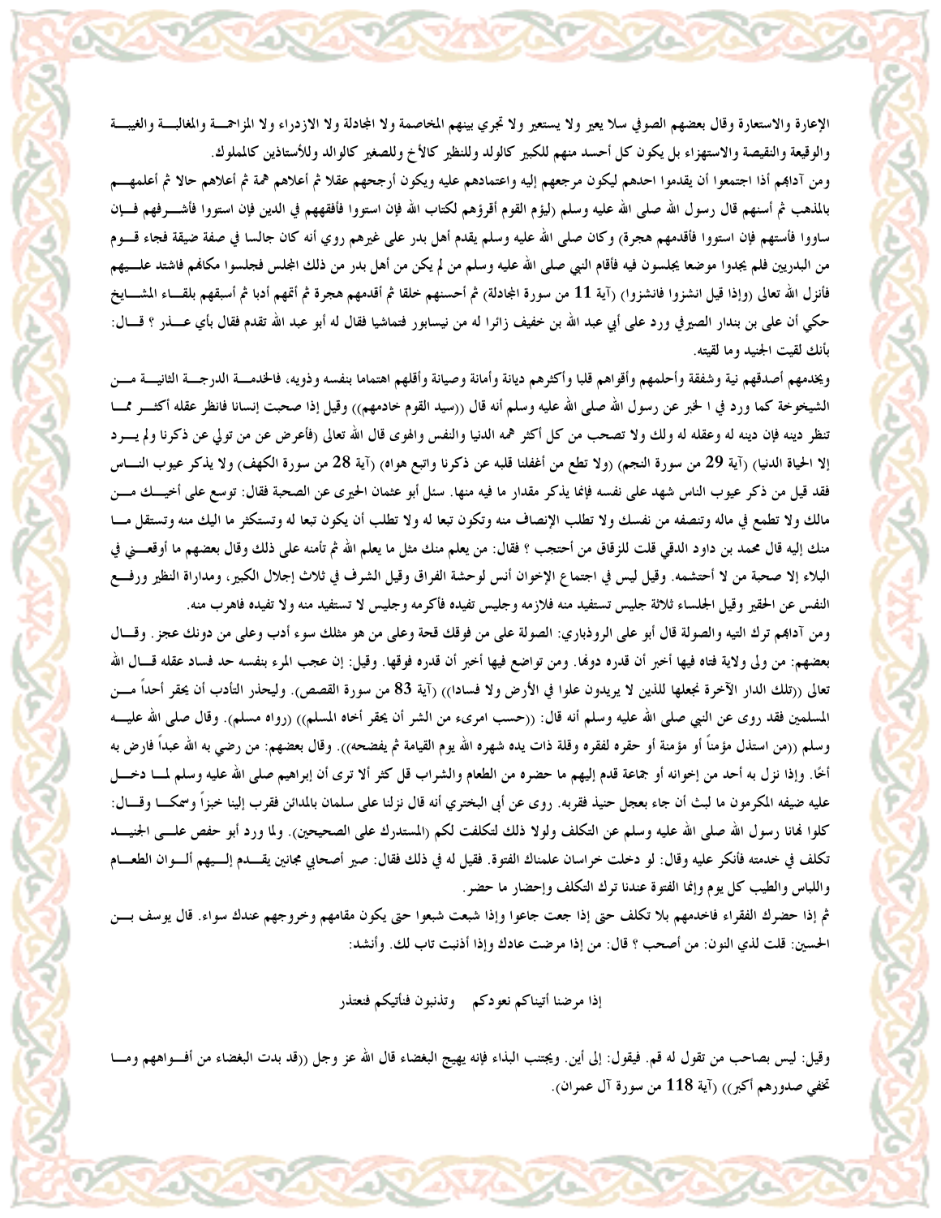الإعارة والاستعارة وقال بعضهم الصوفي سلا يعير ولا يستعير ولا تجري بينهم المخاصمة ولا المجادلة ولا الازدراء ولا المزاحمة والمغالبة والغيبة والوقيعة والنقيصة والاستهزاء بل يكون كل أحسد منهم للكبير كالولد وللنظير كالأخ وللصغير كالوالد وللأستاذين كالمملوك.

ومن آدابهم أذا اجتمعوا أن يقدموا احدهم ليكون مرجعهم إليه واعتمادهم عليه ويكون أرجحهم عقلا ثم أعلاهم همة ثم أعلاهم حالا ثم أعلمهم بالمذهب ثم أسنهم قال رسول الله صلى الله عليه وسلم (ليؤم القوم أقرؤهم لكتاب الله فإن استووا فأفقههم في الدين فإن استووا فأشرفهم فإن ساووا فأسنهم فإن استووا فأقدمهم هجرة) وكان صلى الله عليه وسلم يقدم أهل بدر على غيرهم روي أنه كان جالسا في صفة ضيقة فجاء قوم من البدريين فلم يجدوا موضعا يجلسون فيه فأقام النبي صلى الله عليه وسلم من لم يكن من أهل بدر من ذلك المجلس فجلسوا مكانهم فاشتد عليهم فأنزل الله تعالى (وإذا قيل انشزوا فانشزوا) (آية 11 من سورة المجادلة) ثم أحسنهم خلقا ثم أقدمهم هجرة ثم أتمهم أدبا ثم أسبقهم بلقاء المشايخ حكي أن على بن بندار الصيرفي ورد على أبي عبد الله بن خفيف زائرا له من نيسابور فتماشيا فقال له أبو عبد الله تقدم فقال بأي عذر ؟ قال: بأنك لقيت الجنيد وما لقيته.

ويخدمهم أصدقهم نية وشفقة وأحلمهم وأقواهم قلبا وأكثرهم ديانة وأمانة وصيانة وأقلهم اهتماما بنفسه وذويه، فالخدمة الدرجة الثانية من الشيخوخة كما ورد في ا لخبر عن رسول الله صلى الله عليه وسلم أنه قال ((سيد القوم خادمهم)) وقيل إذا صحبت إنسانا فانظر عقله أكثر مما تنظر دينه فإن دينه له وعقله له ولك ولا تصحب من كل أكثر همه الدنيا والنفس والهوى قال الله تعالى (فأعرض عن من تولي عن ذكرنا ولم يرد إلا الحياة الدنيا) (آية 29 من سورة النجم) (ولا تطع من أغفلنا قلبه عن ذكرنا واتبع هواه) (آية 28 من سورة الكهف) ولا يذكر عيوب الناس فقد قيل من ذكر عيوب الناس شهد على نفسه فإنما يذكر مقدار ما فيه منها. سئل أبو عثمان الحيرى عن الصحبة فقال: توسع على أخيك من مالك ولا تطمع في ماله وتنصفه من نفسك ولا تطلب الإنصاف منه وتكون تبعا له ولا تطلب أن يكون تبعا لك وتستكثر ما اليك منه وتستقل ما منك إليه قال محمد بن داود الدقي قلت للزقاق من أحتجب ؟ فقال: من يعلم منك مثل ما يعلم الله ثم تأمنه على ذلك وقال بعضهم ما أوقعني في البلاء إلا صحبة من لا أحتشمه. وقيل ليس في اجتماع الإخوان أنس لوحشة الفراق وقيل الشرف في ثلاث إجلال الكبير، ومداراة النظير ورفع النفس عن الحقير وقيل الجلساء ثلاثة جليس تستفيد منه فلازمه وجليس تفيده فأكرمه وجليس لا تستفيد منه ولا تفيده فاهرب منه.

ومن آدابهم ترك التيه والصولة قال أبو على الروذباري: الصولة على من فوقك قحة وعلى من هو مثلك سوء أدب وعلى من دونك عجز. وقال بعضهم: من ولى ولاية فتاه فيها أخبر أن قدره دونها. ومن تواضع فيها أخبر أن قدره فوقها. وقيل: إن عجب المرء بنفسه حد فساد عقله قال الله تعالى ((تلك الدار الآخرة نجعلها للذين لا يريدون علوا في الأرض ولا فسادا)) (آية 83 من سورة القصص). وليحذر التأدب أن يحقر أحداً من المسلمين فقد روى عن النبي صلى الله عليه وسلم أنه قال: ((حسب امرىء من الشر أن يحقر أخاه المسلم)) (رواه مسلم). وقال صلى الله عليه وسلم ((من استذل مؤمناً أو مؤمنة أو حقره لفقره وقلة ذات يده شهره الله يوم القيامة ثم يفضحه)). وقال بعضهم: من رضي به الله عبداً فارض به أخًا. وإذا نزل به أحد من إخوانه أو جماعة قدم إليهم ما حضره من الطعام والشراب قل كثر ألا ترى أن إبراهيم صلى الله عليه وسلم لما دخل عليه ضيفه المكرمون ما لبث أن جاء بعجل حنيذ فقربه. روى عن أبي البختري أنه قال نزلنا على سلمان بالمدائن فقرب إلينا خبزاً وسمكاً وقال: كلوا نهانا رسول الله صلى الله عليه وسلم عن التكلف ولولا ذلك لتكلفت لكم (المستدرك على الصحيحين). ولما ورد أبو حفص على الجنيد تكلف في خدمته فأنكر عليه وقال: لو دخلت خراسان علمناك الفتوة. فقيل له في ذلك فقال: صير أصحابي مجانين يقدم إليهم ألوان الطعام واللباس والطيب كل يوم وإنما الفتوة عندنا ترك التكلف وإحضار ما حضر.

ثم إذا حضرك الفقراء فاخدمهم بلا تكلف حتى إذا جعت جاعوا وإذا شبعت شبعوا حتى يكون مقامهم وخروجهم عندك سواء. قال يوسف بن الحسين: قلت لذي النون: من أصحب ؟ قال: من إذا مرضت عادك وإذا أذنبت تاب لك. وأنشد:

إذا مرضنا أتيناكم نعودكم     وتذنبون فنأتيكم فنعتذر

وقيل: ليس بصاحب من تقول له قم. فيقول: إلى أين. ويجتنب البذاء فإنه يهيج البغضاء قال الله عز وجل ((قد بدت البغضاء من أفواههم وما تخفي صدورهم أكبر)) (آية 118 من سورة آل عمران).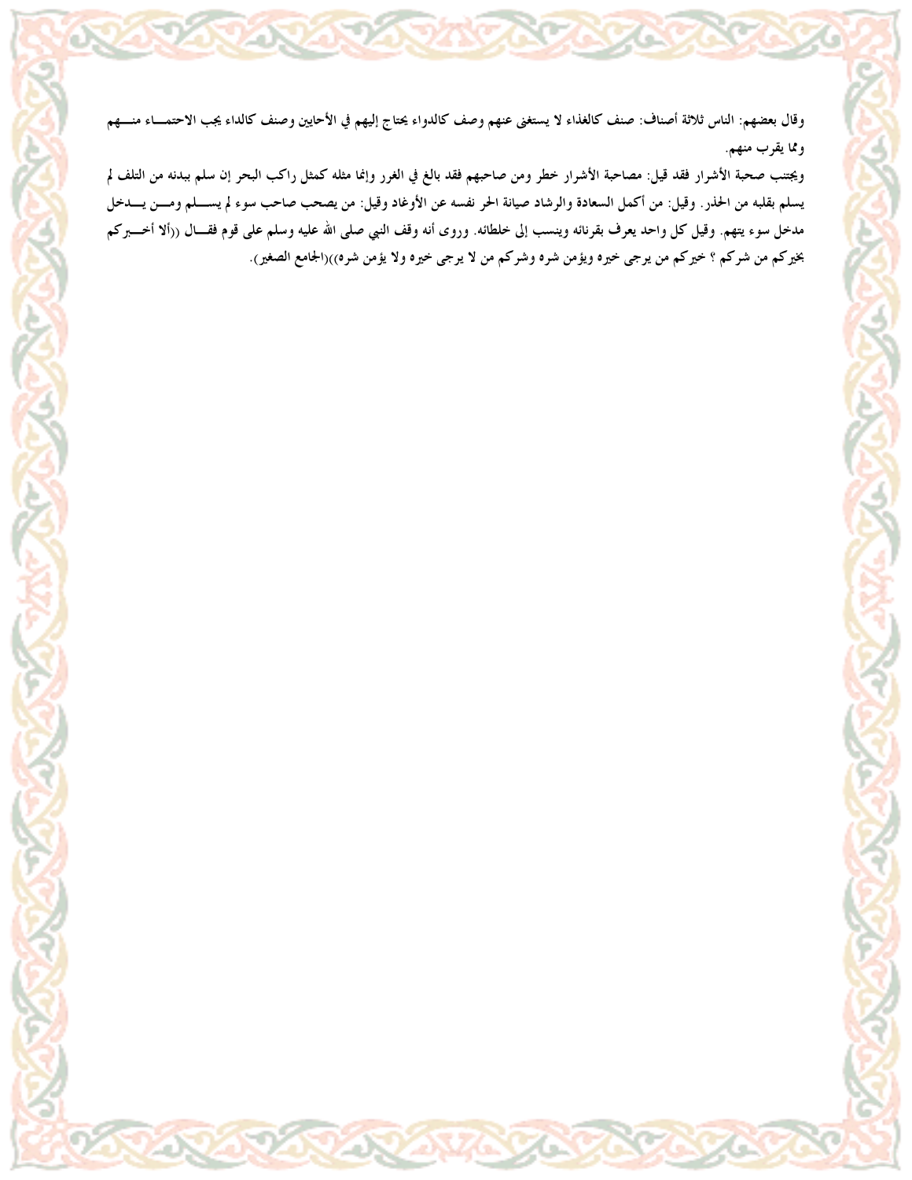وقال بعضهم: الناس ثلاثة أصناف: صنف كالغذاء لا يستغنى عنهم وصف كالدواء يحتاج إليهم في الأحايين وصنف كالداء يجب الاحتماء منهم ومما يقرب منهم.

ويجتنب صحبة الأشرار فقد قيل: مصاحبة الأشرار خطر ومن صاحبهم فقد بالغ في الغرر وإنما مثله كمثل راكب البحر إن سلم ببدنه من التلف لم يسلم بقلبه من الحذر. وقيل: من أكمل السعادة والرشاد صيانة الحر نفسه عن الأوغاد وقيل: من يصحب صاحب سوء لم يسلم ومن يدخل مدخل سوء يتهم. وقيل كل واحد يعرف بقرنائه وينسب إلى خلطائه. وروى أنه وقف النبي صلى الله عليه وسلم على قوم فقال ((ألا أخبركم بخيركم من شركم ؟ خيركم من يرجى خيره ويؤمن شره وشركم من لا يرجى خيره ولا يؤمن شره))(الجامع الصغير).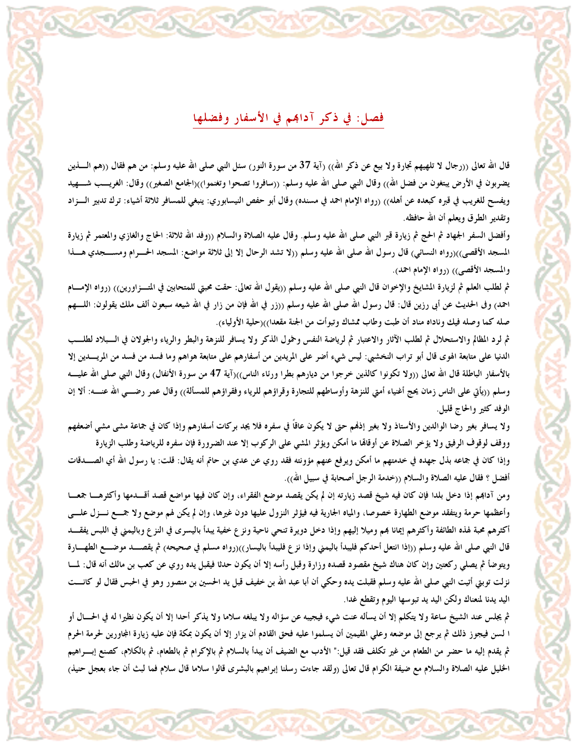## فصل: في ذكر آدابهم في الأسفار وفضلها

قال الله تعالى ((رجال لا تلهيهم تجارة ولا بيع عن ذكر الله)) (آية 37 من سورة النور) سئل النبي صلى الله عليه وسلم: من هم فقال ((هم الذين يضربون في الأرض يبتغون من فضل الله)) وقال النبي صلى الله عليه وسلم: ((سافروا تصحوا وتغنموا))(الجامع الصغير)) وقال: الغريب شهيد ويفسح للغريب في قبره كبعده عن أهله)) (رواه الإمام احمد في مسنده) وقال أبو حفص النيسابوري: ينبغي للمسافر ثلاثة أشياء: ترك تدبير الزاد وتقدير الطرق ويعلم أن الله حافظه.

وأفضل السفر الجهاد ثم الحج ثم زيارة قبر النبي صلى الله عليه وسلم. وقال عليه الصلاة والسلام ((وفد الله ثلاثة: الحاج والغازي والمعتمر ثم زيارة المسجد الأقصى))(رواه النسائي) قال رسول الله صلى الله عليه وسلم ((لا تشد الرحال إلا إلى ثلاثة مواضع: المسجد الحرام ومسجدي هذا والمسجد الأقصى)) (رواه الإمام احمد).

ثم لطلب العلم ثم لزيارة المشايخ والإخوان قال النبي صلى الله عليه وسلم ((يقول الله تعالى: حقت محبتي للمتحابين في المتزاورين)) (رواه الإمام احمد) وفي الحديث عن أبي رزين قال: قال رسول الله صلى الله عليه وسلم ((زر في الله فإن من زار في الله شيعه سبعون ألف ملك يقولون: اللهم صله كما وصله فيك وناداه مناد أن طبت وطاب ممشاك وتبوأت من الجنة مقعدا))(حلية الأولياء).

ثم لرد المظالم والاستحلال ثم لطلب الآثار والاعتبار ثم لرياضة النفس وخمول الذكر ولا يسافر للنزهة والبطر والرياء والجولان في البلاد لطلب الدنيا على متابعة الهوى قال أبو تراب النخشبي: ليس شيء أضر على المريدين من أسفارهم على متابعة هواهم وما فسد من فسد من المريدين إلا بالأسفار الباطلة قال الله تعالى ((ولا تكونوا كالذين خرجوا من ديارهم بطرا ورئاء الناس))(آية 47 من سورة الأنفال) وقال النبي صلى الله عليه وسلم ((يأتي على الناس زمان يحج أغنياء أمتي للنزهة وأوساطهم للتجارة وقراؤهم للرياء وفقراؤهم للمسألة)) وقال عمر رضي الله عنه: ألا إن الوفد كثير والحاج قليل.

ولا يسافر بغير رضا الوالدين والأستاذ ولا بغير إذنهم حتى لا يكون عاقاً في سفره فلا يجد بركات أسفارهم وإذا كان في جماعة مشى مشي أضعفهم ووقف لوقوف الرفيق ولا يؤخر الصلاة عن أوقاتها ما أمكن ويؤثر المشي على الركوب إلا عند الضرورة فإن سفره للرياضة وطلب الزيارة

وإذا كان في جماعه بذل جهده في خدمتهم ما أمكن ويرفع عنهم مؤونته فقد روي عن عدي بن حاتم أنه يقال: قلت: يا رسول الله أي الصدقات أفضل ؟ فقال عليه الصلاة والسلام ((خدمة الرجل أصحابة في سبيل الله)).

ومن آدابهم إذا دخل بلدا فإن كان فيه شيخ قصد زيارته إن لم يكن يقصد موضع الفقراء، وإن كان فيها مواضع قصد أقدمها وأكثرها جمعا وأعظمها حرمة ويتفقد موضع الطهارة خصوصا، والمياه الجارية فيه فيؤثر النزول عليها دون غيرها، وإن لم يكن لهم موضع ولا جمع نزل على أكثرهم محبة لهذه الطائفة وأكثرهم إيمانا بهم وميلا إليهم وإذا دخل دويرة تنحى ناحية ونزع خفية يبدأ باليسرى في النزع وباليمني في اللبس يفقد قال النبي صلى الله عليه وسلم ((إذا انتعل أحدكم فليبدأ باليمني وإذا نزع فليبدأ باليسار))(رواه مسلم في صحيحه) ثم يقصد موضع الطهارة ويتوضأ ثم يصلي ركعتين وإن كان هناك شيخ مقصود قصده وزارة وقبل رأسه إلا أن يكون حدثا فيقبل يده روي عن كعب بن مالك أنه قال: لما نزلت توبتي أتيت النبي صلى الله عليه وسلم فقبلت يده وحكي أن أبا عبد الله بن خفيف قبل يد الحسين بن منصور وهو في الحبس فقال لو كانت اليد يدنا لمنعناك ولكن اليد يد تبوسها اليوم وتقطع غدا.

ثم يجلس عند الشيخ ساعة ولا يتكلم إلا أن يسأله عنت شيء فيجيبه عن سؤاله ولا يبلغه سلاما ولا يذكر أحدا إلا أن يكون نظيرا له في الحال أو ا لسن فيجوز ذلك ثم يرجع إلى موضعه وعلي المقيمين أن يسلموا عليه فحق القادم أن يزار إلا أن يكون بمكة فإن عليه زيارة المجاورين لحرمة الحرم ثم يقدم إليه ما حضر من الطعام من غير تكلف فقد قيل:" الأدب مع الضيف أن يبدأ بالسلام ثم بالإكرام ثم بالطعام، ثم بالكلام، كصنع إبراهيم الخليل عليه الصلاة والسلام مع ضيفة الكرام قال تعالى (ولقد جاءت رسلنا إبراهيم بالبشرى قالوا سلاما قال سلام فما لبث أن جاء بعجل حنيذ)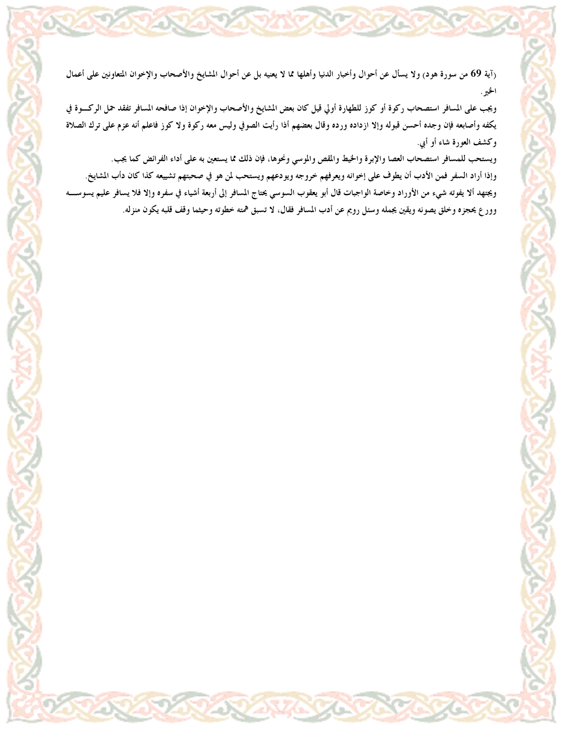(آية 69 من سورة هود) ولا يسأل عن أحوال وأخبار الدنيا وأهلها مما لا يعنيه بل عن أحوال المشايخ والأصحاب والإخوان المتعاونين على أعمال الخير.

ويجب على المسافر استصحاب ركوة أو كوز للطهارة أولي قيل كان بعض المشايخ والأصحاب والإخوان إذا صافحه المسافر تفقد حمل الركـــوة في يكفه وأصابعه فإن وجده أحسن قبوله وإلا ازداده ورده وقال بعضهم أذا رأيت الصوفي وليس معه ركوة ولا كوز فاعلم أنه عزم على ترك الصلاة وكشف العورة شاء أو أبي.

ويستحب للمسافر استصحاب العصا والإبرة والخيط والمقص والموسي ونحوها، فإن ذلك مما يستعين به على أداء الفرائض كما يجب.

وإذا أراد السفر فمن الأدب أن يطوف على إخوانه ويعرفهم خروجه ويودعهم ويستحب لمن هو في صحبتهم تشييعه كذا كان دأب المشايخ.

ويجتهد ألا يفوته شيء من الأوراد وخاصة الواجبات قال أبو يعقوب السوسي يحتاج المسافر إلى أربعة أشياء في سفره وإلا فلا يسافر عليم يسوســـه وورع يحجزه وخلق يصونه ويقين يحمله وسئل رويم عن أدب المسافر فقال، لا تسبق همته خطوته وحيثما وقف قلبه يكون منزله.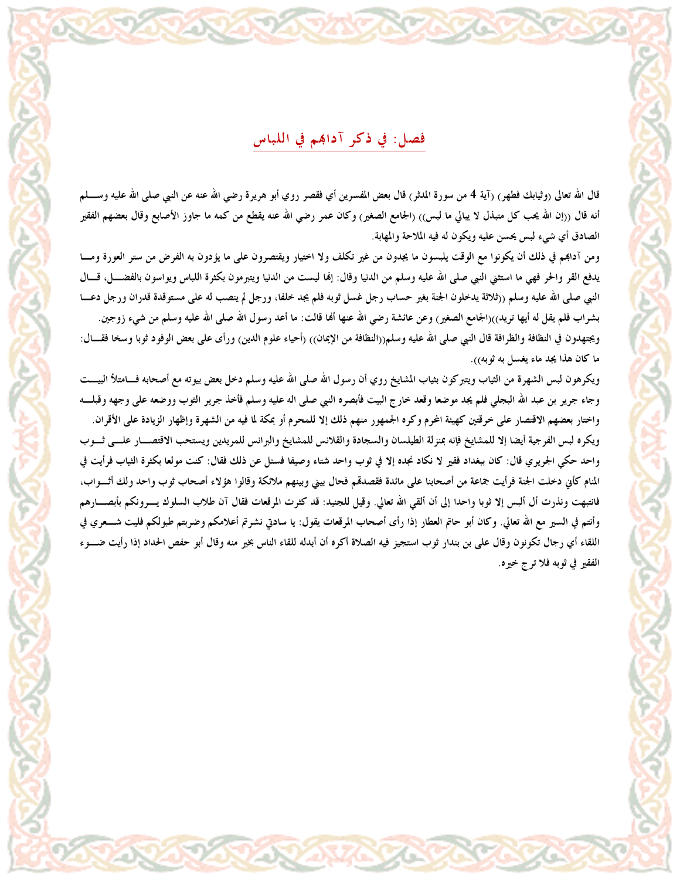## فصل: في ذكر آدابهم في اللباس

قال الله تعالى (وثيابك فطهر) (آية 4 من سورة المدثر) قال بعض المفسرين أي فقصر روي أبو هريرة رضي الله عنه عن النبي صلى الله عليه وسلم أنه قال ((إن الله يحب كل متبذل لا يبالي ما لبس)) (الجامع الصغير) وكان عمر رضي الله عنه يقطع من كمه ما جاوز الأصابع وقال بعضهم الفقير الصادق أي شيء لبس يحسن عليه ويكون له فيه الملاحة والمهابة.

ومن آدابهم في ذلك أن يكونوا مع الوقت يلبسون ما يجدون من غير تكلف ولا اختيار ويقتصرون على ما يؤدون به الفرض من ستر العورة وما يدفع القر والحر فهي ما استثني النبي صلى الله عليه وسلم من الدنيا وقال: إنما ليست من الدنيا ويتبرمون بكثرة اللباس ويواسون بالفضل، قال النبي صلى الله عليه وسلم ((ثلاثة يدخلون الجنة بغير حساب رجل غسل ثوبه فلم يجد خلفا، ورجل لم ينصب له على مستوقدة قدران ورجل دعا بشراب فلم يقل له أيها تريد))(الجامع الصغير) وعن عائشة رضي الله عنها أنها قالت: ما أعد رسول الله صلى الله عليه وسلم من شيء زوجين.

ويجتهدون في النظافة والظرافة قال النبي صلى الله عليه وسلم((النظافة من الإيمان)) (أحياء علوم الدين) ورأى على بعض الوفود ثوبا وسخا فقال: ما كان هذا يجد ماء يغسل به ثوبه)).

ويكرهون لبس الشهرة من الثياب ويتبركون بثياب المشايخ روي أن رسول الله صلى الله عليه وسلم دخل بعض بيوته مع أصحابه فامتلأ البيت وجاء جرير بن عبد الله البجلي فلم يجد موضعا وقعد خارج البيت فأبصره النبي صلى اله عليه وسلم فأخذ جرير الثوب ووضعه على وجهه وقبله واختار بعضهم الاقتصار على خرقتين كهيئة المحرم وكره الجمهور منهم ذلك إلا للمحرم أو بمكة لما فيه من الشهرة وإظهار الزيادة على الأقران.

ويكره لبس الفرجية أيضا إلا للمشايخ فإنه بمنزلة الطيلسان والسجادة والقلانس للمشايخ والبرانس للمريدين ويستحب الاقتصار على ثوب واحد حكي الجريري قال: كان ببغداد فقير لا نكاد نجده إلا في ثوب واحد شتاء وصيفا فسئل عن ذلك فقال: كنت مولعا بكثرة الثياب فرأيت في المنام كأني دخلت الجنة فرأيت جماعة من أصحابنا على مائدة فقصدتهم فحال بيني وبينهم ملائكة وقالوا هؤلاء أصحاب ثوب واحد ولك أثواب، فانتبهت ونذرت أل ألبس إلا ثوبا واحدا إلى أن ألقي الله تعالي. وقيل للجنيد: قد كثرت المرقعات فقال آن طلاب السلوك يرونكم بأبصارهم وأنتم في السير مع الله تعالي. وكان أبو حاتم العطار إذا رأى أصحاب المرقعات يقول: يا سادتي نشرتم أعلامكم وضربتم طبولكم فليت شعري في اللقاء أي رجال تكونون وقال على بن بندار ثوب استجيز فيه الصلاة أكره أن أبدله للقاء الناس بخير منه وقال أبو حفص الحداد إذا رأيت ضوء الفقير في ثوبه فلا ترج خيره.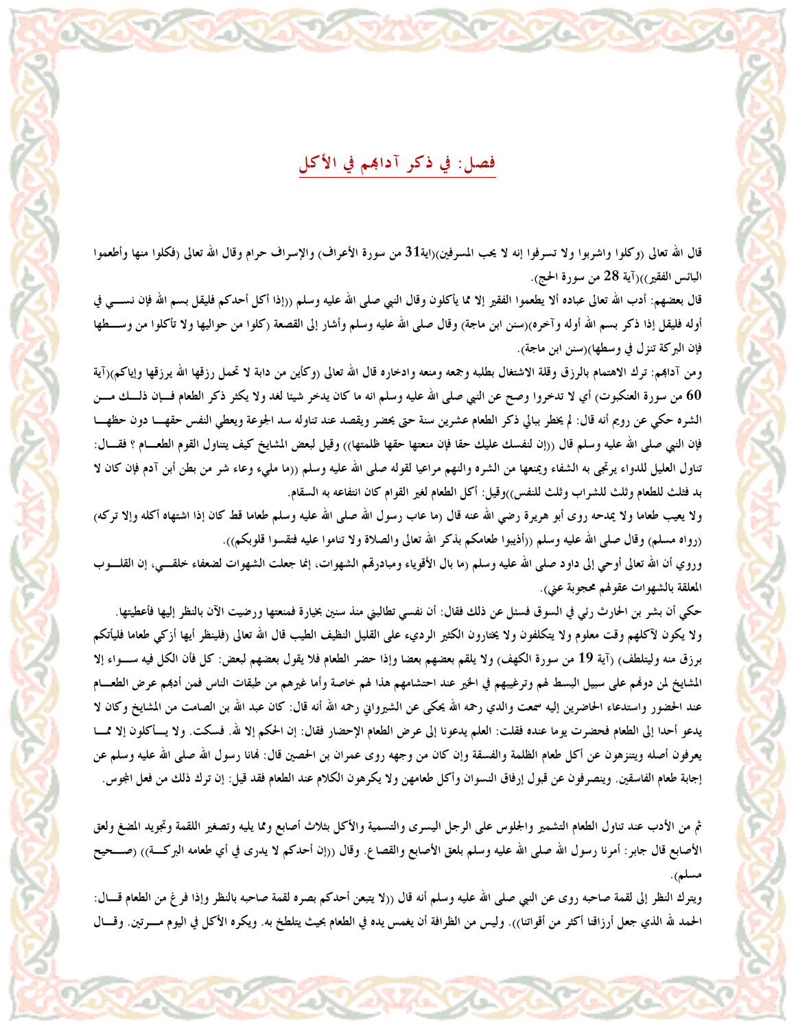## فصل: في ذكر آدابهم في الأكل

قال الله تعالى (وكلوا واشربوا ولا تسرفوا إنه لا يحب المسرفين)(اية31 من سورة الأعراف) والإسراف حرام وقال الله تعالى (فكلوا منها وأطعموا البائس الفقير))(آية 28 من سورة الحج).

قال بعضهم: أدب الله تعالى عباده ألا يطعموا الفقير إلا مما يأكلون وقال النبي صلى الله عليه وسلم ((إذا أكل أحدكم فليقل بسم الله فإن نسي في أوله فليقل إذا ذكر بسم الله أوله وآخره)(سنن ابن ماجة) وقال صلى الله عليه وسلم وأشار إلى القصعة (كلوا من حواليها ولا تأكلوا من وسطها فإن البركة تنزل في وسطها)(سنن ابن ماجة).

ومن آدابهم: ترك الاهتمام بالرزق وقلة الاشتغال بطلبه وجمعه ومنعه وادخاره قال الله تعالى (وكأين من دابة لا تحمل رزقها الله يرزقها وإياكم)(آية 60 من سورة العنكبوت) أي لا تدخروا وصح عن النبي صلى الله عليه وسلم انه ما كان يدخر شيئا لغد ولا يكثر ذكر الطعام فإن ذلك من الشره حكي عن رويم أنه قال: لم يخطر ببالي ذكر الطعام عشرين سنة حتى يحضر ويقصد عند تناوله سد الجوعة ويعطي النفس حقها دون حظها فإن النبي صلى الله عليه وسلم قال ((إن لنفسك عليك حقا فإن منعتها حقها ظلمتها)) وقيل لبعض المشايخ كيف يتناول القوم الطعام ؟ فقال: تناول العليل للدواء يرتجي به الشفاء ويمنعها من الشره والنهم مراعيا لقوله صلى الله عليه وسلم ((ما مليء وعاء شر من بطن أبن آدم فإن كان لا بد فثلث للطعام وثلث للشراب وثلث للنفس))وقيل: أكل الطعام لغير القوام كان انتفاعه به السقام.

ولا يعيب طعاما ولا يمدحه روى أبو هريرة رضي الله عنه قال (ما عاب رسول الله صلى الله عليه وسلم طعاما قط كان إذا اشتهاه أكله وإلا تركه) (رواه مسلم) وقال صلى الله عليه وسلم ((أذيبوا طعامكم بذكر الله تعالى والصلاة ولا تناموا عليه فتقسوا قلوبكم)).

وروي أن الله تعالى أوحي إلى داود صلى الله عليه وسلم (ما بال الأقوياء ومبادرتهم الشهوات، إنما جعلت الشهوات لضعفاء خلقي، إن القلوب المعلقة بالشهوات عقولهم محجوبة عني).

حكي أن بشر بن الحارث رئي في السوق فسئل عن ذلك فقال: أن نفسي تطالبني منذ سنين بخيارة فمنعتها ورضيت الآن بالنظر إليها فأعطيتها.

ولا يكون لآكلهم وقت معلوم ولا يتكلفون ولا يختارون الكثير الرديء على القليل النظيف الطيب قال الله تعالى (فلينظر أيها أزكي طعاما فليأتكم برزق منه وليتلطف) (آية 19 من سورة الكهف) ولا يلقم بعضهم بعضا وإذا حضر الطعام فلا يقول بعضهم لبعض: كل فأن الكل فيه سواء إلا المشايخ لمن دونهم على سبيل البسط لهم وترغيبهم في الخير عند احتشامهم هذا لهم خاصة وأما غيرهم من طبقات الناس فمن أدبهم عرض الطعام عند الحضور واستدعاء الحاضرين إليه سمعت والدي رحمه الله يحكى عن الشيرواني رحمه الله أنه قال: كان عبد الله بن الصامت من المشايخ وكان لا يدعو أحدا إلى الطعام فحضرت يوما عنده فقلت: العلم يدعونا إلى عرض الطعام الإحضار فقال: إن الحكم إلا لله. فسكت. ولا يأكلون إلا مما يعرفون أصله ويتنزهون عن أكل طعام الظلمة والفسقة وإن كان من وجهه روى عمران بن الحصين قال: نهانا رسول الله صلى الله عليه وسلم عن إجابة طعام الفاسقين. وينصرفون عن قبول إرفاق النسوان وأكل طعامهن ولا يكرهون الكلام عند الطعام فقد قيل: إن ترك ذلك من فعل المجوس.

ثم من الأدب عند تناول الطعام التشمير والجلوس على الرجل اليسرى والتسمية والأكل بثلاث أصابع ومما يليه وتصغير اللقمة وتجويد المضغ ولعق الأصابع قال جابر: أمرنا رسول الله صلى الله عليه وسلم بلعق الأصابع والقصاع. وقال ((إن أحدكم لا يدرى في أي طعامه البركة)) (صحيح مسلم).

ويترك النظر إلى لقمة صاحبه روى عن النبي صلى الله عليه وسلم أنه قال ((لا يتبعن أحدكم بصره لقمة صاحبه بالنظر وإذا فرغ من الطعام قال: الحمد لله الذي جعل أرزاقنا أكثر من أقواتنا)). وليس من الظرافة أن يغمس يده في الطعام بحيث يتلطخ به. ويكره الأكل في اليوم مرتين. وقال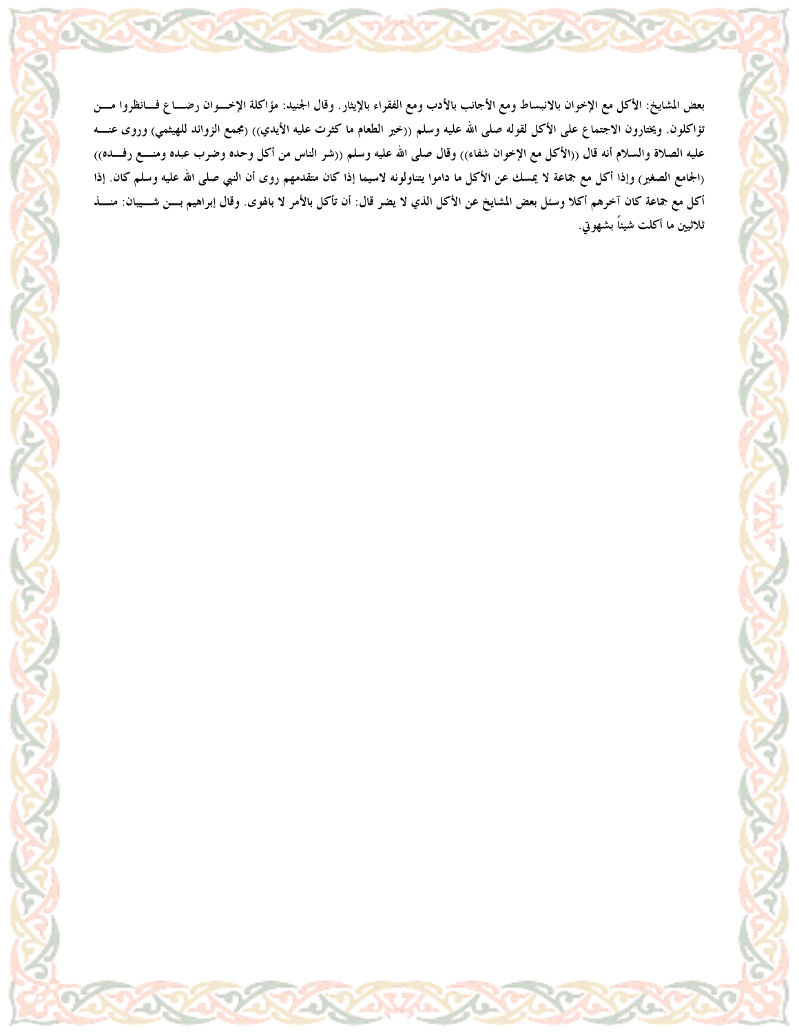بعض المشايخ: الأكل مع الإخوان بالانبساط ومع الأجانب بالأدب ومع الفقراء بالإيثار. وقال الجنيد: مؤاكلة الإخـوان رضـاع فـانظروا مـن تؤاكلون. ويختارون الاجتماع على الأكل لقوله صلى الله عليه وسلم ((خير الطعام ما كثرت عليه الأيدي)) (مجمع الزوائد للهيثمي) وروى عنـه عليه الصلاة والسلام أنه قال ((الأكل مع الإخوان شفاء)) وقال صلى الله عليه وسلم ((شر الناس من أكل وحده وضرب عبده ومنـع رفـده)) (الجامع الصغير) وإذا أكل مع جماعة لا يمسك عن الأكل ما داموا يتناولونه لاسيما إذا كان متقدمهم روى أن النبي صلى الله عليه وسلم كان. إذا أكل مع جماعة كان آخرهم أكلا وسئل بعض المشايخ عن الأكل الذي لا يضر قال: أن تأكل بالأمر لا بالهوى. وقال إبراهيم بـن شـيبان: منـذ ثلاثين ما أكلت شيئاً بشهوتي.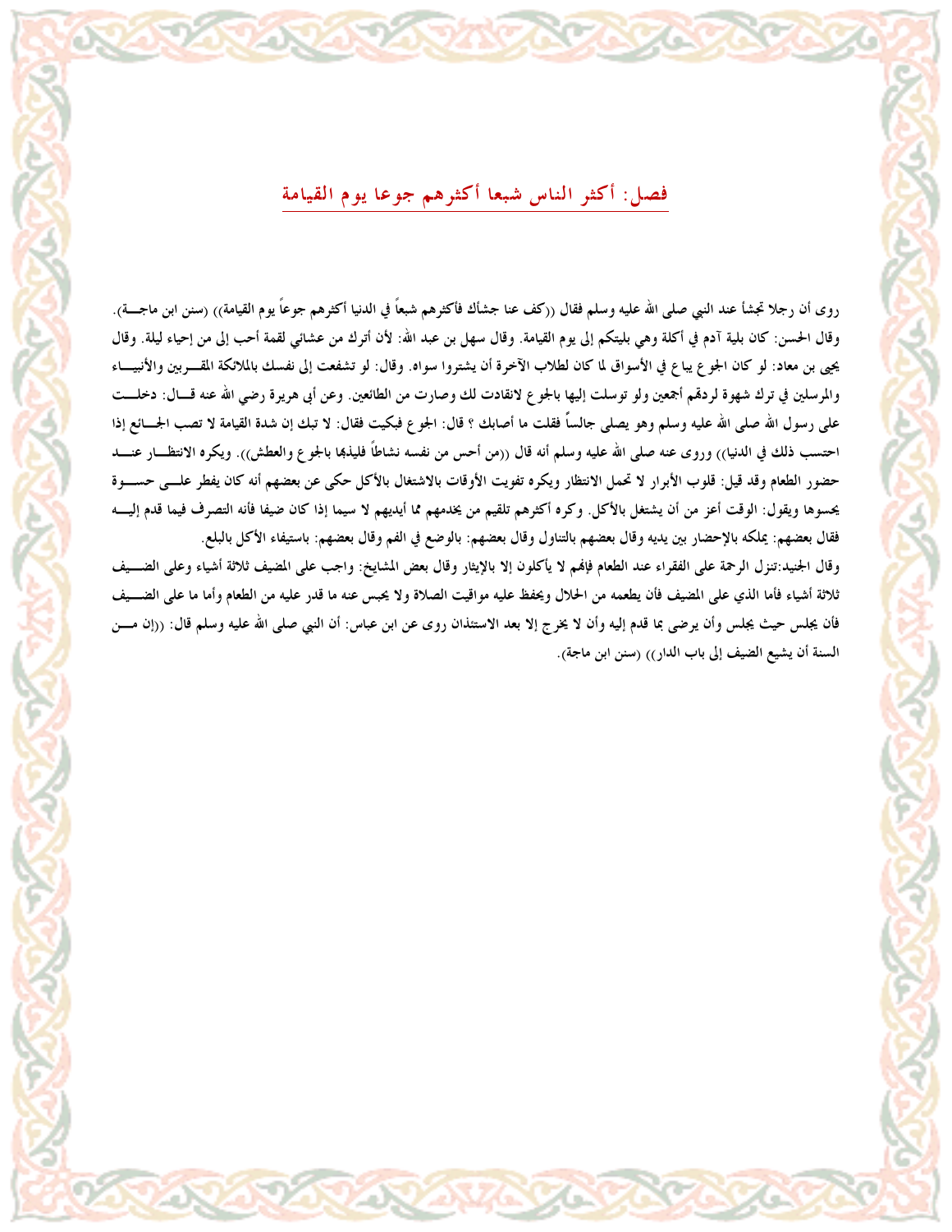## فصل: أكثر الناس شبعا أكثرهم جوعا يوم القيامة

روى أن رجلا تجشأ عند النبي صلى الله عليه وسلم فقال ((كف عنا جشأك فأكثرهم شبعاً في الدنيا أكثرهم جوعاً يوم القيامة)) (سنن ابن ماجــة). وقال الحسن: كان بلية آدم في أكلة وهي بليتكم إلى يوم القيامة. وقال سهل بن عبد الله: لأن أترك من عشائي لقمة أحب إلى من إحياء ليلة. وقال يحيى بن معاد: لو كان الجوع يباع في الأسواق لما كان لطلاب الآخرة أن يشتروا سواه. وقال: لو تشفعت إلى نفسك بالملائكة المقــربين والأنبيـــاء والمرسلين في ترك شهوة لردهم أجمعين ولو توسلت إليها بالجوع لانقادت لك وصارت من الطائعين. وعن أبي هريرة رضي الله عنه قــال: دخلــت على رسول الله صلى الله عليه وسلم وهو يصلى جالساً فقلت ما أصابك ؟ قال: الجوع فبكيت فقال: لا تبك إن شدة القيامة لا تصب الجــائع إذا احتسب ذلك في الدنيا)) وروى عنه صلى الله عليه وسلم أنه قال ((من أحس من نفسه نشاطاً فليذبها بالجوع والعطش)). ويكره الانتظــار عنــد حضور الطعام وقد قيل: قلوب الأبرار لا تحمل الانتظار ويكره تفويت الأوقات بالاشتغال بالأكل حكى عن بعضهم أنه كان يفطر علــى حســوة يحسوها ويقول: الوقت أعز من أن يشتغل بالأكل. وكره أكثرهم تلقيم من يخدمهم مما أيديهم لا سيما إذا كان ضيفا فأنه التصرف فيما قدم إليــه فقال بعضهم: يملكه بالإحضار بين يديه وقال بعضهم بالتناول وقال بعضهم: بالوضع في الفم وقال بعضهم: باستيفاء الأكل بالبلع.

وقال الجنيد:تنزل الرحمة على الفقراء عند الطعام فإنهم لا يأكلون إلا بالإيثار وقال بعض المشايخ: واجب على المضيف ثلاثة أشياء وعلى الضــيف ثلاثة أشياء فأما الذي على المضيف فأن يطعمه من الحلال ويحفظ عليه مواقيت الصلاة ولا يحبس عنه ما قدر عليه من الطعام وأما ما على الضــيف فأن يجلس حيث يجلس وأن يرضى بما قدم إليه وأن لا يخرج إلا بعد الاستئذان روى عن ابن عباس: أن النبي صلى الله عليه وسلم قال: ((إن مــن السنة أن يشيع الضيف إلى باب الدار)) (سنن ابن ماجة).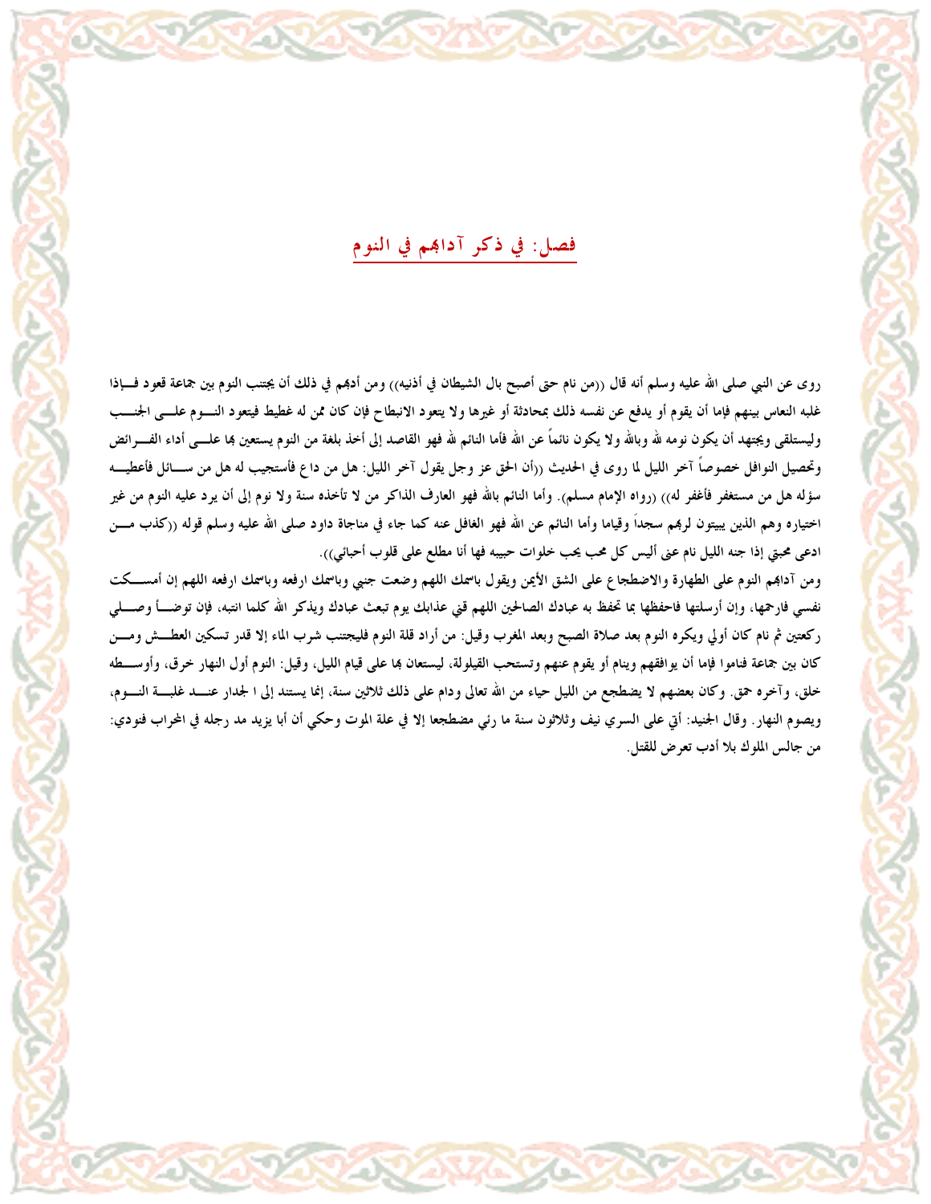## فصل: في ذكر آدابهم في النوم

روى عن النبي صلى الله عليه وسلم أنه قال ((من نام حتى أصبح بال الشيطان في أذنيه)) ومن أدبهم في ذلك أن يجتنب النوم بين جماعة قعود فإذا غلبه النعاس بينهم فإما أن يقوم أو يدفع عن نفسه ذلك بمحادثة أو غيرها ولا يتعود الانبطاح فإن كان ممن له غطيط فيتعود النوم على الجنب وليستلقي ويجتهد أن يكون نومه لله وبالله ولا يكون نائماً عن الله فأما النائم لله فهو القاصد إلى أخذ بلغة من النوم يستعين بها على أداء الفرائض وتحصيل النوافل خصوصاً آخر الليل لما روى في الحديث ((أن الحق عز وجل يقول آخر الليل: هل من داع فأستجيب له هل من سائل فأعطيه سؤله هل من مستغفر فأغفر له)) (رواه الإمام مسلم). وأما النائم بالله فهو العارف الذاكر من لا تأخذه سنة ولا نوم إلى أن يرد عليه النوم من غير اختياره وهم الذين يبيتون لربهم سجداً وقياما وأما النائم عن الله فهو الغافل عنه كما جاء في مناجاة داود صلى الله عليه وسلم قوله ((كذب من ادعى محبتي إذا جنه الليل نام عني أليس كل محب يحب خلوات حبيبه فها أنا مطلع على قلوب أحبائي)).

ومن آدابهم النوم على الطهارة والاضطجاع على الشق الأيمن ويقول باسمك اللهم وضعت جنبي وباسمك ارفعه وباسمك ارفعه اللهم إن أمسكت نفسي فارحمها، وإن أرسلتها فاحفظها بما تحفظ به عبادك الصالحين اللهم قني عذابك يوم تبعث عبادك ويذكر الله كلما انتبه، فإن توضأ وصلي ركعتين ثم نام كان أولي ويكره النوم بعد صلاة الصبح وبعد المغرب وقيل: من أراد قلة النوم فليجتنب شرب الماء إلا قدر تسكين العطش ومن كان بين جماعة فناموا فإما أن يوافقهم وينام أو يقوم عنهم وتستحب القيلولة، ليستعان بها على قيام الليل، وقيل: النوم أول النهار خرق، وأوسطه خلق، وآخره حمق. وكان بعضهم لا يضطجع من الليل حياء من الله تعالى ودام على ذلك ثلاثين سنة، إنما يستند إلى ا لجدار عند غلبة النوم، ويصوم النهار. وقال الجنيد: أتي على السري نيف وثلاثون سنة ما رئي مضطجعا إلا في علة الموت وحكي أن أبا يزيد مد رجله في المحراب فنودي: من جالس الملوك بلا أدب تعرض للقتل.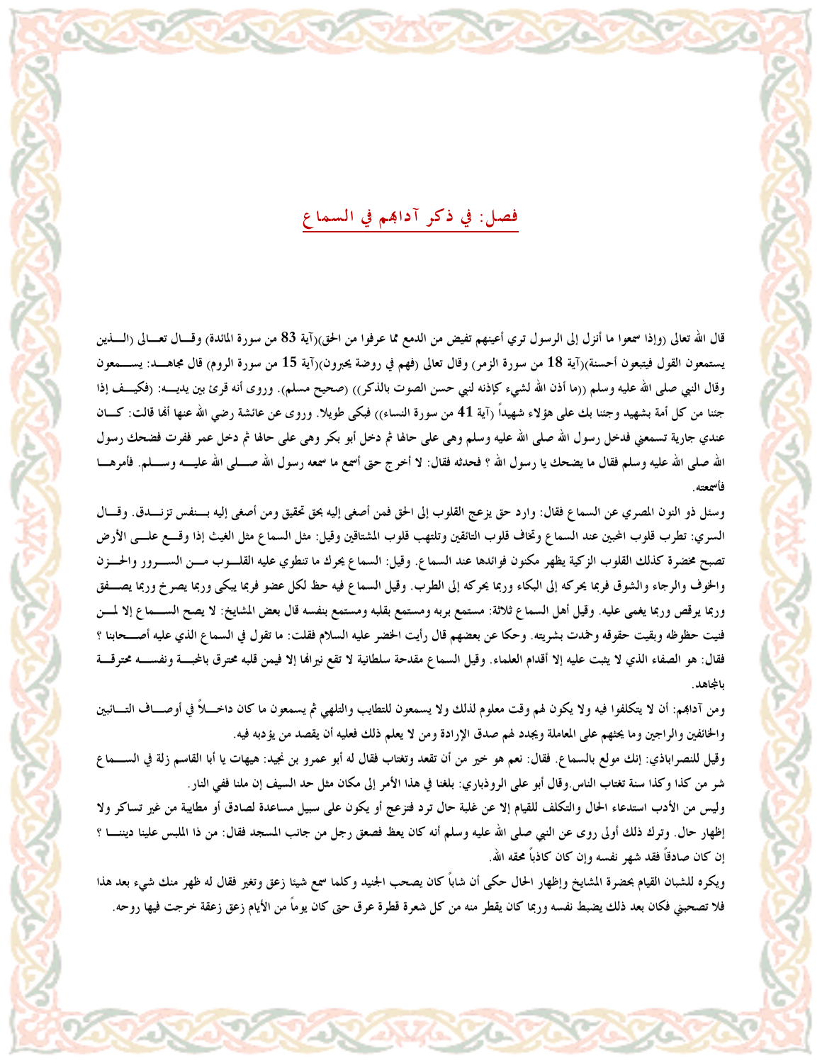## فصل: في ذكر آدابهم في السماع

قال الله تعالى (وإذا سمعوا ما أنزل إلى الرسول ترى أعينهم تفيض من الدمع مما عرفوا من الحق)(آية 83 من سورة المائدة) وقال تعالى (الذين يستمعون القول فيتبعون أحسنة)(آية 18 من سورة الزمر) وقال تعالى (فهم في روضة يحبرون)(آية 15 من سورة الروم) قال مجاهد: يسمعون وقال النبي صلى الله عليه وسلم ((ما أذن الله لشيء كإذنه لنبي حسن الصوت بالذكر)) (صحيح مسلم). وروى أنه قرئ بين يديه: (فكيف إذا جئنا من كل أمة بشهيد وجئنا بك على هؤلاء شهيداً (آية 41 من سورة النساء)) فبكى طويلا. وروى عن عائشة رضي الله عنها أنها قالت: كان عندي جارية تسمعني فدخل رسول الله صلى الله عليه وسلم وهي على حالها ثم دخل أبو بكر وهي على حالها ثم دخل عمر ففرت فضحك رسول الله صلى الله عليه وسلم فقال ما يضحك يا رسول الله ؟ فحدثه فقال: لا أخرج حتى أسمع ما سمعه رسول الله صلى الله عليه وسلم. فأمرها فأسمعته.

وسئل ذو النون المصري عن السماع فقال: وارد حق يزعج القلوب إلى الحق فمن أصغى إليه بحق تحقيق ومن أصغى إليه بنفس تزندق. وقال السري: تطرب قلوب المحبين عند السماع وتخاف قلوب التائبين وتلتهب قلوب المشتاقين وقيل: مثل السماع مثل الغيث إذا وقع على الأرض تصبح مخضرة كذلك القلوب الزكية يظهر مكنون فوائدها عند السماع. وقيل: السماع يحرك ما تنطوي عليه القلوب من السرور والحزن والخوف والرجاء والشوق فربما يحركه إلى البكاء وربما يحركه إلى الطرب. وقيل السماع فيه حظ لكل عضو فربما يبكي وربما يصرخ وربما يصفق وربما يرقص وربما يغمى عليه. وقيل أهل السماع ثلاثة: مستمع بربه ومستمع بقلبه ومستمع بنفسه قال بعض المشايخ: لا يصح السماع إلا لمن فنيت حظوظه وبقيت حقوقه وخمدت بشريته. وحكا عن بعضهم قال رأيت الخضر عليه السلام فقلت: ما تقول في السماع الذي عليه أصحابنا ؟ فقال: هو الصفاء الذي لا يثبت عليه إلا أقدام العلماء. وقيل السماع مقدحة سلطانية لا تقع نيرانها إلا فيمن قلبه محترق بالمحبة ونفسه محترقة بالمجاهد.

ومن آدابهم: أن لا يتكلفوا فيه ولا يكون لهم وقت معلوم لذلك ولا يسمعون للتطايب والتلهي ثم يسمعون ما كان داخلاً في أوصاف التائبين والخائفين والراجين وما يحثهم على المعاملة ويجدد لهم صدق الإرادة ومن لا يعلم ذلك فعليه أن يقصد من يؤدبه فيه.

وقيل للنصراباذي: إنك مولع بالسماع. فقال: نعم هو خير من أن تقعد وتغتاب فقال له أبو عمرو بن نجيد: هيهات يا أبا القاسم زلة في السماع شر من كذا وكذا سنة تغتاب الناس.وقال أبو علي الروذباري: بلغنا في هذا الأمر إلى مكان مثل حد السيف إن ملنا ففي النار.

وليس من الأدب استدعاء الحال والتكلف للقيام إلا عن غلبة حال ترد فتزعج أو يكون على سبيل مساعدة لصادق أو مطايبة من غير تساكر ولا إظهار حال. وترك ذلك أولى روى عن النبي صلى الله عليه وسلم أنه كان يعظ فصعق رجل من جانب المسجد فقال: من ذا الملبس علينا ديننا ؟ إن كان صادقاً فقد شهر نفسه وإن كان كاذباً محقه الله.

ويكره للشبان القيام بحضرة المشايخ وإظهار الحال حكى أن شاباً كان يصحب الجنيد وكلما سمع شيئا زعق وتغير فقال له ظهر منك شيء بعد هذا فلا تصحبني فكان بعد ذلك يضبط نفسه وربما كان يقطر منه من كل شعرة قطرة عرق حتى كان يوماً من الأيام زعق زعقة خرجت فيها روحه.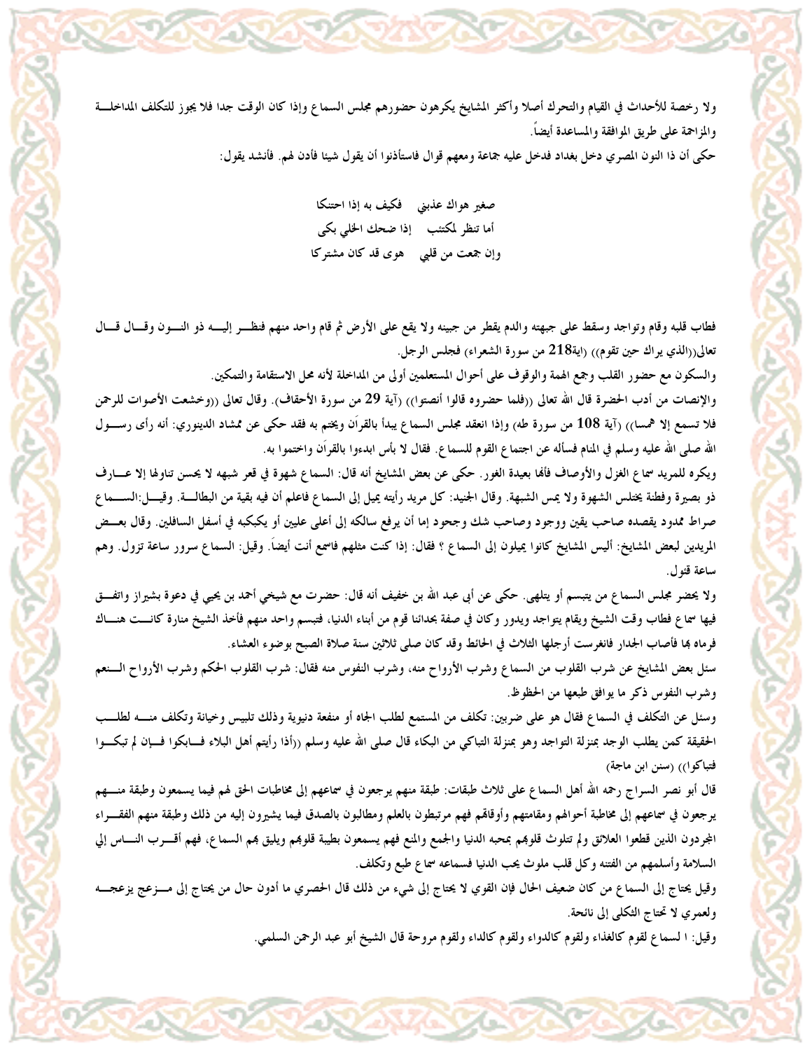ولا رخصة للأحداث في القيام والتحرك أصلا وأكثر المشايخ يكرهون حضورهم مجلس السماع وإذا كان الوقت جدا فلا يجوز للتكلف المداخلة والمزاحمة على طريق الموافقة والمساعدة أيضاً.

حكي أن ذا النون المصري دخل بغداد فدخل عليه جماعة ومعهم قوال فاستأذنوا أن يقول شيئا فأذن لهم. فأنشد يقول:

صغير هواك عذبني فكيف به إذا احتنكا
أما تنظر لمكتئب إذا ضحك الخلي بكى
وإن جمعت من قلبي هوى قد كان مشتركا

فطاب قلبه وقام وتواجد وسقط على جبهته والدم يقطر من جبينه ولا يقع على الأرض ثم قام واحد منهم فنظر إليه ذو النون وقال قال تعالى((الذي يراك حين تقوم)) (اية218 من سورة الشعراء) فجلس الرجل.

والسكون مع حضور القلب وجمع الهمة والوقوف على أحوال المستعلمين أولى من المداخلة لأنه محل الاستقامة والتمكين.

والإنصات من أدب الحضرة قال الله تعالى ((فلما حضروه قالوا أنصتوا)) (آية 29 من سورة الأحقاف). وقال تعالى ((وخشعت الأصوات للرحمن فلا تسمع إلا همسا)) (آية 108 من سورة طه) وإذا انعقد مجلس السماع يبدأ بالقرآن ويختم به فقد حكى عن ممشاد الدينوري: أنه رأى رسول الله صلى الله عليه وسلم في المنام فسأله عن اجتماع القوم للسماع. فقال لا بأس ابدءوا بالقرآن واختموا به.

ويكره للمريد سماع الغزل والأوصاف فإنها بعيدة الغور. حكى عن بعض المشايخ أنه قال: السماع شهوة في قعر شبهه لا يحسن تناولها إلا عارف ذو بصيرة وفطنة يختلس الشهوة ولا يمس الشبهة. وقال الجنيد: كل مريد رأيته يميل إلى السماع فاعلم أن فيه بقية من البطالة. وقيل:السماع صراط ممدود يقصده صاحب يقين ووجود وصاحب شك وجحود إما أن يرفع سالكه إلى أعلى عليين أو يكبكبه في أسفل السافلين. وقال بعض المريدين لبعض المشايخ: أليس المشايخ كانوا يميلون إلى السماع ؟ فقال: إذا كنت مثلهم فاسمع أنت أيضاً. وقيل: السماع سرور ساعة تزول. وهم ساعة قنول.

ولا يحضر مجلس السماع من يتبسم أو يتلهى. حكى عن أبي عبد الله بن خفيف أنه قال: حضرت مع شيخي أحمد بن يحيي في دعوة بشيراز واتفق فيها سماع فطاب وقت الشيخ ويقام يتواجد ويدور وكان في صفة بحذائنا قوم من أبناء الدنيا، فتبسم واحد منهم فأخذ الشيخ منارة كانت هناك فرماه بها فأصاب الجدار فانغرست أرجلها الثلاث في الحائط وقد كان صلى ثلاثين سنة صلاة الصبح بوضوء العشاء.

سئل بعض المشايخ عن شرب القلوب من السماع وشرب الأرواح منه، وشرب النفوس منه فقال: شرب القلوب الحكم وشرب الأرواح النعم وشرب النفوس ذكر ما يوافق طبعها من الحظوظ.

وسئل عن التكلف في السماع فقال هو على ضربين: تكلف من المستمع لطلب الجاه أو منفعة دنيوية وذلك تلبيس وخيانة وتكلف منه لطلب الحقيقة كمن يطلب الوجد بمنزلة التواجد وهو بمنزلة التباكي من البكاء قال صلى الله عليه وسلم ((أذا رأيتم أهل البلاء فابكوا فإن لم تبكوا فتباكوا)) (سنن ابن ماجة)

قال أبو نصر السراج رحمه الله أهل السماع على ثلاث طبقات: طبقة منهم يرجعون في سماعهم إلى مخاطبات الحق لهم فيما يسمعون وطبقة منهم يرجعون في سماعهم إلى مخاطبة أحوالهم ومقاماتهم وأوقاتهم فهم مرتبطون بالعلم ومطالبون بالصدق فيما يشيرون إليه من ذلك وطبقة منهم الفقراء المجردون الذين قطعوا العلائق ولم تتلوث قلوبهم بمحبه الدنيا والجمع والمنع فهم يسمعون بطيبة قلوبهم ويليق بهم السماع، فهم أقرب الناس إلى السلامة وأسلمهم من الفتنه وكل قلب ملوث بحب الدنيا فسماعه سماع طبع وتكلف.

وقيل يحتاج إلى السماع من كان ضعيف الحال فإن القوي لا يحتاج إلى شيء من ذلك قال الحصري ما أدون حال من يحتاج إلى مزعج يزعجه ولعمري لا تحتاج الثكلى إلى نائحة.

وقيل: ا لسماع لقوم كالغذاء ولقوم كالدواء ولقوم كالداء ولقوم مروحة قال الشيخ أبو عبد الرحمن السلمي.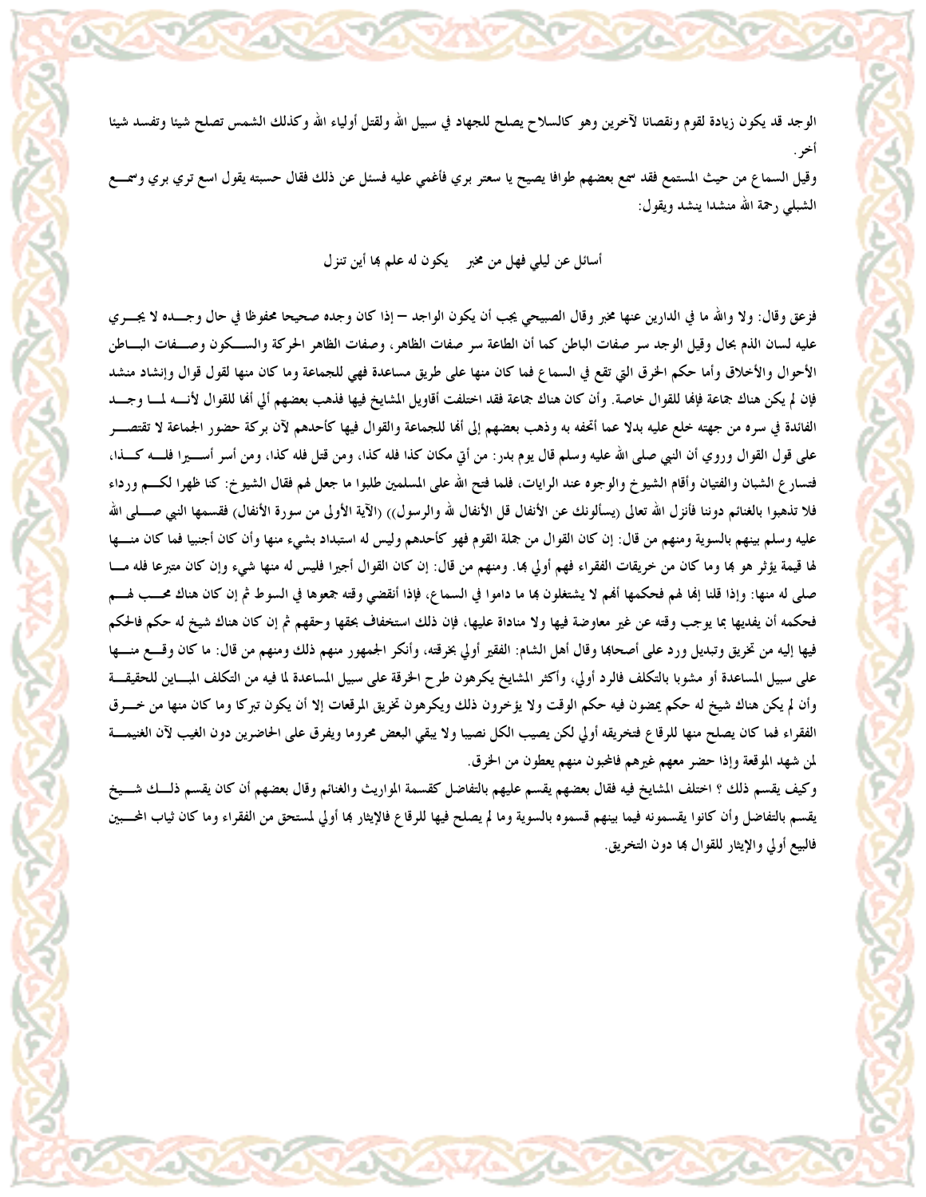الوجد قد يكون زيادة لقوم ونقصانا لآخرين وهو كالسلاح يصلح للجهاد في سبيل الله ولقتل أولياء الله وكذلك الشمس تصلح شيئا وتفسد شيئا آخر.

وقيل السماع من حيث المستمع فقد سمع بعضهم طوافا يصيح يا سعتر بري فأغمي عليه فسئل عن ذلك فقال حسبته يقول اسع تري بري وسمع الشبلي رحمة الله منشدا ينشد ويقول:

أسائل عن ليلي فهل من مخبر　　يكون له علم بها أين تنزل

فزعق وقال: ولا والله ما في الدارين عنها مخبر وقال الصبيحي يجب أن يكون الواجد – إذا كان وجده صحيحا محفوظا في حال وجده لا يجري عليه لسان الذم بحال وقيل الوجد سر صفات الباطن كما أن الطاعة سر صفات الظاهر، وصفات الظاهر الحركة والسكون وصفات الباطن الأحوال والأخلاق وأما حكم الخرق التي تقع في السماع فما كان منها على طريق مساعدة فهي للجماعة وما كان منها لقول قوال وإنشاد منشد فإن لم يكن هناك جماعة فإنها للقوال خاصة. وأن كان هناك جماعة فقد اختلفت أقاويل المشايخ فيها فذهب بعضهم إلي أنها للقوال لأنه لما وجد الفائدة في سره من جهته خلع عليه بدلا عما أتحفه به وذهب بعضهم إلى أنها للجماعة والقوال فيها كأحدهم لآن بركة حضور الجماعة لا تقتصر على قول القوال وروي أن النبي صلى الله عليه وسلم قال يوم بدر: من أتي مكان كذا فله كذا، ومن قتل فله كذا، ومن أسر أسيرا فله كذا، فتسارع الشبان والفتيان وأقام الشيوخ والوجوه عند الرايات، فلما فتح الله على المسلمين طلبوا ما جعل لهم فقال الشيوخ: كنا ظهرا لكم ورداء فلا تذهبوا بالغنائم دوننا فأنزل الله تعالى (يسألونك عن الأنفال قل الأنفال لله والرسول)) (الآية الأولى من سورة الأنفال) فقسمها النبي صلى الله عليه وسلم بينهم بالسوية ومنهم من قال: إن كان القوال من جملة القوم فهو كأحدهم وليس له استبداد بشيء منها وأن كان أجنبيا فما كان منها لها قيمة يؤثر هو بها وما كان من خريقات الفقراء فهم أولي بها. ومنهم من قال: إن كان القوال أجيرا فليس له منها شيء وإن كان متبرعا فله ما صلى له منها: وإذا قلنا إنها لهم فحكمها أنهم لا يشتغلون بها ما داموا في السماع، فإذا أنقضي وقته جمعوها في السوط ثم إن كان هناك محب لهم فحكمه أن يفديها بما يوجب وقته عن غير معاوضة فيها ولا مناداة عليها، فإن ذلك استخفاف بحقها وحقهم ثم إن كان هناك شيخ له حكم فالحكم فيها إليه من تخريق وتبديل ورد على أصحابها وقال أهل الشام: الفقير أولي بخرقته، وأنكر الجمهور منهم ذلك ومنهم من قال: ما كان وقع منها على سبيل المساعدة أو مشوبا بالتكلف فالرد أولي، وأكثر المشايخ يكرهون طرح الخرقة على سبيل المساعدة لما فيه من التكلف المباين للحقيقة وأن لم يكن هناك شيخ له حكم يمضون فيه حكم الوقت ولا يؤخرون ذلك ويكرهون تخريق المرقعات إلا أن يكون تبركا وما كان منها من خرق الفقراء فما كان يصلح منها للرقاع فتخريقه أولي لكن يصيب الكل نصيبا ولا يبقي البعض محروما ويفرق على الحاضرين دون الغيب لآن الغنيمة لمن شهد الموقعة وإذا حضر معهم غيرهم فالمحبون منهم يعطون من الخرق.

وكيف يقسم ذلك ؟ اختلف المشايخ فيه فقال بعضهم يقسم عليهم بالتفاضل كقسمة المواريث والغنائم وقال بعضهم أن كان يقسم ذلك شيخ يقسم بالتفاضل وأن كانوا يقسمونه فيما بينهم قسموه بالسوية وما لم يصلح فيها للرقاع فالإيثار بها أولي لمستحق من الفقراء وما كان ثياب المحبين فالبيع أولي والإيثار للقوال بها دون التخريق.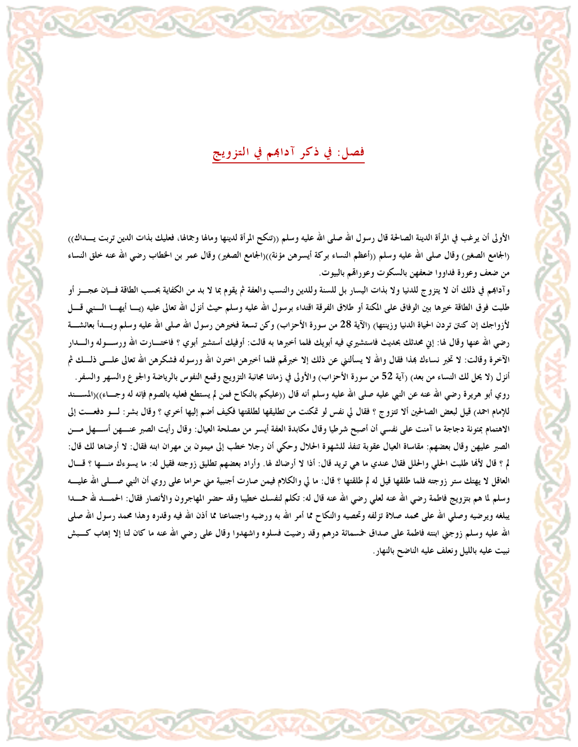## فصل: في ذكر آدابهم في التزويج

الأولى أن يرغب في المرأة الدينة الصالحة قال رسول الله صلى الله عليه وسلم ((تنكح المرأة لدينها ومالها وجمالها، فعليك بذات الدين تربت يـداك)) (الجامع الصغير) وقال صلى الله عليه وسلم ((أعظم النساء بركة أيسرهن مؤنة))(الجامع الصغير) وقال عمر بن الخطاب رضي الله عنه خلق النساء من ضعف وعورة فداووا ضعفهن بالسكوت وعوراتهن بالبيوت.

وآدابهم في ذلك أن لا يتزوج للدنيا ولا بذات اليسار بل للسنة وللدين والنسب والعفة ثم يقوم بما لا بد من الكفاية بحسب الطاقة فـإن عجـز أو طلبت فوق الطاقة خيرها بين الوفاق على المكنة أو طلاق الفرقة اقتداء برسول الله صلى الله عليه وسلم حيث أنزل الله تعالى عليه (يـا أيهـا الـنبي قـل لأزواجك إن كنتن تردن الحياة الدنيا وزينتها) (الآية 28 من سورة الأحزاب) وكن تسعة فخيرهن رسول الله صلى الله عليه وسلم وبـدأ بعائشـة رضي الله عنها وقال لها: إني محدثك بحديث فاستشيري فيه أبويك فلما أخبرها به قالت: أوفيك أستشير أبوي ؟ فاختـارت الله ورسـوله والـدار الآخرة وقالت: لا تخبر نساءك بهذا فقال والله لا يسألني عن ذلك إلا خبرتهم فلما أخبرهن اخترن الله ورسوله فشكرهن الله تعالى علـى ذلـك ثم أنزل (لا يحل لك النساء من بعد) (آية 52 من سورة الأحزاب) والأولى في زماننا مجانبة التزويج وقمع النفوس بالرياضة والجوع والسهر والسفر.

روي أبو هريرة رضي الله عنه عن النبي عليه صلى الله عليه وسلم أنه قال ((عليكم بالنكاح فمن لم يستطع فعليه بالصوم فإنه له وجـاء))(المسـند للإمام احمد) قيل لبعض الصالحين ألا تتزوج ؟ فقال لي نفس لو تمكنت من تطليقها لطلقتها فكيف أضم إليها أخري ؟ وقال بشر: لـو دفعـت إلى الاهتمام بمئونة دجاجة ما آمنت على نفسي أن أصبح شرطيا وقال مكابدة العفة أيسر من مصلحة العيال: وقال رأيت الصبر عنـهن أسـهل مـن الصبر عليهن وقال بعضهم: مقاساة العيال عقوبة تنفذ للشهوة الحلال وحكي أن رجلا خطب إلى ميمون بن مهران ابنه فقال: لا أرضاها لك قال: لم ؟ قال لأنها طلبت الحلي والحلل فقال عندي ما هي تريد قال: أذا لا أرضاك لها. وأراد بعضهم تطليق زوجته فقيل له: ما يسوءك منـها ؟ قـال العاقل لا يهتك ستر زوجته فلما طلقها قيل له لم طلقتها ؟ قال: ما لي والكلام فيمن صارت أجنبية مني حراما على روي أن النبي صـلى الله عليـه وسلم لما هم بتزويج فاطمة رضي الله عنه لعلي رضي الله عنه قال له: تكلم لنفسك خطيبا وقد حضر المهاجرون والأنصار فقال: الحمـد لله حمـدا يبلغه ويرضيه وصلي الله على محمد صلاة تزلفه وتحصيه والنكاح مما أمر الله به ورضيه واجتماعنا مما أذن الله فيه وقدره وهذا محمد رسول الله صلى الله عليه وسلم زوجني ابنته فاطمة على صداق خمسمائة درهم وقد رضيت فسلوه واشهدوا وقال على رضي الله عنه ما كان لنا إلا إهاب كـبش نبيت عليه بالليل ونعلف عليه الناضح بالنهار.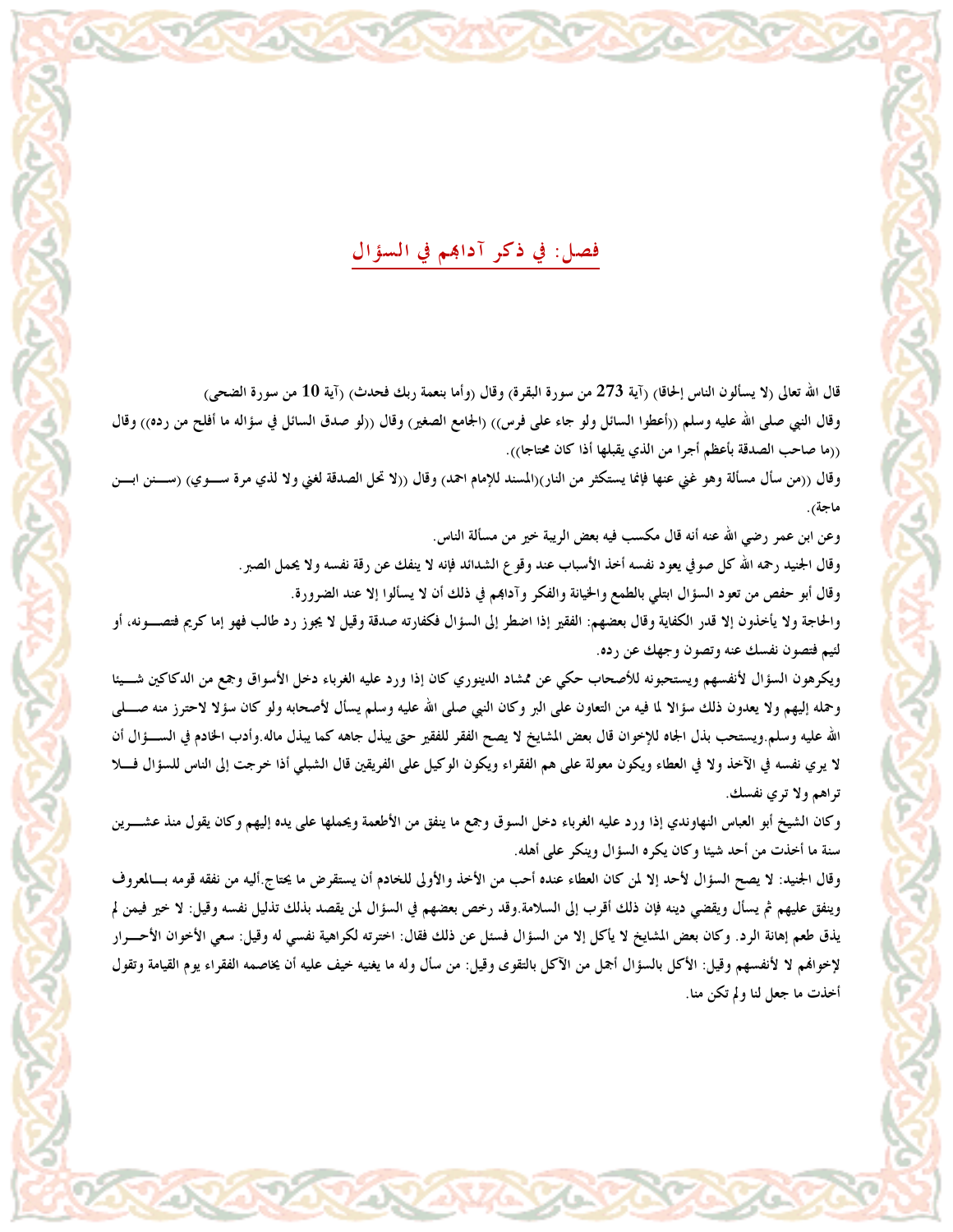## فصل: في ذكر آدابهم في السؤال

قال الله تعالى (لا يسألون الناس إلحافا) (آية 273 من سورة البقرة) وقال (وأما بنعمة ربك فحدث) (آية 10 من سورة الضحى)

وقال النبي صلى الله عليه وسلم ((أعطوا السائل ولو جاء على فرس)) (الجامع الصغير) وقال ((لو صدق السائل في سؤاله ما أفلح من رده)) وقال ((ما صاحب الصدقة بأعظم أجرا من الذي يقبلها أذا كان محتاجا)).

وقال ((من سأل مسألة وهو غني عنها فإنما يستكثر من النار)(المسند للإمام احمد) وقال ((لا تحل الصدقة لغني ولا لذي مرة سوي) (سنن ابن ماجة).

وعن ابن عمر رضي الله عنه أنه قال مكسب فيه بعض الريبة خير من مسألة الناس.

وقال الجنيد رحمه الله كل صوفي يعود نفسه أخذ الأسباب عند وقوع الشدائد فإنه لا ينفك عن رقة نفسه ولا يحمل الصبر.

وقال أبو حفص من تعود السؤال ابتلي بالطمع والخيانة والفكر وآدابهم في ذلك أن لا يسألوا إلا عند الضرورة.

والحاجة ولا يأخذون إلا قدر الكفاية وقال بعضهم: الفقير إذا اضطر إلى السؤال فكفارته صدقة وقيل لا يجوز رد طالب فهو إما كريم فتصونه، أو لئيم فتصون نفسك عنه وتصون وجهك عن رده.

ويكرهون السؤال لأنفسهم ويستحبونه للأصحاب حكي عن ممشاد الدينوري كان إذا ورد عليه الغرباء دخل الأسواق وجمع من الدكاكين شيئا وحمله إليهم ولا يعدون ذلك سؤالا لما فيه من التعاون على البر وكان النبي صلى الله عليه وسلم يسأل لأصحابه ولو كان سؤلا لاحترز منه صلى الله عليه وسلم.ويستحب بذل الجاه للإخوان قال بعض المشايخ لا يصح الفقر للفقير حتى يبذل جاهه كما يبذل ماله.وأدب الخادم في السؤال أن لا يري نفسه في الآخذ ولا في العطاء ويكون معولة على هم الفقراء ويكون الوكيل على الفريقين قال الشبلي أذا خرجت إلى الناس للسؤال فلا تراهم ولا تري نفسك.

وكان الشيخ أبو العباس النهاوندي إذا ورد عليه الغرباء دخل السوق وجمع ما ينفق من الأطعمة ويحملها على يده إليهم وكان يقول منذ عشرين سنة ما أخذت من أحد شيئا وكان يكره السؤال وينكر على أهله.

وقال الجنيد: لا يصح السؤال لأحد إلا لمن كان العطاء عنده أحب من الأخذ والأولى للخادم أن يستقرض ما يحتاج.أليه من نفقه قومه بالمعروف وينفق عليهم ثم يسأل ويقضي دينه فإن ذلك أقرب إلى السلامة.وقد رخص بعضهم في السؤال لمن يقصد بذلك تذليل نفسه وقيل: لا خير فيمن لم يذق طعم إهانة الرد. وكان بعض المشايخ لا يأكل إلا من السؤال فسئل عن ذلك فقال: اخترته لكراهية نفسي له وقيل: سعي الأخوان الأحرار لإخوانهم لا لأنفسهم وقيل: الآكل بالسؤال أجمل من الآكل بالتقوى وقيل: من سأل وله ما يغنيه خيف عليه أن يخاصمه الفقراء يوم القيامة وتقول أخذت ما جعل لنا ولم تكن منا.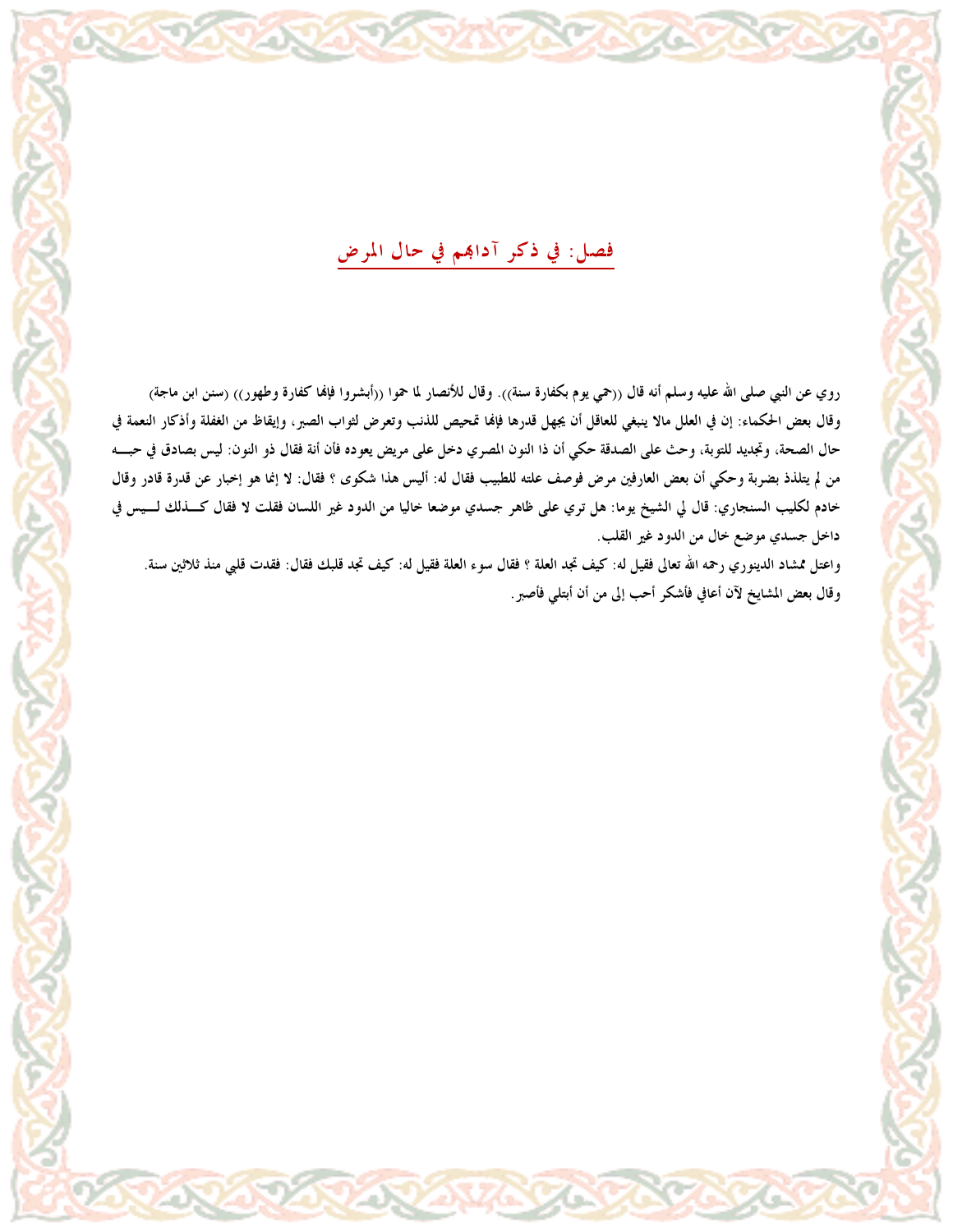## فصل: في ذكر آدابهم في حال المرض

روي عن النبي صلى الله عليه وسلم أنه قال ((حمي يوم بكفارة سنة)). وقال للأنصار لما حموا ((أبشروا فإنها كفارة وطهور)) (سنن ابن ماجة)

وقال بعض الحكماء: إن في العلل مالا ينبغي للعاقل أن يجهل قدرها فإنها تمحيص للذنب وتعرض لثواب الصبر، وإيقاظ من الغفلة وأذكار النعمة في حال الصحة، وتجديد للتوبة، وحث على الصدقة حكي أن ذا النون المصري دخل على مريض يعوده فأن أنة فقال ذو النون: ليس بصادق في حبه من لم يتلذذ بضربة وحكي أن بعض العارفين مرض فوصف علته للطبيب فقال له: أليس هذا شكوى ؟ فقال: لا إنما هو إخبار عن قدرة قادر وقال خادم لكليب السنجاري: قال لي الشيخ يوما: هل تري على ظاهر جسدي موضعا خاليا من الدود غير اللسان فقلت لا فقال كذلك ليس في داخل جسدي موضع خال من الدود غير القلب.

واعتل ممشاد الدينوري رحمه الله تعالى فقيل له: كيف تجد العلة ؟ فقال سوء العلة فقيل له: كيف تجد قلبك فقال: فقدت قلبي منذ ثلاثين سنة.

وقال بعض المشايخ لآن أعافي فأشكر أحب إلى من أن أبتلي فأصبر.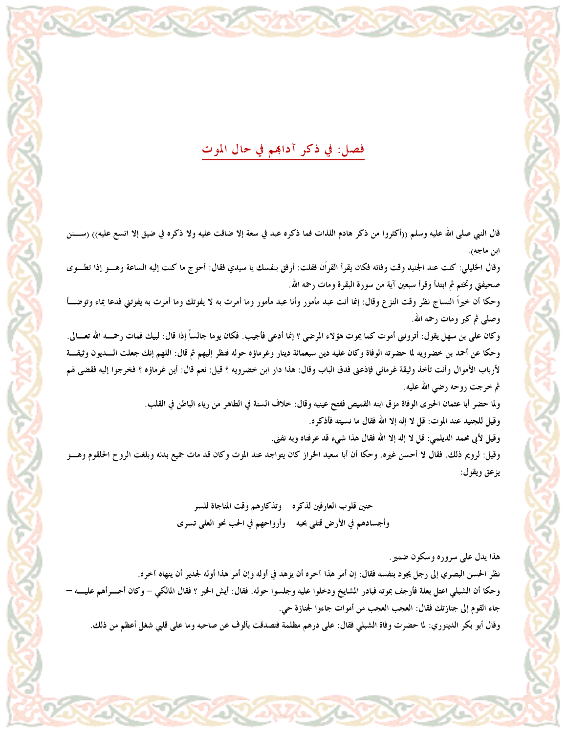## فصل: في ذكر آدابهم في حال الموت

قال النبي صلى الله عليه وسلم ((أكثروا من ذكر هادم اللذات فما ذكره عبد في سعة إلا ضاقت عليه ولا ذكره في ضيق إلا اتسع عليه)) (سنن ابن ماجه).

وقال الخليلي: كنت عند الجنيد وقت وفاته فكان يقرأ القرآن فقلت: أرفق بنفسك يا سيدي فقال: أحوج ما كنت إليه الساعة وهو إذا تطوى صحيفتي وتختم ثم ابتدأ وقرأ سبعين آية من سورة البقرة ومات رحمه الله.

وحكا أن خيراً النساج نظر وقت النزع وقال: إنما أنت عبد مأمور وأنا عبد مأمور وما أمرت به لا يفوتك وما أمرت به يفوتني فدعا بماء وتوضأ وصلى ثم كبر ومات رحمه الله.

وكان على بن سهل يقول: أترونني أموت كما يموت هؤلاء المرضى ؟ إنما أدعى فأجيب. فكان يوما جالساً إذا قال: لبيك فمات رحمه الله تعالى.

وحكا عن أحمد بن خضرويه لما حضرته الوفاة وكان عليه دين سبعمائة دينار وغرماؤه حوله فنظر إليهم ثم قال: اللهم إنك جعلت الديون وثيقة لأرباب الأموال وأنت تأخذ وثيقة غرمائي فإذعنى فدق الباب وقال: هذا دار ابن خضرويه ؟ قيل: نعم قال: أين غرماؤه ؟ فخرجوا إليه فقضى لهم ثم خرجت روحه رضي الله عليه.

ولما حضر أبا عثمان الحيرى الوفاة مزق ابنه القميص ففتح عينيه وقال: خلاف السنة في الظاهر من رياء الباطن في القلب.

وقيل للجنيد عند الموت: قل لا إله إلا الله فقال ما نسيته فأذكره.

وقيل لأبي محمد الديلمي: قل لا إله إلا الله فقال هذا شيء قد عرفناه وبه نفنى.

وقيل: لرويم ذلك. فقال لا أحسن غيره. وحكا أن أبا سعيد الخراز كان يتواجد عند الموت وكان قد مات جميع بدنه وبلغت الروح الحلقوم وهو يزعق ويقول:

حنين قلوب العارفين لذكره  وتذكارهم وقت المناجاة للسر
وأجسادهم في الأرض قتلى بحبه  وأرواحهم في الحب نحو العلى تسرى

هذا يدل على سروره وسكون ضمير.

نظر الحسن البصري إلى رجل يجود بنفسه فقال: إن أمر هذا آخره أن يزهد في أوله وإن أمر هذا أوله لجدير أن ينهاه آخره.

وحكا أن الشبلي اعتل بعلة فأرجف بموته فبادر المشايخ ودخلوا عليه وجلسوا حوله. فقال: أيش الخبر ؟ فقال المالكي – وكان أجرأهم عليه – جاء القوم إلى جنازتك فقال: العجب العجب من أموات جاءوا لجنازة حي.

وقال أبو بكر الدينوري: لما حضرت وفاة الشبلي فقال: على درهم مظلمة فتصدقت بألوف عن صاحبه وما على قلبي شغل أعظم من ذلك.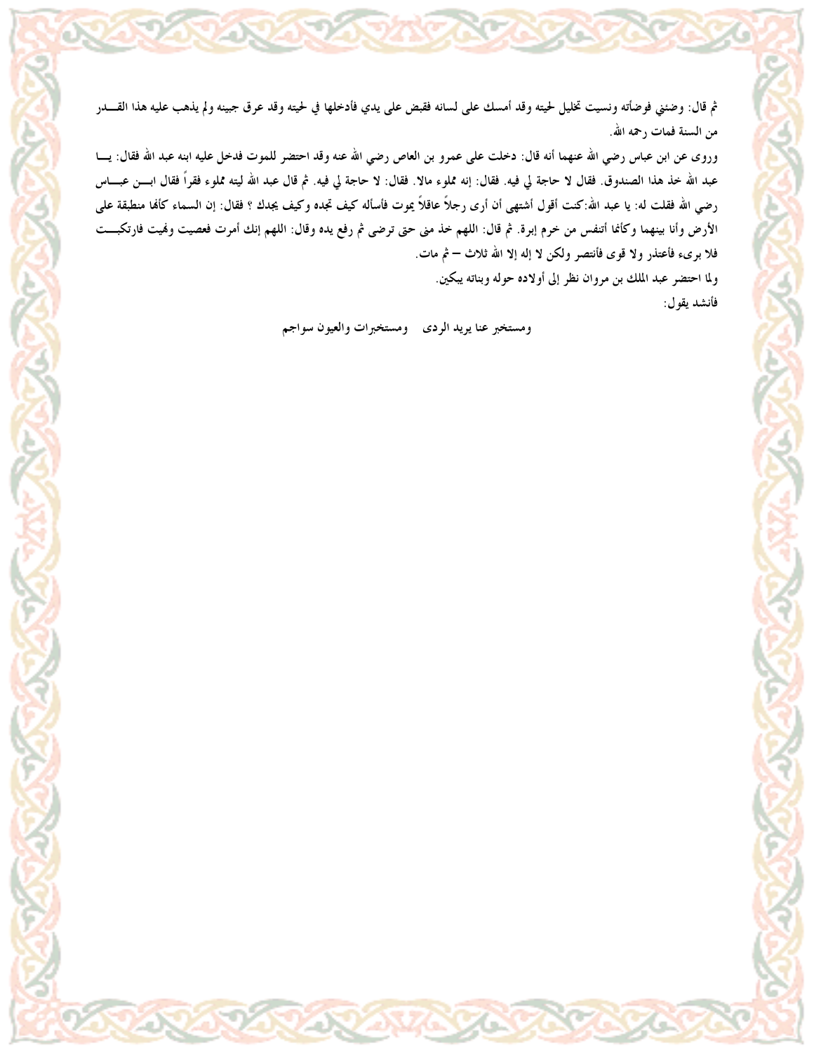ثم قال: وضئني فوضأته ونسيت تخليل لحيته وقد أمسك على لسانه فقبض على يدي فأدخلها في لحيته وقد عرق جبينه ولم يذهب عليه هذا القــدر من السنة فمات رحمه الله.

وروى عن ابن عباس رضي الله عنهما أنه قال: دخلت على عمرو بن العاص رضي الله عنه وقد احتضر للموت فدخل عليه ابنه عبد الله فقال: يــا عبد الله خذ هذا الصندوق. فقال لا حاجة لي فيه. فقال: إنه مملوء مالا. فقال: لا حاجة لي فيه. ثم قال عبد الله ليته مملوء فقراً فقال ابــن عبــاس رضي الله فقلت له: يا عبد الله:كنت أقول أشتهى أن أرى رجلاً عاقلاً يموت فأسأله كيف تجده وكيف يجدك ؟ فقال: إن السماء كأنها منطبقة على الأرض وأنا بينهما وكأنما أتنفس من خرم إبرة. ثم قال: اللهم خذ مني حتى ترضى ثم رفع يده وقال: اللهم إنك أمرت فعصيت ونهيت فارتكبــت فلا بريء فأعتذر ولا قوى فأنتصر ولكن لا إله إلا الله ثلاث – ثم مات.

ولما احتضر عبد الملك بن مروان نظر إلى أولاده حوله وبناته يبكين.

فأنشد يقول:

ومستخبر عنا يريد الردى ومستخبرات والعيون سواجم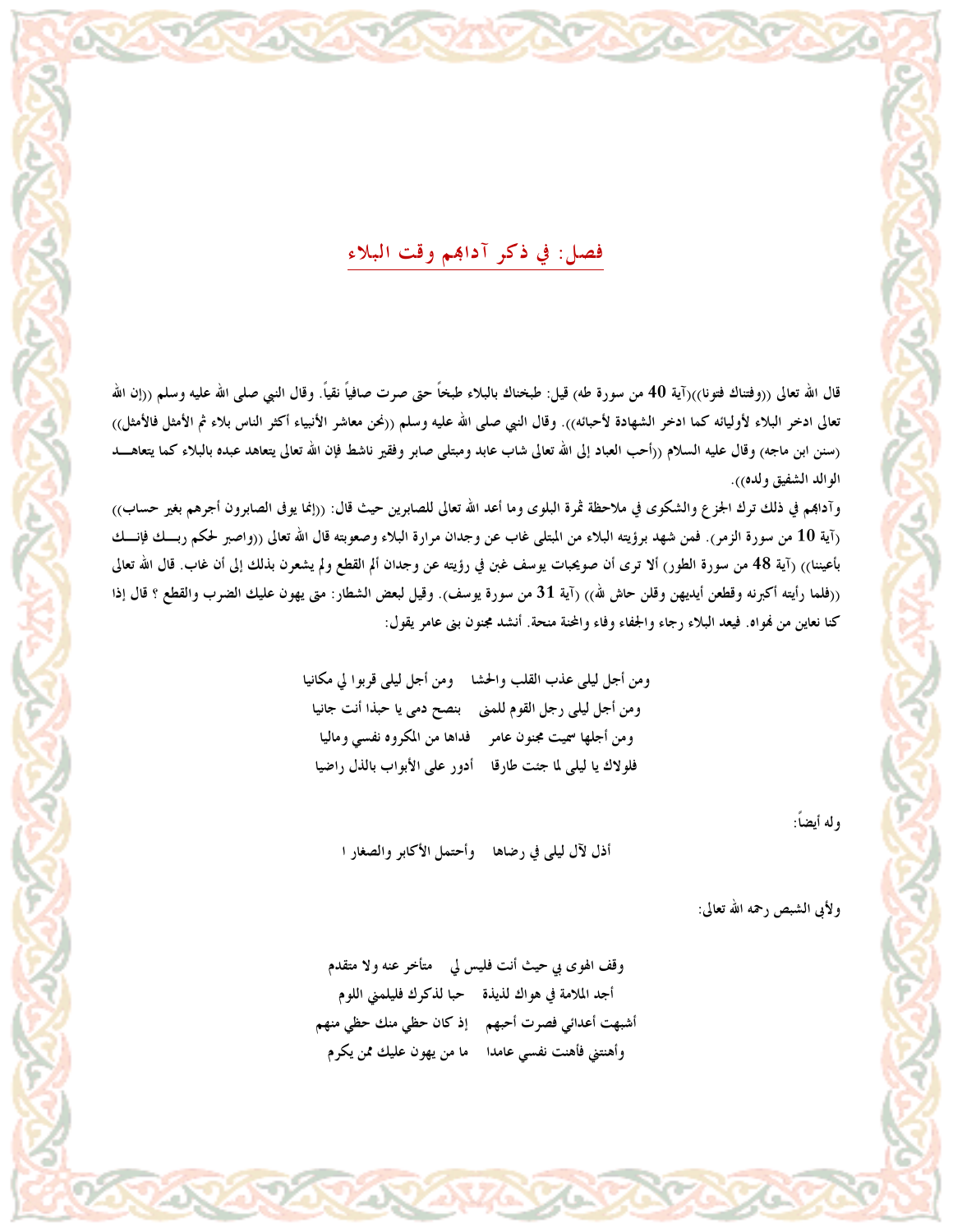## فصل: في ذكر آدابهم وقت البلاء

قال الله تعالى ((وفتناك فتونا))(آية 40 من سورة طه) قيل: طبخناك بالبلاء طبخاً حتى صرت صافياً نقياً. وقال النبي صلى الله عليه وسلم ((إن الله تعالى ادخر البلاء لأوليائه كما ادخر الشهادة لأحبائه)). وقال النبي صلى الله عليه وسلم ((نحن معاشر الأنبياء أكثر الناس بلاء ثم الأمثل فالأمثل)) (سنن ابن ماجه) وقال عليه السلام ((أحب العباد إلى الله تعالى شاب عابد ومبتلى صابر وفقير ناشط فإن الله تعالى يتعاهد عبده بالبلاء كما يتعاهد الوالد الشفيق ولده)).

وآدابهم في ذلك ترك الجزع والشكوى في ملاحظة ثمرة البلوى وما أعد الله تعالى للصابرين حيث قال: ((إنما يوفى الصابرون أجرهم بغير حساب)) (آية 10 من سورة الزمر). فمن شهد برؤيته البلاء من المبتلي غاب عن وجدان مرارة البلاء وصعوبته قال الله تعالى ((واصبر لحكم ربك فإنك بأعيننا)) (آية 48 من سورة الطور) ألا ترى أن صويحبات يوسف غبن في رؤيته عن وجدان ألم القطع ولم يشعرن بذلك إلى أن غاب. قال الله تعالى ((فلما رأينه أكبرنه وقطعن أيديهن وقلن حاش لله)) (آية 31 من سورة يوسف). وقيل لبعض الشطار: متى يهون عليك الضرب والقطع ؟ قال إذا كنا نعاين من نهواه. فيعد البلاء رجاء والجفاء وفاء والمحنة منحة. أنشد مجنون بنى عامر يقول:

ومن أجل ليلى عذب القلب والحشا ... ومن أجل ليلى قربوا لي مكانيا
ومن أجل ليلى رجل القوم للمنى ... بنصح دمي يا حبذا أنت جانيا
ومن أجلها سميت مجنون عامر ... فداها من المكروه نفسي وماليا
فلولاك يا ليلى لما جئت طارقا ... أدور على الأبواب بالذل راضيا

وله أيضاً:

أذل لآل ليلى في رضاها ... وأحتمل الأكابر والصغار ا

ولأبي الشبص رحمه الله تعالى:

وقف الهوى بي حيث أنت فليس لي ... متأخر عنه ولا متقدم
أجد الملامة في هواك لذيذة ... حبا لذكرك فليلمني اللوم
أشبهت أعدائي فصرت أحبهم ... إذ كان حظي منك حظي منهم
وأهنتني فأهنت نفسي عامدا ... ما من يهون عليك ممن يكرم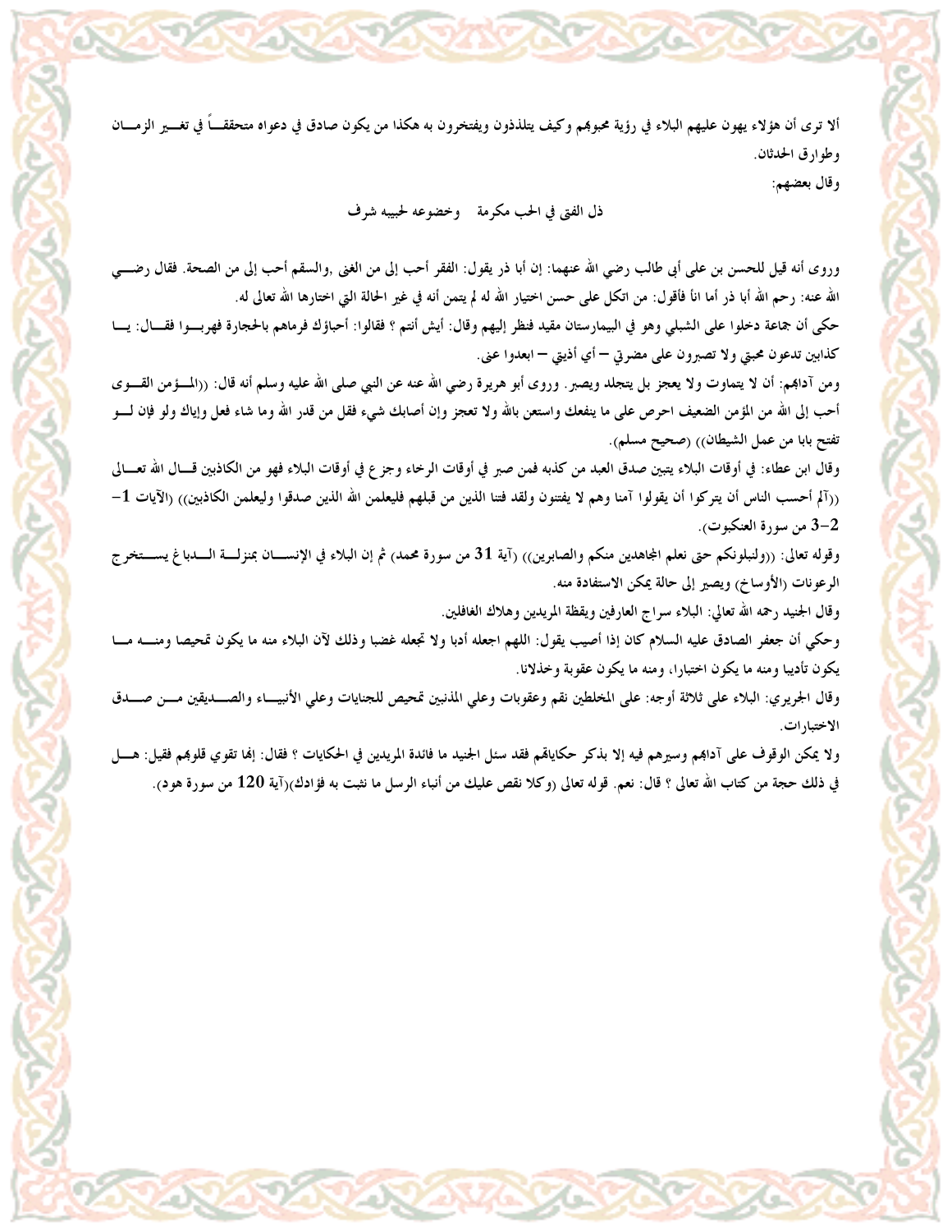ألا ترى أن هؤلاء يهون عليهم البلاء في رؤية محبوبهم وكيف يتلذذون ويفتخرون به هكذا من يكون صادق في دعواه متحققـاً في تغـير الزمـان وطوارق الحدثان.

وقال بعضهم:

ذل الفتى في الحب مكرمة　　وخضوعه لحبيبه شرف

وروى أنه قيل للحسن بن على أبي طالب رضي الله عنهما: إن أبا ذر يقول: الفقر أحب إلى من الغنى ,والسقم أحب إلى من الصحة. فقال رضـي الله عنه: رحم الله أبا ذر أما أنا فأقول: من اتكل على حسن اختيار الله له لم يتمن أنه في غير الحالة التي اختارها الله تعالى له.

حكى أن جماعة دخلوا على الشبلي وهو في البيمارستان مقيد فنظر إليهم وقال: أيش أنتم ؟ فقالوا: أحباؤك فرماهم بالحجارة فهربـوا فقـال: يـا كذابين تدعون محبتي ولا تصبرون على مضرتي – أي أذيتي – ابعدوا عنى.

ومن آدابهم: أن لا يتماوت ولا يعجز بل يتجلد ويصبر. وروى أبو هريرة رضي الله عنه عن النبي صلى الله عليه وسلم أنه قال: ((المـؤمن القـوى أحب إلى الله من المؤمن الضعيف احرص على ما ينفعك واستعن بالله ولا تعجز وإن أصابك شيء فقل من قدر الله وما شاء فعل وإياك ولو فإن لـو تفتح بابا من عمل الشيطان)) (صحيح مسلم).

وقال ابن عطاء: في أوقات البلاء يتبين صدق العبد من كذبه فمن صبر في أوقات الرخاء وجزع في أوقات البلاء فهو من الكاذبين قـال الله تعـالى ((آلم أحسب الناس أن يتركوا أن يقولوا آمنا وهم لا يفتنون ولقد فتنا الذين من قبلهم فليعلمن الله الذين صدقوا وليعلمن الكاذبين)) (الآيات 1–2–3 من سورة العنكبوت).

وقوله تعالى: ((ولنبلونكم حتى نعلم المجاهدين منكم والصابرين)) (آية 31 من سورة محمد) ثم إن البلاء في الإنسـان بمنزلـة الـدباغ يسـتخرج الرعونات (الأوساخ) ويصير إلى حالة يمكن الاستفادة منه.

وقال الجنيد رحمه الله تعالى: البلاء سراج العارفين ويقظة المريدين وهلاك الغافلين.

وحكي أن جعفر الصادق عليه السلام كان إذا أصيب يقول: اللهم اجعله أدبا ولا تجعله غضبا وذلك لآن البلاء منه ما يكون تمحيصا ومنـه مـا يكون تأديبا ومنه ما يكون اختبارا، ومنه ما يكون عقوبة وخذلانا.

وقال الجريري: البلاء على ثلاثة أوجه: على المخلطين نقم وعقوبات وعلي المذنبين تمحيص للجنايات وعلي الأنبيـاء والصـديقين مـن صـدق الاختبارات.

ولا يمكن الوقوف على آدابهم وسيرهم فيه إلا بذكر حكاياتهم فقد سئل الجنيد ما فائدة المريدين في الحكايات ؟ فقال: إنها تقوي قلوبهم فقيل: هـل في ذلك حجة من كتاب الله تعالى ؟ قال: نعم. قوله تعالى (وكلا نقص عليك من أنباء الرسل ما نثبت به فؤادك)(آية 120 من سورة هود).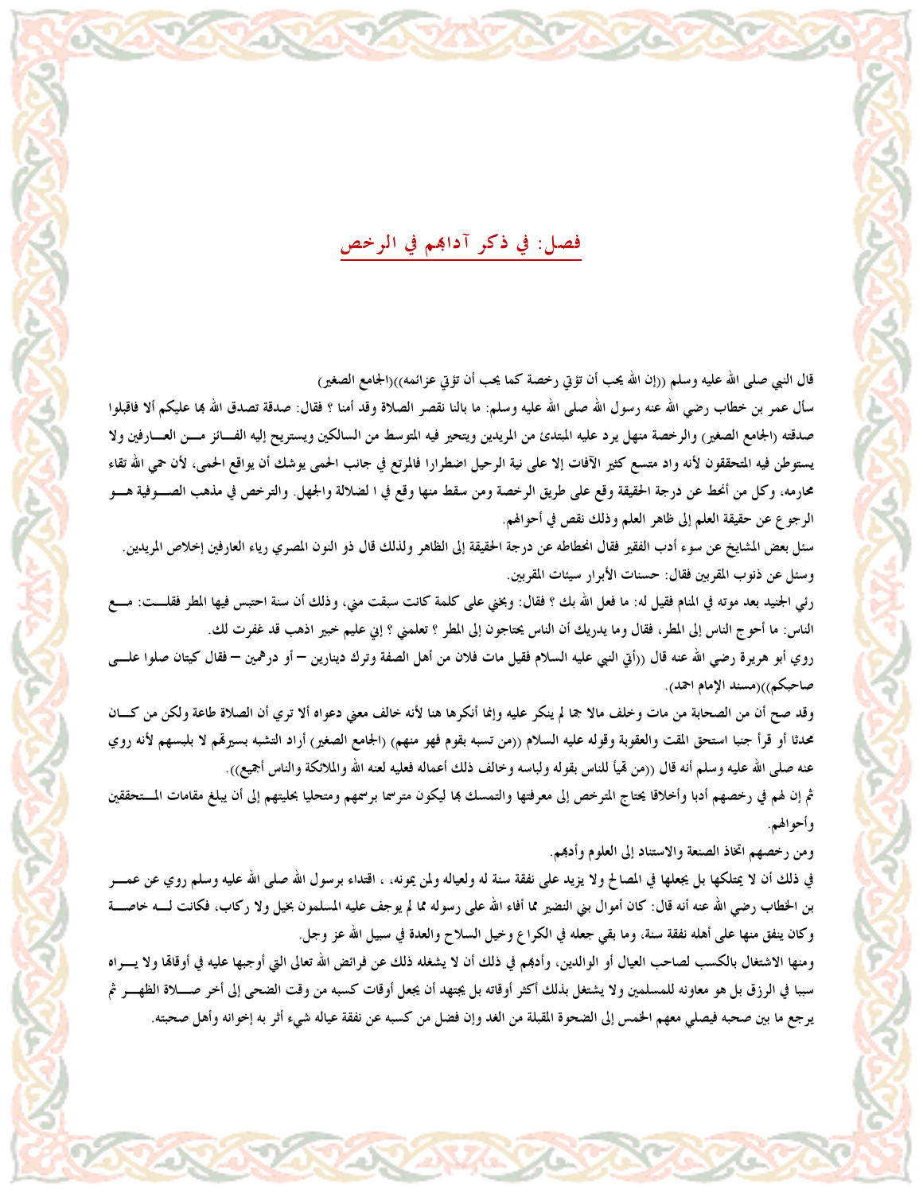## فصل: في ذكر آدابهم في الرخص

قال النبي صلى الله عليه وسلم ((إن الله يحب أن تؤتى رخصة كما يحب أن تؤتى عزائمه))(الجامع الصغير)

سأل عمر بن خطاب رضي الله عنه رسول الله صلى الله عليه وسلم: ما بالنا نقصر الصلاة وقد أمنا ؟ فقال: صدقة تصدق الله بها عليكم ألا فاقبلوا صدقته (الجامع الصغير) والرخصة منهل يرد عليه المبتدئ من المريدين ويتحير فيه المتوسط من السالكين ويستريح إليه الفائز من العارفين ولا يستوطن فيه المتحققون لأنه واد متسع كثير الآفات إلا على نية الرحيل اضطرارا فالمرتع في جانب الحمى يوشك أن يواقع الحمى، لأن حمي الله تقاء محارمه، وكل من انحط عن درجة الحقيقة وقع على طريق الرخصة ومن سقط منها وقع في ا لضلالة والجهل. والترخص في مذهب الصوفية هو الرجوع عن حقيقة العلم إلى ظاهر العلم وذلك نقص في أحوالهم.

سئل بعض المشايخ عن سوء أدب الفقير فقال انحطاطه عن درجة الحقيقة إلى الظاهر ولذلك قال ذو النون المصري رياء العارفين إخلاص المريدين.

وسئل عن ذنوب المقربين فقال: حسنات الأبرار سيئات المقربين.

رئي الجنيد بعد موته في المنام فقيل له: ما فعل الله بك ؟ فقال: وبخني على كلمة كانت سبقت مني، وذلك أن سنة احتبس فيها المطر فقلت: مع الناس: ما أحوج الناس إلى المطر، فقال وما يدريك أن الناس يحتاجون إلى المطر ؟ تعلمني ؟ إني عليم خبير اذهب قد غفرت لك.

روي أبو هريرة رضي الله عنه قال ((أتي النبي عليه السلام فقيل مات فلان من أهل الصفة وترك دينارين – أو درهمين – فقال كيتان صلوا على صاحبكم))(مسند الإمام احمد).

وقد صح أن من الصحابة من مات وخلف مالا جما لم ينكر عليه وإنما أنكرها هنا لأنه خالف معني دعواه ألا تري أن الصلاة طاعة ولكن من كان محدثا أو قرأ جنبا استحق المقت والعقوبة وقوله عليه السلام ((من تسبه بقوم فهو منهم) (الجامع الصغير) أراد التشبه بسيرتهم لا بلبسهم لأنه روي عنه صلى الله عليه وسلم أنه قال ((من تميأ للناس بقوله ولباسه وخالف ذلك أعماله فعليه لعنه الله والملائكة والناس أجميع)).

ثم إن لهم في رخصهم أدبا وأخلاقا يحتاج المترخص إلى معرفتها والتمسك بها ليكون مترسما برسمهم ومتحليا بحليتهم إلى أن يبلغ مقامات المستحققين وأحوالهم.

ومن رخصهم اتخاذ الصنعة والاستناد إلى العلوم وأدبهم.

في ذلك أن لا يمتلكها بل يجعلها في المصالح ولا يزيد على نفقة سنة له ولعياله ولمن يمونه، ، اقتداء برسول الله صلى الله عليه وسلم روي عن عمر بن الخطاب رضي الله عنه أنه قال: كان أموال بني النضير مما أفاء الله على رسوله مما لم يوجف عليه المسلمون بخيل ولا ركاب، فكانت له خاصة وكان ينفق منها على أهله نفقة سنة، وما بقي جعله في الكراع وخيل السلاح والعدة في سبيل الله عز وجل.

ومنها الاشتغال بالكسب لصاحب العيال أو الوالدين، وأدبهم في ذلك أن لا يشغله ذلك عن فرائض الله تعالى التي أوجبها عليه في أوقاتها ولا يراه سببا في الرزق بل هو معاونه للمسلمين ولا يشتغل بذلك أكثر أوقاته بل يجتهد أن يجعل أوقات كسبه من وقت الضحى إلى أخر صلاة الظهر ثم يرجع ما بين صحبه فيصلي معهم الخمس إلى الضحوة المقبلة من الغد وإن فضل من كسبه عن نفقة عياله شيء أثر به إخوانه وأهل صحبته.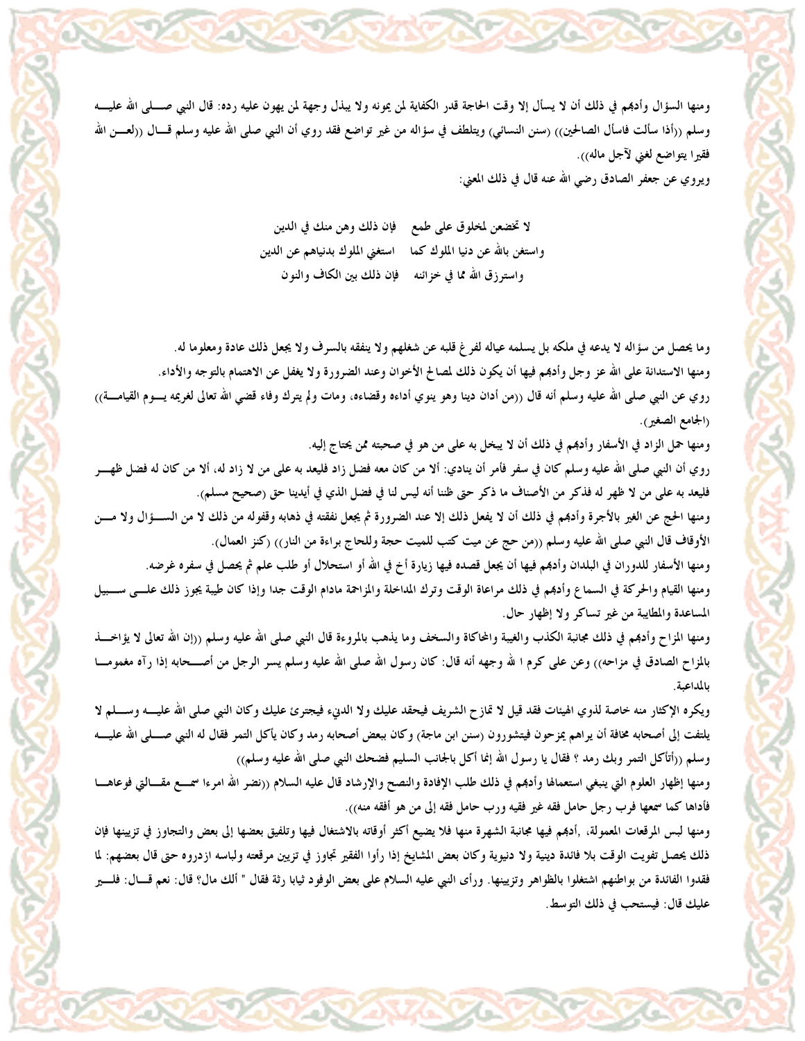ومنها السؤال وأدبهم في ذلك أن لا يسأل إلا وقت الحاجة قدر الكفاية لمن يمونه ولا يبذل وجهة لمن يهون عليه رده: قال النبي صلى الله عليه وسلم ((أذا سألت فاسأل الصالحين)) (سنن النسائي) ويتلطف في سؤاله من غير تواضع فقد روي أن النبي صلى الله عليه وسلم قال ((لعن الله فقيرا يتواضع لغني لآجل ماله)).

ويروي عن جعفر الصادق رضي الله عنه قال في ذلك المعني:

لا تخضعن لمخلوق على طمع    فإن ذلك وهن منك في الدين

واستغن بالله عن دنيا الملوك كما    استغني الملوك بدنياهم عن الدين

واسترزق الله مما في خزائنه    فإن ذلك بين الكاف والنون

وما يحصل من سؤاله لا يدعه في ملكه بل يسلمه عياله لفرغ قلبه عن شغلهم ولا ينفقه بالسرف ولا يجعل ذلك عادة ومعلوما له.

ومنها الاستدانة على الله عز وجل وأدبهم فيها أن يكون ذلك لمصالح الأخوان وعند الضرورة ولا يغفل عن الاهتمام بالتوجه والأداء.

روي عن النبي صلى الله عليه وسلم أنه قال ((من أدان دينا وهو ينوي أداءه وقضاءه، ومات ولم يترك وفاء قضي الله تعالى لغريمه يوم القيامة)) (الجامع الصغير).

ومنها حمل الزاد في الأسفار وأدبهم في ذلك أن لا يبخل به على من هو في صحبته ممن يحتاج إليه.

روي أن النبي صلى الله عليه وسلم كان في سفر فأمر أن ينادي: ألا من كان معه فضل زاد فليعد به على من لا زاد له، ألا من كان له فضل ظهر فليعد به على من لا ظهر له فذكر من الأصناف ما ذكر حتى ظننا أنه ليس لنا في فضل الذي في أيدينا حق (صحيح مسلم).

ومنها الحج عن الغير بالأجرة وأدبهم في ذلك أن لا يفعل ذلك إلا عند الضرورة ثم يجعل نفقته في ذهابه وقفوله من ذلك لا من السؤال ولا من الأوقاف قال النبي صلى الله عليه وسلم ((من حج عن ميت كتب للميت حجة وللحاج براءة من النار)) (كنز العمال).

ومنها الأسفار للدوران في البلدان وأدبهم فيها أن يجعل قصده فيها زيارة أخ في الله أو استحلال أو طلب علم ثم يحصل في سفره غرضه.

ومنها القيام والحركة في السماع وأدبهم في ذلك مراعاة الوقت وترك المداخلة والمزاحمة مادام الوقت جدا وإذا كان طيبة يجوز ذلك على سبيل المساعدة والمطايبة من غير تساكر ولا إظهار حال.

ومنها المزاح وأدبهم في ذلك مجانبة الكذب والغيبة والمحاكاة والسخف وما يذهب بالمروءة قال النبي صلى الله عليه وسلم ((إن الله تعالى لا يؤاخذ بالمزاح الصادق في مزاحه)) وعن على كرم ا لله وجهه أنه قال: كان رسول الله صلى الله عليه وسلم يسر الرجل من أصحابه إذا رآه مغموما بالمداعبة.

ويكره الإكثار منه خاصة لذوي الهيئات فقد قيل لا تمازح الشريف فيحقد عليك ولا الدنيء فيجترئ عليك وكان النبي صلى الله عليه وسلم لا يلتفت إلى أصحابه مخافة أن يراهم يمزحون فيتشورون (سنن ابن ماجة) وكان ببعض أصحابه رمد وكان يأكل التمر فقال له النبي صلى الله عليه وسلم ((أتأكل التمر وبك رمد ؟ فقال يا رسول الله إنما أكل بالجانب السليم فضحك النبي صلى الله عليه وسلم))

ومنها إظهار العلوم التي ينبغي استعمالها وأدبهم في ذلك طلب الإفادة والنصح والإرشاد قال عليه السلام ((نضر الله امرءا سمع مقالتي فوعاها فأداها كما سمعها فرب رجل حامل فقه غير فقيه ورب حامل فقه إلى من هو أفقه منه)).

ومنها لبس المرقعات المعمولة، ,أدبهم فيها مجانبة الشهرة منها فلا يضيع أكثر أوقاته بالاشتغال فيها وتلفيق بعضها إلى بعض والتجاوز في تزيينها فإن ذلك يحصل تفويت الوقت بلا فائدة دينية ولا دنيوية وكان بعض المشايخ إذا رأوا الفقير تجاوز في تزيين مرقعته ولباسه ازدروه حتى قال بعضهم: لما فقدوا الفائدة من بواطنهم اشتغلوا بالظواهر وتزيينها. ورأى النبي عليه السلام على بعض الوفود ثيابا رثة فقال " ألك مال؟ قال: نعم قال: فلير عليك قال: فيستحب في ذلك التوسط.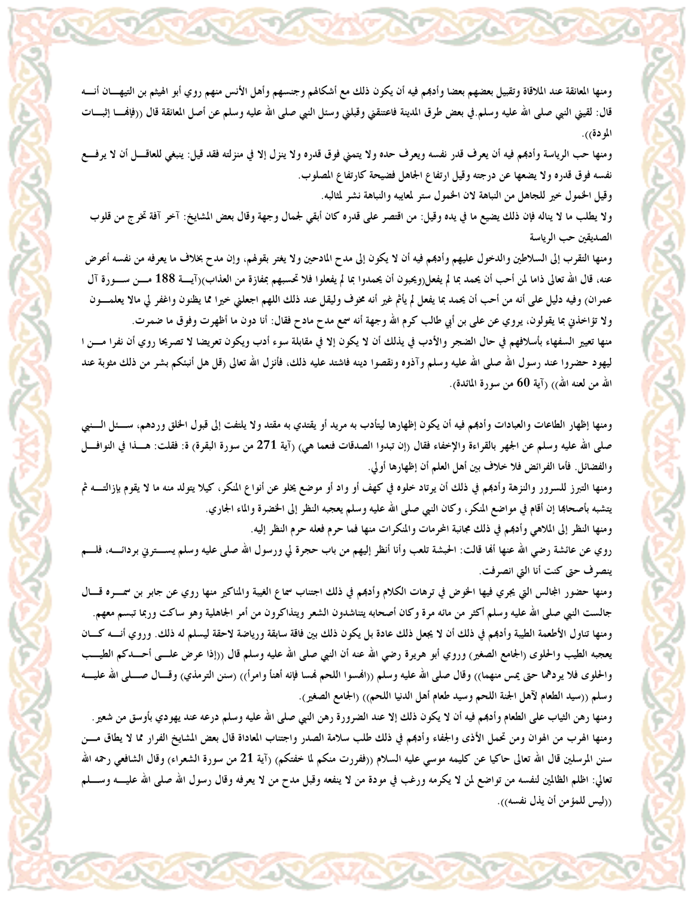ومنها المعانقة عند الملاقاة وتقبيل بعضهم بعضا وأدبهم فيه أن يكون ذلك مع أشكالهم وجنسهم وأهل الأنس منهم روي أبو الهيثم بن التيهان أنه قال: لقيني النبي صلى الله عليه وسلم.في بعض طرق المدينة فاعتنقني وقبلني وسئل النبي صلى الله عليه وسلم عن أصل المعانقة قال ((فإنها إثبات المودة)).

ومنها حب الرياسة وأدبهم فيه أن يعرف قدر نفسه ويعرف حده ولا يتمني فوق قدره ولا ينزل إلا في منزلته فقد قيل: ينبغي للعاقل أن لا يرفع نفسه فوق قدره ولا يضعها عن درجته وقيل ارتفاع الجاهل فضيحة كارتفاع المصلوب.

وقيل الخمول خير للجاهل من النباهة لان الخمول ستر لمعايبه والنباهة نشر لمثالبه.

ولا يطلب ما لا يناله فإن ذلك يضيع ما في يده وقيل: من اقتصر على قدره كان أبقي لجمال وجهة وقال بعض المشايخ: آخر آفة تخرج من قلوب الصديقين حب الرياسة

ومنها التقرب إلى السلاطين والدخول عليهم وأدبهم فيه أن لا يكون إلى مدح المادحين ولا يغتر بقولهم، وإن مدح بخلاف ما يعرفه من نفسه أعرض عنه، قال الله تعالى ذاما لمن أحب أن يحمد بما لم يفعل(ويحبون أن يحمدوا بما لم يفعلوا فلا تحسبهم بمفازة من العذاب)(آية 188 من سورة آل عمران) وفيه دليل على أنه من أحب أن يحمد بما يفعل لم يأثم غير أنه مخوف وليقل عند ذلك اللهم اجعلني خيرا مما يظنون واغفر لي مالا يعلمون ولا تؤاخذني بما يقولون، يروي عن على بن أبي طالب كرم الله وجهة أنه سمع مدح مادح فقال: أنا دون ما أظهرت وفوق ما ضمرت.

منها تعيير السفهاء بأسلافهم في حال الضجر والأدب في يذلك أن لا يكون إلا في مقابلة سوء أدب ويكون تعريضا لا تصريحا روي أن نفرا من ا ليهود حضروا عند رسول الله صلى الله عليه وسلم وآذوه ونقصوا دينه فاشتد عليه ذلك، فأنزل الله تعالى (قل هل أنبئكم بشر من ذلك مثوبة عند الله من لعنه الله)) (آية 60 من سورة المائدة).

ومنها إظهار الطاعات والعبادات وأدبهم فيه أن يكون إظهارها ليتأدب به مريد أو يقتدي به مقتد ولا يلتفت إلى قبول الخلق وردهم، سئل النبي صلى الله عليه وسلم عن الجهر بالقراءة والإخفاء فقال (إن تبدوا الصدقات فنعما هي) (آية 271 من سورة البقرة) ة: فقلت: هذا في النوافل والفضائل. فأما الفرائض فلا خلاف بين أهل العلم أن إظهارها أولي.

ومنها التبرز للسرور والنزهة وأدبهم في ذلك أن يرتاد خلوه في كهف أو واد أو موضع يخلو عن أنواع المنكر، كيلا يتولد منه ما لا يقوم بإزالته ثم يتشبه بأصحابها إن أقام في مواضع المنكر، وكان النبي صلى الله عليه وسلم يعجبه النظر إلى الخضرة والماء الجاري.

ومنها النظر إلى الملاهي وأدبهم في ذلك مجانبة المحرمات والمنكرات منها فما حرم فعله حرم النظر إليه.

روي عن عائشة رضي الله عنها أنها قالت: الحبشة تلعب وأنا أنظر إليهم من باب حجرة لي ورسول الله صلى عليه وسلم يسترني بردائه، فلم ينصرف حتى كنت أنا التي انصرفت.

ومنها حضور المجالس التي يجري فيها الخوض في ترهات الكلام وأدبهم في ذلك اجتناب سماع الغيبة والمناكير منها روي عن جابر بن سمره قال جالست النبي صلى الله عليه وسلم أكثر من مائه مرة وكان أصحابه يتناشدون الشعر ويتذاكرون من أمر الجاهلية وهو ساكت وربما تبسم معهم.

ومنها تناول الأطعمة الطيبة وأدبهم في ذلك أن لا يجعل ذلك عادة بل يكون ذلك بين فاقة سابقة ورياضة لاحقة ليسلم له ذلك. وروي أنه كان يعجبه الطيب والحلوى (الجامع الصغير) وروي أبو هريرة رضي الله عنه أن النبي صلى الله عليه وسلم قال ((إذا عرض على أحدكم الطيب والحلوى فلا يردهما حتى يمس منهما)) وقال صلى الله عليه وسلم ((انهسوا اللحم نهسا فإنه أهنأ وامرأ)) (سنن الترمذي) وقال صلى الله عليه وسلم ((سيد الطعام لآهل الجنة اللحم وسيد طعام أهل الدنيا اللحم)) (الجامع الصغير).

ومنها رهن الثياب على الطعام وأدبهم فيه أن لا يكون ذلك إلا عند الضرورة رهن النبي صلى الله عليه وسلم درعه عند يهودي بأوسق من شعير.

ومنها الهرب من الهوان ومن تحمل الأذى والجفاء وأدبهم في ذلك طلب سلامة الصدر واجتناب المعاداة قال بعض المشايخ الفرار مما لا يطاق من سنن المرسلين قال الله تعالى حاكيا عن كليمه موسي عليه السلام ((ففررت منكم لما خفتكم) (آية 21 من سورة الشعراء) وقال الشافعي رحمه الله تعالي: اظلم الظالمين لنفسه من تواضع لمن لا يكرمه ورغب في مودة من لا ينفعه وقبل مدح من لا يعرفه وقال رسول الله صلى الله عليه وسلم ((ليس للمؤمن أن يذل نفسه)).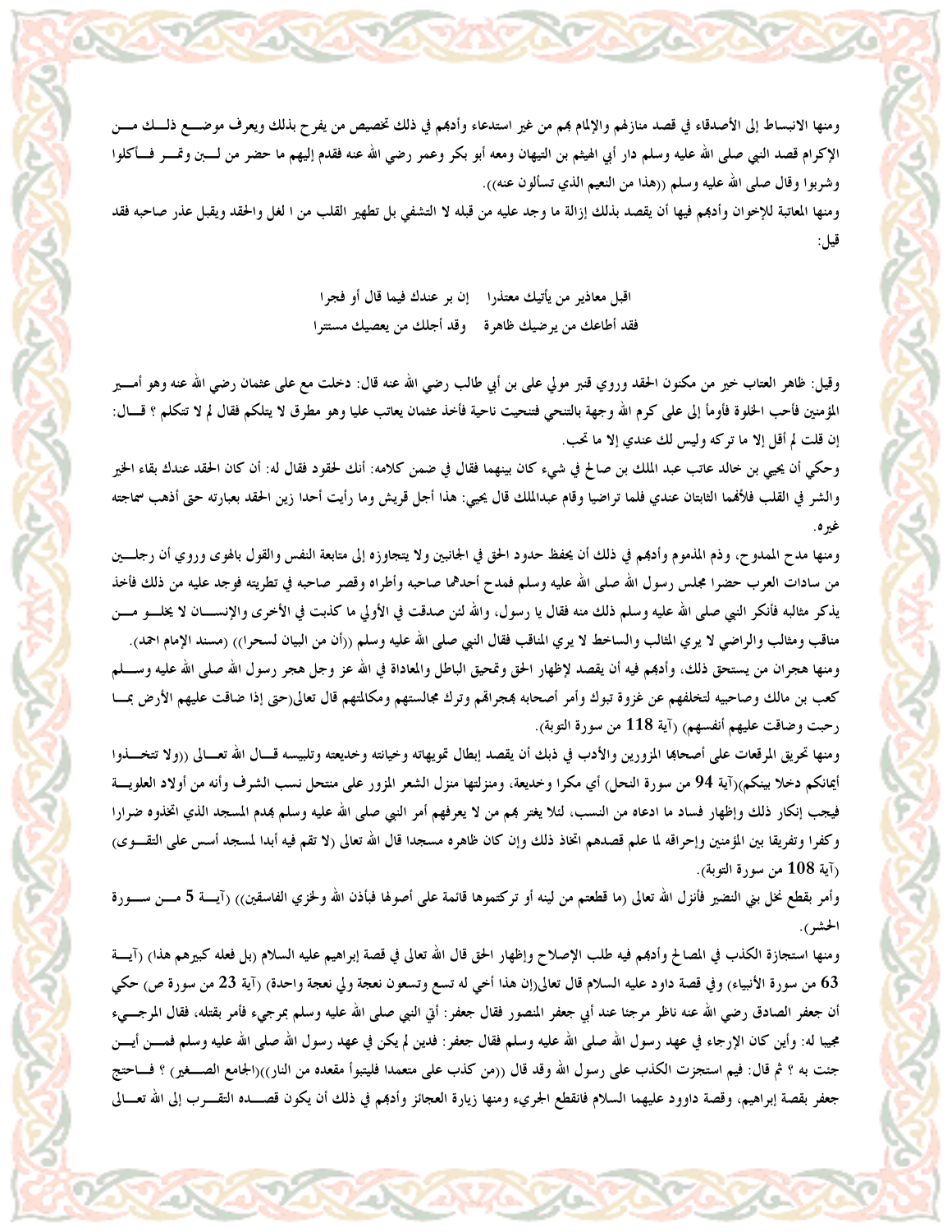ومنها الانبساط إلى الأصدقاء في قصد منازلهم والإلمام بهم من غير استدعاء وأدبهم في ذلك تخصيص من يفرح بذلك ويعرف موضـع ذلـك مـن الإكرام قصد النبي صلى الله عليه وسلم دار أبي الهيثم بن التيهان ومعه أبو بكر وعمر رضي الله عنه فقدم إليهم ما حضر من لـبن وتمـر فـأكلوا وشربوا وقال صلى الله عليه وسلم ((هذا من النعيم الذي تسألون عنه)).

ومنها المعاتبة للإخوان وأدبهم فيها أن يقصد بذلك إزالة ما وجد عليه من قبله لا التشفي بل تطهير القلب من ا لغل والحقد ويقبل عذر صاحبه فقد قيل:

اقبل معاذير من يأتيك معتذرا إن بر عندك فيما قال أو فجرا

فقد أطاعك من يرضيك ظاهرة وقد أجلك من يعصيك مستترا

وقيل: ظاهر العتاب خير من مكنون الحقد وروي قنبر مولي على بن أبي طالب رضي الله عنه قال: دخلت مع على عثمان رضي الله عنه وهو أمـير المؤمنين فأحب الخلوة فأوما إلى على كرم الله وجهة بالتنحي فتنحيت ناحية فأخذ عثمان يعاتب عليا وهو مطرق لا يتكلم فقال لم لا تتكلم ؟ قـال: إن قلت لم أقل إلا ما تركه وليس لك عندي إلا ما تحب.

وحكي أن يحيي بن خالد عاتب عبد الملك بن صالح في شيء كان بينهما فقال في ضمن كلامه: أنك لحقود فقال له: أن كان الحقد عندك بقاء الخير والشر في القلب فلأنهما الثابتان عندي فلما تراضيا وقام عبدالملك قال يحيى: هذا أجل قريش وما رأيت أحدا زين الحقد بعبارته حتى أذهب سماجته غيره.

ومنها مدح الممدوح، وذم المذموم وأدبهم في ذلك أن يحفظ حدود الحق في الجانبين ولا يتجاوزه إلى متابعة النفس والقول بالهوى وروي أن رجلـين من سادات العرب حضرا مجلس رسول الله صلى الله عليه وسلم فمدح أحدهما صاحبه وأطراه وقصر صاحبه في تطريته فوجد عليه من ذلك فأخذ يذكر مثالبه فأنكر النبي صلى الله عليه وسلم ذلك منه فقال يا رسول، والله لئن صدقت في الأولي ما كذبت في الأخرى والإنسـان لا يخلـو مـن مناقب ومثالب والراضي لا يري المثالب والساخط لا يري المناقب فقال النبي صلى الله عليه وسلم ((أن من البيان لسحرا)) (مسند الإمام احمد).

ومنها هجران من يستحق ذلك، وأدبهم فيه أن يقصد لإظهار الحق وتحقيق الباطل والمعاداة في الله عز وجل هجر رسول الله صلى الله عليه وسـلم كعب بن مالك وصاحبيه لتخلفهم عن غزوة تبوك وأمر أصحابه بهجرانهم وترك مجالستهم ومكالمتهم قال تعالى(حتى إذا ضاقت عليهم الأرض بمـا رحبت وضاقت عليهم أنفسهم) (آية **118** من سورة التوبة).

ومنها تحريق المرقعات على أصحابها المزورين والأدب في ذلك أن يقصد إبطال تمويهاته وخيانته وخديعته وتلبيسه قـال الله تعـالى ((ولا تتخـذوا أيمانكم دخلا بينكم)(آية **94** من سورة النحل) أي مكرا وخديعة، ومنزلتها منزل الشعر المزور على منتحل نسب الشرف وأنه من أولاد العلويـة فيجب إنكار ذلك وإظهار فساد ما ادعاه من النسب، لئلا يغتر بهم من لا يعرفهم أمر النبي صلى الله عليه وسلم بهدم المسجد الذي اتخذوه ضرارا وكفرا وتفريقا بين المؤمنين وإحراقه لما علم قصدهم اتخاذ ذلك وإن كان ظاهره مسجدا قال الله تعالى (لا تقم فيه أبدا لمسجد أسس على التقـوى) (آية **108** من سورة التوبة).

وأمر بقطع نخل بني النضير فأنزل الله تعالى (ما قطعتم من لينه أو تركتموها قائمة على أصولها فبأذن الله ولخزي الفاسقين)) (آيـة **5** مـن سـورة الحشر).

ومنها استجازة الكذب في المصالح وأدبهم فيه طلب الإصلاح وإظهار الحق قال الله تعالى في قصة إبراهيم عليه السلام (بل فعله كبيرهم هذا) (آيـة **63** من سورة الأنبياء) وفي قصة داود عليه السلام قال تعالى(إن هذا أخي له تسع وتسعون نعجة ولي نعجة واحدة) (آية **23** من سورة ص) حكي أن جعفر الصادق رضي الله عنه ناظر مرجئا عند أبي جعفر المنصور فقال جعفر: أتي النبي صلى الله عليه وسلم بمرجيء فأمر بقتله، فقال المرجـيء مجيبا له: وأين كان الإرجاء في عهد رسول الله صلى الله عليه وسلم فقال جعفر: فدين لم يكن في عهد رسول الله صلى الله عليه وسلم فمـن أيـن جئت به ؟ ثم قال: فيم استجزت الكذب على رسول الله وقد قال ((من كذب على متعمدا فليتبوأ مقعده من النار))(الجامع الصـغير) ؟ فـاحتج جعفر بقصة إبراهيم، وقصة داوود عليهما السلام فانقطع الجريء ومنها زيارة العجائز وأدبهم في ذلك أن يكون قصـده التقـرب إلى الله تعـالى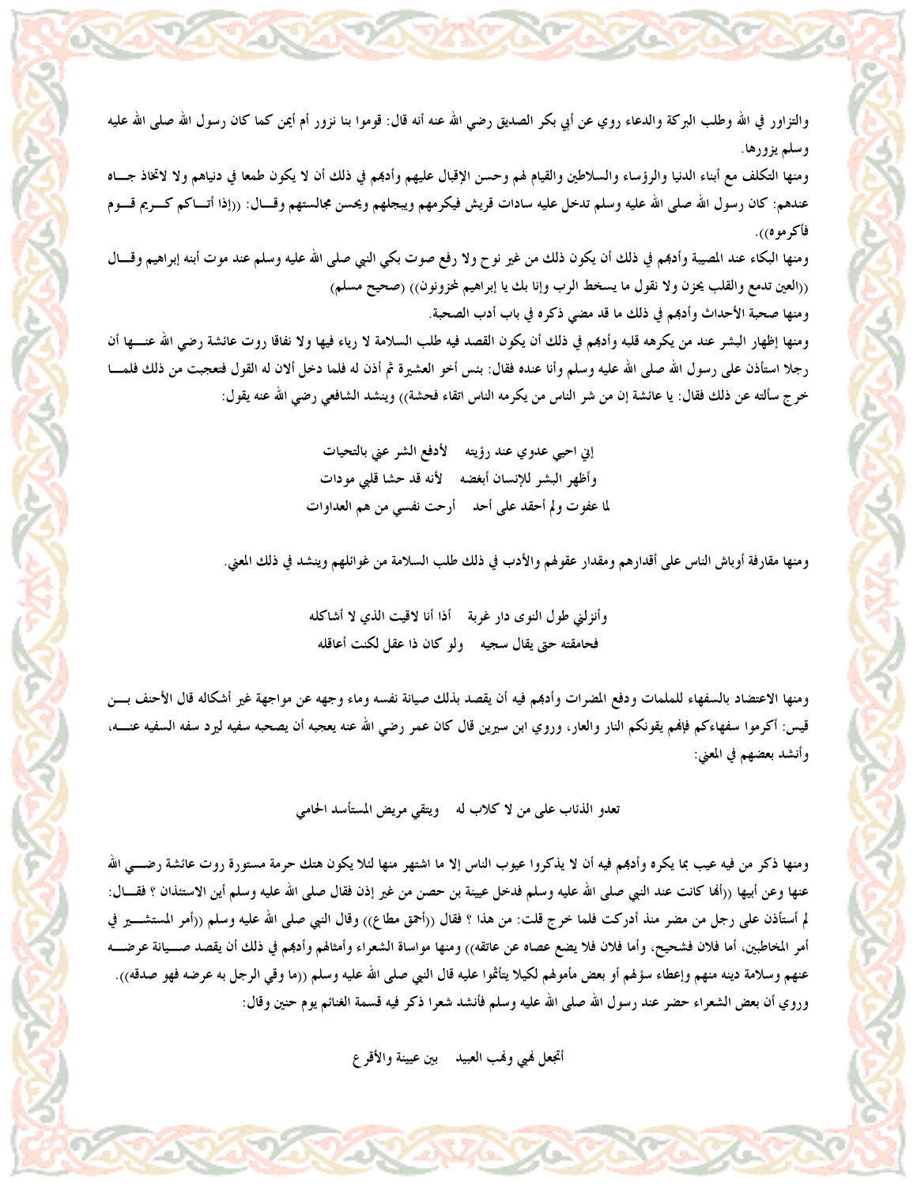والتزاور في الله وطلب البركة والدعاء روي عن أبي بكر الصديق رضي الله عنه أنه قال: قوموا بنا نزور أم أيمن كما كان رسول الله صلى الله عليه وسلم يزورها.

ومنها التكلف مع أبناء الدنيا والرؤساء والسلاطين والقيام لهم وحسن الإقبال عليهم وأدبهم في ذلك أن لا يكون طمعا في دنياهم ولا لاتخاذ جاه عندهم: كان رسول الله صلى الله عليه وسلم تدخل عليه سادات قريش فيكرمهم ويبجلهم ويحسن مجالستهم وقال: ((إذا أتاكم كريم قوم فأكرموه)).

ومنها البكاء عند المصيبة وأدبهم في ذلك أن يكون ذلك من غير نوح ولا رفع صوت بكي النبي صلى الله عليه وسلم عند موت أبنه إبراهيم وقال ((العين تدمع والقلب يحزن ولا نقول ما يسخط الرب وإنا بك يا إبراهيم لمحزونون)) (صحيح مسلم)

ومنها صحبة الأحداث وأدبهم في ذلك ما قد مضي ذكره في باب أدب الصحبة.

ومنها إظهار البشر عند من يكرهه قلبه وأدبهم في ذلك أن يكون القصد فيه طلب السلامة لا رياء فيها ولا نفاقا روت عائشة رضي الله عنها أن رجلا استأذن على رسول الله صلى الله عليه وسلم وأنا عنده فقال: بئس أخو العشيرة ثم أذن له فلما دخل ألان له القول فتعجبت من ذلك فلما خرج سألته عن ذلك فقال: يا عائشة إن من شر الناس من يكرمه الناس اتقاء فحشة)) وينشد الشافعي رضي الله عنه يقول:

إني احيي عدوي عند رؤيته    لأدفع الشر عني بالتحيات
وأظهر البشر للإنسان أبغضه    لأنه قد حشا قلبي مودات
لما عفوت ولم أحقد على أحد    أرحت نفسي من هم العداوات

ومنها مقارفة أوباش الناس على أقدارهم ومقدار عقولهم والأدب في ذلك طلب السلامة من غوائلهم وينشد في ذلك المعني.

وأنزلني طول النوى دار غربة    أذا أنا لاقيت الذي لا أشاكله
فحامقته حتى يقال سجيه    ولو كان ذا عقل لكنت أعاقله

ومنها الاعتضاد بالسفهاء للملمات ودفع المضرات وأدبهم فيه أن يقصد بذلك صيانة نفسه وماء وجهه عن مواجهة غير أشكاله قال الأحنف بن قيس: أكرموا سفهاءكم فإنهم يقونكم النار والعار، وروي ابن سيرين قال كان عمر رضي الله عنه يعجبه أن يصحبه سفيه ليرد سفه السفيه عنه، وأنشد بعضهم في المعني:

تعدو الذئاب على من لا كلاب له    ويتقي مريض المستأسد الحامي

ومنها ذكر من فيه عيب بما يكره وأدبهم فيه أن لا يذكروا عيوب الناس إلا ما اشتهر منها لئلا يكون هتك حرمة مستورة روت عائشة رضي الله عنها وعن أبيها ((أنها كانت عند النبي صلى الله عليه وسلم فدخل عيينة بن حصن من غير إذن فقال صلى الله عليه وسلم أين الاستئذان ؟ فقال: لم أستأذن على رجل من مضر منذ أدركت فلما خرج قلت: من هذا ؟ فقال ((أحمق مطاع)) وقال النبي صلى الله عليه وسلم ((أمر المستشير في أمر المخاطبين، أما فلان فشحيح، وأما فلان فلا يضع عصاه عن عاتقه)) ومنها مواساة الشعراء وأمثالهم وأدبهم في ذلك أن يقصد صيانة عرضه عنهم وسلامة دينه منهم وإعطاء سؤلهم أو بعض مأمولهم لكيلا يتأثموا عليه قال النبي صلى الله عليه وسلم ((ما وقي الرجل به عرضه فهو صدقه)).

وروي أن بعض الشعراء حضر عند رسول الله صلى الله عليه وسلم فأنشد شعرا ذكر فيه قسمة الغنائم يوم حنين وقال:

أتجعل نهبي ونهب العبيد    بين عيينة والأقرع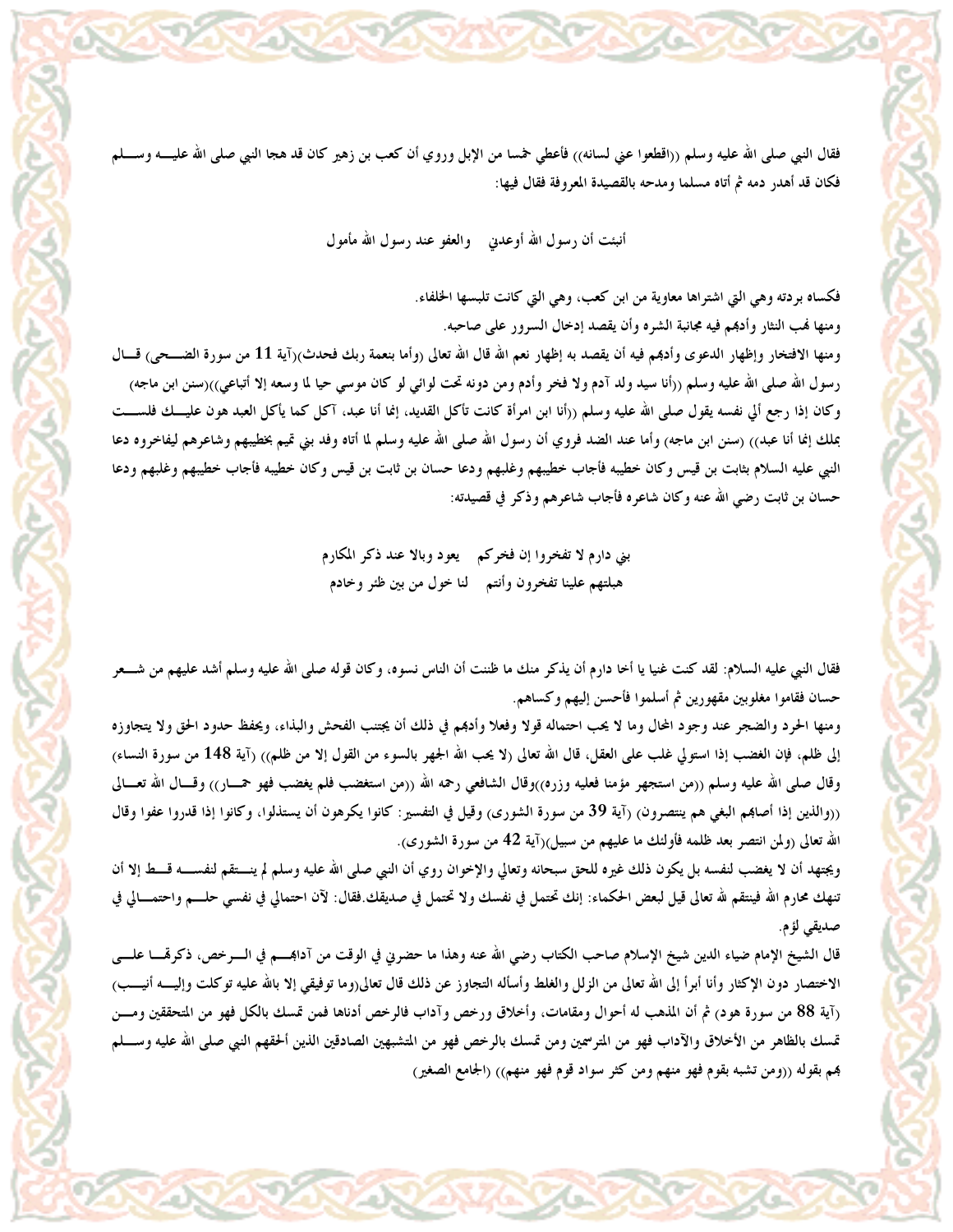فقال النبي صلى الله عليه وسلم ((اقطعوا عني لسانه)) فأعطي خمسا من الإبل وروي أن كعب بن زهير كان قد هجا النبي صلى الله عليه وسلم فكان قد أهدر دمه ثم أتاه مسلما ومدحه بالقصيدة المعروفة فقال فيها:

أنبئت أن رسول الله أوعدني     والعفو عند رسول الله مأمول

فكساه بردته وهي التي اشتراها معاوية من ابن كعب، وهي التي كانت تلبسها الخلفاء.

ومنها نهب النثار وأدبهم فيه مجانبة الشره وأن يقصد إدخال السرور على صاحبه.

ومنها الافتخار وإظهار الدعوى وأدبهم فيه أن يقصد به إظهار نعم الله قال الله تعالى (وأما بنعمة ربك فحدث)(آية 11 من سورة الضحى) قال رسول الله صلى الله عليه وسلم ((أنا سيد ولد آدم ولا فخر وآدم ومن دونه تحت لوائي لو كان موسي حيا لما وسعه إلا أتباعي))(سنن ابن ماجه) وكان إذا رجع إلي نفسه يقول صلى الله عليه وسلم ((أنا ابن امرأة كانت تأكل القديد، إنما أنا عبد، آكل كما يأكل العبد هون عليك فلست بملك إنما أنا عبد)) (سنن ابن ماجه) وأما عند الضد فروي أن رسول الله صلى الله عليه وسلم لما أتاه وفد بني تميم بخطيبهم وشاعرهم ليفاخروه دعا النبي عليه السلام بثابت بن قيس وكان خطيبه فأجاب خطيبهم وغلبهم ودعا حسان بن ثابت بن قيس وكان خطيبه فأجاب خطيبهم وغلبهم ودعا حسان بن ثابت رضي الله عنه وكان شاعره فأجاب شاعرهم وذكر في قصيدته:

بني دارم لا تفخروا إن فخركم     يعود وبالا عند ذكر المكارم

هبلتهم علينا تفخرون وأنتم     لنا خول من بين ظئر وخادم

فقال النبي عليه السلام: لقد كنت غنيا يا أخا دارم أن يذكر منك ما ظننت أن الناس نسوه، وكان قوله صلى الله عليه وسلم أشد عليهم من شعر حسان فقاموا مغلوبين مقهورين ثم أسلموا فأحسن إليهم وكساهم.

ومنها الحرد والضجر عند وجود المحال وما لا يجب احتماله قولا وفعلا وأدبهم في ذلك أن يجتنب الفحش والبذاء، ويحفظ حدود الحق ولا يتجاوزه إلى ظلم، فإن الغضب إذا استولي غلب على العقل، قال الله تعالى (لا يحب الله الجهر بالسوء من القول إلا من ظلم)) (آية 148 من سورة النساء) وقال صلى الله عليه وسلم ((من استجهر مؤمنا فعليه وزره))وقال الشافعي رحمه الله ((من استغضب فلم يغضب فهو حمار)) وقال الله تعالى ((والذين إذا أصابهم البغي هم ينتصرون) (آية 39 من سورة الشورى) وقيل في التفسير: كانوا يكرهون أن يستذلوا، وكانوا إذا قدروا عفوا وقال الله تعالى (ولمن انتصر بعد ظلمه فأولئك ما عليهم من سبيل)(آية 42 من سورة الشورى).

ويجتهد أن لا يغضب لنفسه بل يكون ذلك غيره للحق سبحانه وتعالي والإخوان روي أن النبي صلى الله عليه وسلم لم ينتقم لنفسه قط إلا أن تنهك محارم الله فينتقم لله تعالى قيل لبعض الحكماء: إنك تحتمل في نفسك ولا تحتمل في صديقك.فقال: لآن احتمالي في نفسي حلم واحتمالي في صديقي لؤم.

قال الشيخ الإمام ضياء الدين شيخ الإسلام صاحب الكتاب رضي الله عنه وهذا ما حضرني في الوقت من آدابهم في الرخص، ذكرتها على الاختصار دون الإكثار وأنا أبرأ إلى الله تعالى من الزلل والغلط وأسأله التجاوز عن ذلك قال تعالى(وما توفيقي إلا بالله عليه توكلت وإليه أنيب) (آية 88 من سورة هود) ثم أن المذهب له أحوال ومقامات، وأخلاق ورخص وآداب فالرخص أدناها فمن تمسك بالكل فهو من المتحققين ومن تمسك بالظاهر من الأخلاق والآداب فهو من المترسمين ومن تمسك بالرخص فهو من المتشبهين الصادقين الذين ألحقهم النبي صلى الله عليه وسلم بهم بقوله ((ومن تشبه بقوم فهو منهم ومن كثر سواد قوم فهو منهم)) (الجامع الصغير)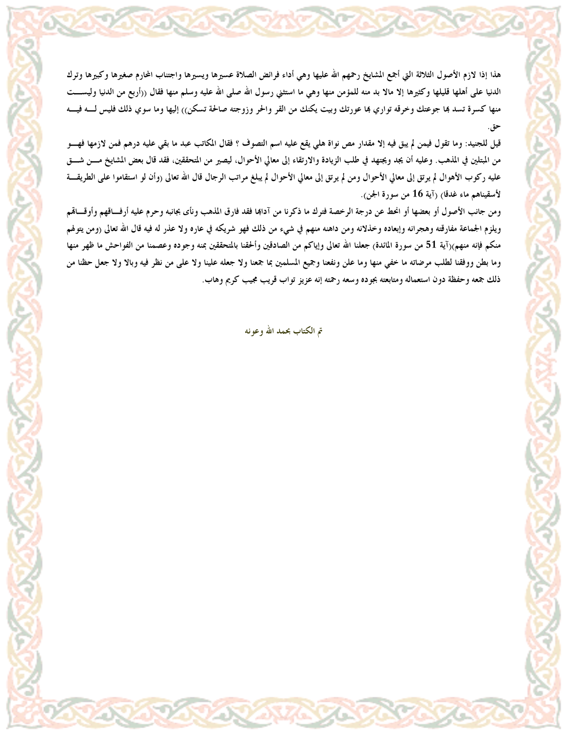هذا إذا لازم الأصول الثلاثة التي أجمع المشايخ رحمهم الله عليها وهي أداء فرائض الصلاة عسيرها ويسيرها واجتناب المحارم صغيرها وكبيرها وترك الدنيا على أهلها قليلها وكثيرها إلا مالا بد منه للمؤمن منها وهي ما استثني رسول الله صلى الله عليه وسلم منها فقال ((أربع من الدنيا وليست منها كسرة تسد بها جوعتك وخرقه تواري بها عورتك وبيت يكنك من القر والحر وزوجته صالحة تسكن)) إليها وما سوي ذلك فليس له فيه حق.

قيل للجنيد: وما تقول فيمن لم يبق فيه إلا مقدار مص نواة هلي يقع عليه اسم التصوف ؟ فقال المكاتب عبد ما بقي عليه درهم فمن لازمها فهو من المبتلين في المذهب. وعليه أن يجد ويجتهد في طلب الزيادة والارتقاء إلى معالي الأحوال، ليصير من المتحققين، فقد قال بعض المشايخ من شق عليه ركوب الأهوال لم يرتق إلى معالي الأحوال ومن لم يرتق إلى معالي الأحوال لم يبلغ مراتب الرجال قال الله تعالى (وأن لو استقاموا على الطريقة لأسقيناهم ماء غدقا) (آية 16 من سورة الجن).

ومن جانب الأصول أو بعضها أو انحط عن درجة الرخصة فترك ما ذكرنا من آدابها فقد فارق المذهب ونأى بجانبه وحرم عليه أرفاقهم وأوقاتهم ويلزم الجماعة مفارقته وهجرانه وإبعاده وخذلانه ومن داهنه منهم في شيء من ذلك فهو شريكه في عاره ولا عذر له فيه قال الله تعالى (ومن يتولهم منكم فإنه منهم)(آية 51 من سورة المائدة) جعلنا الله تعالى وإياكم من الصادقين وألحقنا بالمتحققين بمنه وجوده وعصمنا من الفواحش ما ظهر منها وما بطن ووفقنا لطلب مرضاته ما خفي منها وما علن ونفعنا وجميع المسلمين بما جمعنا ولا جعله علينا ولا على من نظر فيه وبالا ولا جعل حظنا من ذلك جمعه وحفظة دون استعماله ومتابعته بجوده وسعه رحمته إنه عزيز تواب قريب مجيب كريم وهاب.

تم الكتاب بحمد الله وعونه